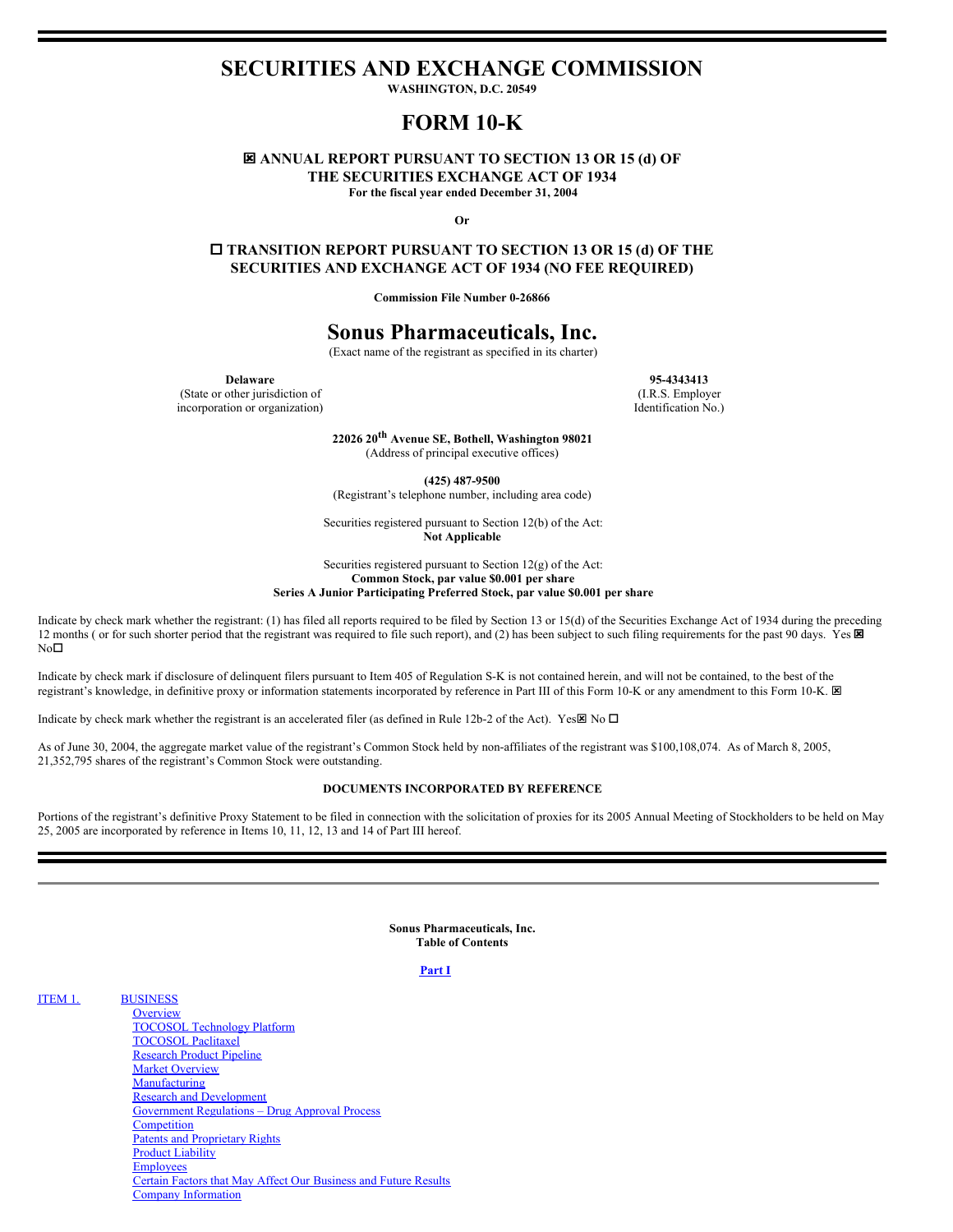# SECURITIES AND EXCHANGE COMMISSION

**WASHINGTON, D.C. 20549**

# FORM 10-K

**☒ ANNUAL REPORT PURSUANT TO SECTION 13 OR 15 (d) OF THE SECURITIES EXCHANGE ACT OF 1934**

**For the fiscal year ended December 31, 2004**

**Or**

**☐ TRANSITION REPORT PURSUANT TO SECTION 13 OR 15 (d) OF THE SECURITIES AND EXCHANGE ACT OF 1934 (NO FEE REQUIRED)**

**Commission File Number 0-26866**

# Sonus Pharmaceuticals, Inc.

(Exact name of the registrant as specified in its charter)

| **Delaware** | **95-4343413** |
|---|---|
| (State or other jurisdiction of incorporation or organization) | (I.R.S. Employer Identification No.) |

**22026 20th Avenue SE, Bothell, Washington 98021**
(Address of principal executive offices)

**(425) 487-9500**
(Registrant's telephone number, including area code)

Securities registered pursuant to Section 12(b) of the Act:
**Not Applicable**

Securities registered pursuant to Section 12(g) of the Act:
**Common Stock, par value $0.001 per share**
**Series A Junior Participating Preferred Stock, par value $0.001 per share**

Indicate by check mark whether the registrant: (1) has filed all reports required to be filed by Section 13 or 15(d) of the Securities Exchange Act of 1934 during the preceding 12 months ( or for such shorter period that the registrant was required to file such report), and (2) has been subject to such filing requirements for the past 90 days. Yes ☒ No☐

Indicate by check mark if disclosure of delinquent filers pursuant to Item 405 of Regulation S-K is not contained herein, and will not be contained, to the best of the registrant's knowledge, in definitive proxy or information statements incorporated by reference in Part III of this Form 10-K or any amendment to this Form 10-K. ☒

Indicate by check mark whether the registrant is an accelerated filer (as defined in Rule 12b-2 of the Act). Yes☒ No ☐

As of June 30, 2004, the aggregate market value of the registrant's Common Stock held by non-affiliates of the registrant was $100,108,074. As of March 8, 2005, 21,352,795 shares of the registrant's Common Stock were outstanding.

**DOCUMENTS INCORPORATED BY REFERENCE**

Portions of the registrant's definitive Proxy Statement to be filed in connection with the solicitation of proxies for its 2005 Annual Meeting of Stockholders to be held on May 25, 2005 are incorporated by reference in Items 10, 11, 12, 13 and 14 of Part III hereof.

---

**Sonus Pharmaceuticals, Inc.**
**Table of Contents**

**Part I**

ITEM 1. BUSINESS
- Overview
- TOCOSOL Technology Platform
- TOCOSOL Paclitaxel
- Research Product Pipeline
- Market Overview
- Manufacturing
- Research and Development
- Government Regulations – Drug Approval Process
- Competition
- Patents and Proprietary Rights
- Product Liability
- Employees
- Certain Factors that May Affect Our Business and Future Results
- Company Information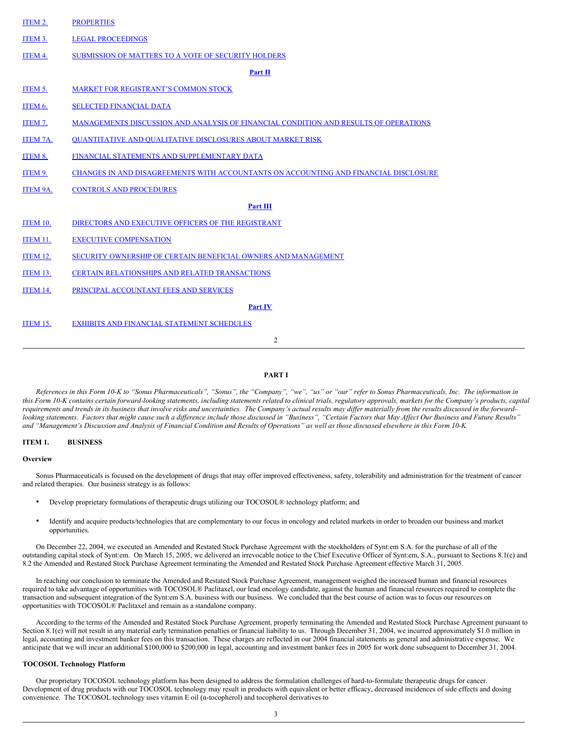| ITEM 2. | PROPERTIES |
|---|---|
| ITEM 3. | LEGAL PROCEEDINGS |
| ITEM 4. | SUBMISSION OF MATTERS TO A VOTE OF SECURITY HOLDERS |
| | **Part II** |
| ITEM 5. | MARKET FOR REGISTRANT'S COMMON STOCK |
| ITEM 6. | SELECTED FINANCIAL DATA |
| ITEM 7. | MANAGEMENTS DISCUSSION AND ANALYSIS OF FINANCIAL CONDITION AND RESULTS OF OPERATIONS |
| ITEM 7A. | QUANTITATIVE AND QUALITATIVE DISCLOSURES ABOUT MARKET RISK |
| ITEM 8. | FINANCIAL STATEMENTS AND SUPPLEMENTARY DATA |
| ITEM 9. | CHANGES IN AND DISAGREEMENTS WITH ACCOUNTANTS ON ACCOUNTING AND FINANCIAL DISCLOSURE |
| ITEM 9A. | CONTROLS AND PROCEDURES |
| | **Part III** |
| ITEM 10. | DIRECTORS AND EXECUTIVE OFFICERS OF THE REGISTRANT |
| ITEM 11. | EXECUTIVE COMPENSATION |
| ITEM 12. | SECURITY OWNERSHIP OF CERTAIN BENEFICIAL OWNERS AND MANAGEMENT |
| ITEM 13. | CERTAIN RELATIONSHIPS AND RELATED TRANSACTIONS |
| ITEM 14. | PRINCIPAL ACCOUNTANT FEES AND SERVICES |
| | **Part IV** |
| ITEM 15. | EXHIBITS AND FINANCIAL STATEMENT SCHEDULES |

## PART I

*References in this Form 10-K to "Sonus Pharmaceuticals", "Sonus", the "Company", "we", "us" or "our" refer to Sonus Pharmaceuticals, Inc. The information in this Form 10-K contains certain forward-looking statements, including statements related to clinical trials, regulatory approvals, markets for the Company's products, capital requirements and trends in its business that involve risks and uncertainties. The Company's actual results may differ materially from the results discussed in the forward-looking statements. Factors that might cause such a difference include those discussed in "Business", "Certain Factors that May Affect Our Business and Future Results" and "Management's Discussion and Analysis of Financial Condition and Results of Operations" as well as those discussed elsewhere in this Form 10-K.*

### ITEM 1. BUSINESS

**Overview**

Sonus Pharmaceuticals is focused on the development of drugs that may offer improved effectiveness, safety, tolerability and administration for the treatment of cancer and related therapies. Our business strategy is as follows:

- Develop proprietary formulations of therapeutic drugs utilizing our TOCOSOL® technology platform; and
- Identify and acquire products/technologies that are complementary to our focus in oncology and related markets in order to broaden our business and market opportunities.

On December 22, 2004, we executed an Amended and Restated Stock Purchase Agreement with the stockholders of Synt:em S.A. for the purchase of all of the outstanding capital stock of Synt:em. On March 15, 2005, we delivered an irrevocable notice to the Chief Executive Officer of Synt:em, S.A., pursuant to Sections 8.1(e) and 8.2 the Amended and Restated Stock Purchase Agreement terminating the Amended and Restated Stock Purchase Agreement effective March 31, 2005.

In reaching our conclusion to terminate the Amended and Restated Stock Purchase Agreement, management weighed the increased human and financial resources required to take advantage of opportunities with TOCOSOL® Paclitaxel, our lead oncology candidate, against the human and financial resources required to complete the transaction and subsequent integration of the Synt:em S.A. business with our business. We concluded that the best course of action was to focus our resources on opportunities with TOCOSOL® Paclitaxel and remain as a standalone company.

According to the terms of the Amended and Restated Stock Purchase Agreement, properly terminating the Amended and Restated Stock Purchase Agreement pursuant to Section 8.1(e) will not result in any material early termination penalties or financial liability to us. Through December 31, 2004, we incurred approximately $1.0 million in legal, accounting and investment banker fees on this transaction. These charges are reflected in our 2004 financial statements as general and administrative expense. We anticipate that we will incur an additional $100,000 to $200,000 in legal, accounting and investment banker fees in 2005 for work done subsequent to December 31, 2004.

**TOCOSOL Technology Platform**

Our proprietary TOCOSOL technology platform has been designed to address the formulation challenges of hard-to-formulate therapeutic drugs for cancer. Development of drug products with our TOCOSOL technology may result in products with equivalent or better efficacy, decreased incidences of side effects and dosing convenience. The TOCOSOL technology uses vitamin E oil (α-tocopherol) and tocopherol derivatives to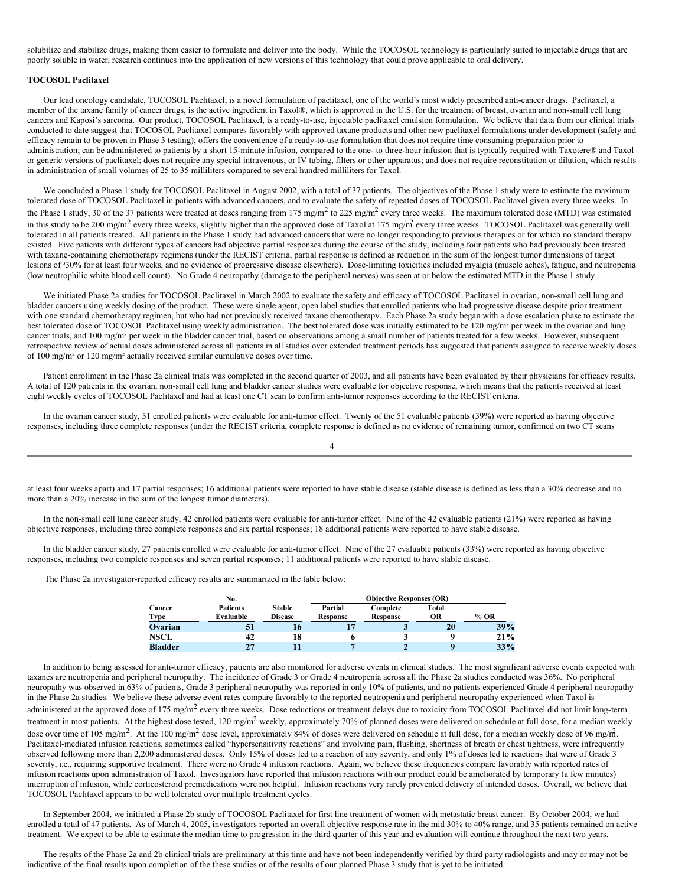solubilize and stabilize drugs, making them easier to formulate and deliver into the body. While the TOCOSOL technology is particularly suited to injectable drugs that are poorly soluble in water, research continues into the application of new versions of this technology that could prove applicable to oral delivery.

**TOCOSOL Paclitaxel**

Our lead oncology candidate, TOCOSOL Paclitaxel, is a novel formulation of paclitaxel, one of the world's most widely prescribed anti-cancer drugs. Paclitaxel, a member of the taxane family of cancer drugs, is the active ingredient in Taxol®, which is approved in the U.S. for the treatment of breast, ovarian and non-small cell lung cancers and Kaposi's sarcoma. Our product, TOCOSOL Paclitaxel, is a ready-to-use, injectable paclitaxel emulsion formulation. We believe that data from our clinical trials conducted to date suggest that TOCOSOL Paclitaxel compares favorably with approved taxane products and other new paclitaxel formulations under development (safety and efficacy remain to be proven in Phase 3 testing); offers the convenience of a ready-to-use formulation that does not require time consuming preparation prior to administration; can be administered to patients by a short 15-minute infusion, compared to the one- to three-hour infusion that is typically required with Taxotere® and Taxol or generic versions of paclitaxel; does not require any special intravenous, or IV tubing, filters or other apparatus; and does not require reconstitution or dilution, which results in administration of small volumes of 25 to 35 milliliters compared to several hundred milliliters for Taxol.

We concluded a Phase 1 study for TOCOSOL Paclitaxel in August 2002, with a total of 37 patients. The objectives of the Phase 1 study were to estimate the maximum tolerated dose of TOCOSOL Paclitaxel in patients with advanced cancers, and to evaluate the safety of repeated doses of TOCOSOL Paclitaxel given every three weeks. In the Phase 1 study, 30 of the 37 patients were treated at doses ranging from 175 mg/m$^2$ to 225 mg/m$^2$ every three weeks. The maximum tolerated dose (MTD) was estimated in this study to be 200 mg/m$^2$ every three weeks, slightly higher than the approved dose of Taxol at 175 mg/m$^2$ every three weeks. TOCOSOL Paclitaxel was generally well tolerated in all patients treated. All patients in the Phase 1 study had advanced cancers that were no longer responding to previous therapies or for which no standard therapy existed. Five patients with different types of cancers had objective partial responses during the course of the study, including four patients who had previously been treated with taxane-containing chemotherapy regimens (under the RECIST criteria, partial response is defined as reduction in the sum of the longest tumor dimensions of target lesions of ³30% for at least four weeks, and no evidence of progressive disease elsewhere). Dose-limiting toxicities included myalgia (muscle aches), fatigue, and neutropenia (low neutrophilic white blood cell count). No Grade 4 neuropathy (damage to the peripheral nerves) was seen at or below the estimated MTD in the Phase 1 study.

We initiated Phase 2a studies for TOCOSOL Paclitaxel in March 2002 to evaluate the safety and efficacy of TOCOSOL Paclitaxel in ovarian, non-small cell lung and bladder cancers using weekly dosing of the product. These were single agent, open label studies that enrolled patients who had progressive disease despite prior treatment with one standard chemotherapy regimen, but who had not previously received taxane chemotherapy. Each Phase 2a study began with a dose escalation phase to estimate the best tolerated dose of TOCOSOL Paclitaxel using weekly administration. The best tolerated dose was initially estimated to be 120 mg/m² per week in the ovarian and lung cancer trials, and 100 mg/m² per week in the bladder cancer trial, based on observations among a small number of patients treated for a few weeks. However, subsequent retrospective review of actual doses administered across all patients in all studies over extended treatment periods has suggested that patients assigned to receive weekly doses of 100 mg/m² or 120 mg/m² actually received similar cumulative doses over time.

Patient enrollment in the Phase 2a clinical trials was completed in the second quarter of 2003, and all patients have been evaluated by their physicians for efficacy results. A total of 120 patients in the ovarian, non-small cell lung and bladder cancer studies were evaluable for objective response, which means that the patients received at least eight weekly cycles of TOCOSOL Paclitaxel and had at least one CT scan to confirm anti-tumor responses according to the RECIST criteria.

In the ovarian cancer study, 51 enrolled patients were evaluable for anti-tumor effect. Twenty of the 51 evaluable patients (39%) were reported as having objective responses, including three complete responses (under the RECIST criteria, complete response is defined as no evidence of remaining tumor, confirmed on two CT scans at least four weeks apart) and 17 partial responses; 16 additional patients were reported to have stable disease (stable disease is defined as less than a 30% decrease and no more than a 20% increase in the sum of the longest tumor diameters).

In the non-small cell lung cancer study, 42 enrolled patients were evaluable for anti-tumor effect. Nine of the 42 evaluable patients (21%) were reported as having objective responses, including three complete responses and six partial responses; 18 additional patients were reported to have stable disease.

In the bladder cancer study, 27 patients enrolled were evaluable for anti-tumor effect. Nine of the 27 evaluable patients (33%) were reported as having objective responses, including two complete responses and seven partial responses; 11 additional patients were reported to have stable disease.

The Phase 2a investigator-reported efficacy results are summarized in the table below:

| Cancer Type | No. Patients Evaluable | Stable Disease | Objective Responses (OR) | | | |
|---|---|---|---|---|---|---|
| | | | Partial Response | Complete Response | Total OR | % OR |
| **Ovarian** | **51** | **16** | **17** | **3** | **20** | **39%** |
| **NSCL** | **42** | **18** | **6** | **3** | **9** | **21%** |
| **Bladder** | **27** | **11** | **7** | **2** | **9** | **33%** |

In addition to being assessed for anti-tumor efficacy, patients are also monitored for adverse events in clinical studies. The most significant adverse events expected with taxanes are neutropenia and peripheral neuropathy. The incidence of Grade 3 or Grade 4 neutropenia across all the Phase 2a studies conducted was 36%. No peripheral neuropathy was observed in 63% of patients, Grade 3 peripheral neuropathy was reported in only 10% of patients, and no patients experienced Grade 4 peripheral neuropathy in the Phase 2a studies. We believe these adverse event rates compare favorably to the reported neutropenia and peripheral neuropathy experienced when Taxol is administered at the approved dose of 175 mg/m$^2$ every three weeks. Dose reductions or treatment delays due to toxicity from TOCOSOL Paclitaxel did not limit long-term treatment in most patients. At the highest dose tested, 120 mg/m$^2$ weekly, approximately 70% of planned doses were delivered on schedule at full dose, for a median weekly dose over time of 105 mg/m$^2$. At the 100 mg/m$^2$ dose level, approximately 84% of doses were delivered on schedule at full dose, for a median weekly dose of 96 mg/m$^2$. Paclitaxel-mediated infusion reactions, sometimes called "hypersensitivity reactions" and involving pain, flushing, shortness of breath or chest tightness, were infrequently observed following more than 2,200 administered doses. Only 15% of doses led to a reaction of any severity, and only 1% of doses led to reactions that were of Grade 3 severity, i.e., requiring supportive treatment. There were no Grade 4 infusion reactions. Again, we believe these frequencies compare favorably with reported rates of infusion reactions upon administration of Taxol. Investigators have reported that infusion reactions with our product could be ameliorated by temporary (a few minutes) interruption of infusion, while corticosteroid premedications were not helpful. Infusion reactions very rarely prevented delivery of intended doses. Overall, we believe that TOCOSOL Paclitaxel appears to be well tolerated over multiple treatment cycles.

In September 2004, we initiated a Phase 2b study of TOCOSOL Paclitaxel for first line treatment of women with metastatic breast cancer. By October 2004, we had enrolled a total of 47 patients. As of March 4, 2005, investigators reported an overall objective response rate in the mid 30% to 40% range, and 35 patients remained on active treatment. We expect to be able to estimate the median time to progression in the third quarter of this year and evaluation will continue throughout the next two years.

The results of the Phase 2a and 2b clinical trials are preliminary at this time and have not been independently verified by third party radiologists and may or may not be indicative of the final results upon completion of the these studies or of the results of our planned Phase 3 study that is yet to be initiated.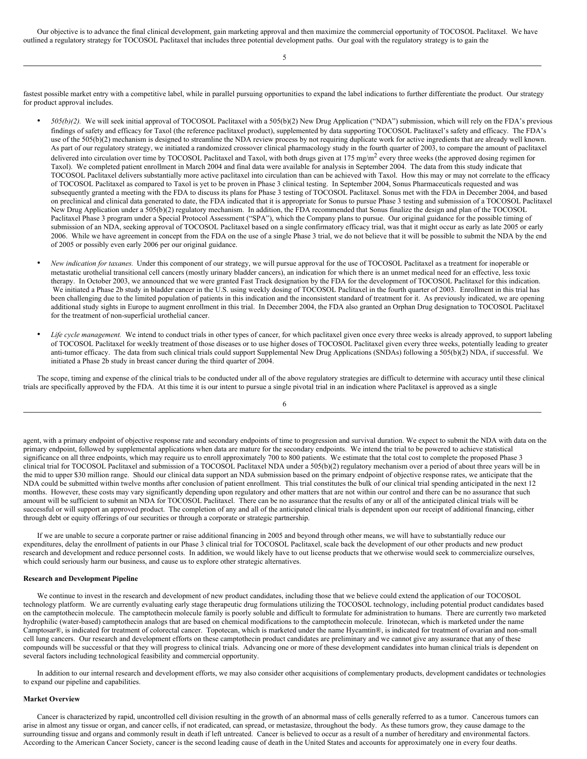Our objective is to advance the final clinical development, gain marketing approval and then maximize the commercial opportunity of TOCOSOL Paclitaxel. We have outlined a regulatory strategy for TOCOSOL Paclitaxel that includes three potential development paths. Our goal with the regulatory strategy is to gain the fastest possible market entry with a competitive label, while in parallel pursuing opportunities to expand the label indications to further differentiate the product. Our strategy for product approval includes.

- *505(b)(2).* We will seek initial approval of TOCOSOL Paclitaxel with a 505(b)(2) New Drug Application ("NDA") submission, which will rely on the FDA's previous findings of safety and efficacy for Taxol (the reference paclitaxel product), supplemented by data supporting TOCOSOL Paclitaxel's safety and efficacy. The FDA's use of the 505(b)(2) mechanism is designed to streamline the NDA review process by not requiring duplicate work for active ingredients that are already well known. As part of our regulatory strategy, we initiated a randomized crossover clinical pharmacology study in the fourth quarter of 2003, to compare the amount of paclitaxel delivered into circulation over time by TOCOSOL Paclitaxel and Taxol, with both drugs given at 175 $mg/m^2$ every three weeks (the approved dosing regimen for Taxol). We completed patient enrollment in March 2004 and final data were available for analysis in September 2004. The data from this study indicate that TOCOSOL Paclitaxel delivers substantially more active paclitaxel into circulation than can be achieved with Taxol. How this may or may not correlate to the efficacy of TOCOSOL Paclitaxel as compared to Taxol is yet to be proven in Phase 3 clinical testing. In September 2004, Sonus Pharmaceuticals requested and was subsequently granted a meeting with the FDA to discuss its plans for Phase 3 testing of TOCOSOL Paclitaxel. Sonus met with the FDA in December 2004, and based on preclinical and clinical data generated to date, the FDA indicated that it is appropriate for Sonus to pursue Phase 3 testing and submission of a TOCOSOL Paclitaxel New Drug Application under a 505(b)(2) regulatory mechanism. In addition, the FDA recommended that Sonus finalize the design and plan of the TOCOSOL Paclitaxel Phase 3 program under a Special Protocol Assessment ("SPA"), which the Company plans to pursue. Our original guidance for the possible timing of submission of an NDA, seeking approval of TOCOSOL Paclitaxel based on a single confirmatory efficacy trial, was that it might occur as early as late 2005 or early 2006. While we have agreement in concept from the FDA on the use of a single Phase 3 trial, we do not believe that it will be possible to submit the NDA by the end of 2005 or possibly even early 2006 per our original guidance.

- *New indication for taxanes.* Under this component of our strategy, we will pursue approval for the use of TOCOSOL Paclitaxel as a treatment for inoperable or metastatic urothelial transitional cell cancers (mostly urinary bladder cancers), an indication for which there is an unmet medical need for an effective, less toxic therapy. In October 2003, we announced that we were granted Fast Track designation by the FDA for the development of TOCOSOL Paclitaxel for this indication. We initiated a Phase 2b study in bladder cancer in the U.S. using weekly dosing of TOCOSOL Paclitaxel in the fourth quarter of 2003. Enrollment in this trial has been challenging due to the limited population of patients in this indication and the inconsistent standard of treatment for it. As previously indicated, we are opening additional study sights in Europe to augment enrollment in this trial. In December 2004, the FDA also granted an Orphan Drug designation to TOCOSOL Paclitaxel for the treatment of non-superficial urothelial cancer.

- *Life cycle management.* We intend to conduct trials in other types of cancer, for which paclitaxel given once every three weeks is already approved, to support labeling of TOCOSOL Paclitaxel for weekly treatment of those diseases or to use higher doses of TOCOSOL Paclitaxel given every three weeks, potentially leading to greater anti-tumor efficacy. The data from such clinical trials could support Supplemental New Drug Applications (SNDAs) following a 505(b)(2) NDA, if successful. We initiated a Phase 2b study in breast cancer during the third quarter of 2004.

The scope, timing and expense of the clinical trials to be conducted under all of the above regulatory strategies are difficult to determine with accuracy until these clinical trials are specifically approved by the FDA. At this time it is our intent to pursue a single pivotal trial in an indication where Paclitaxel is approved as a single agent, with a primary endpoint of objective response rate and secondary endpoints of time to progression and survival duration. We expect to submit the NDA with data on the primary endpoint, followed by supplemental applications when data are mature for the secondary endpoints. We intend the trial to be powered to achieve statistical significance on all three endpoints, which may require us to enroll approximately 700 to 800 patients. We estimate that the total cost to complete the proposed Phase 3 clinical trial for TOCOSOL Paclitaxel and submission of a TOCOSOL Paclitaxel NDA under a 505(b)(2) regulatory mechanism over a period of about three years will be in the mid to upper $30 million range. Should our clinical data support an NDA submission based on the primary endpoint of objective response rates, we anticipate that the NDA could be submitted within twelve months after conclusion of patient enrollment. This trial constitutes the bulk of our clinical trial spending anticipated in the next 12 months. However, these costs may vary significantly depending upon regulatory and other matters that are not within our control and there can be no assurance that such amount will be sufficient to submit an NDA for TOCOSOL Paclitaxel. There can be no assurance that the results of any or all of the anticipated clinical trials will be successful or will support an approved product. The completion of any and all of the anticipated clinical trials is dependent upon our receipt of additional financing, either through debt or equity offerings of our securities or through a corporate or strategic partnership.

If we are unable to secure a corporate partner or raise additional financing in 2005 and beyond through other means, we will have to substantially reduce our expenditures, delay the enrollment of patients in our Phase 3 clinical trial for TOCOSOL Paclitaxel, scale back the development of our other products and new product research and development and reduce personnel costs. In addition, we would likely have to out license products that we otherwise would seek to commercialize ourselves, which could seriously harm our business, and cause us to explore other strategic alternatives.

**Research and Development Pipeline**

We continue to invest in the research and development of new product candidates, including those that we believe could extend the application of our TOCOSOL technology platform. We are currently evaluating early stage therapeutic drug formulations utilizing the TOCOSOL technology, including potential product candidates based on the camptothecin molecule. The camptothecin molecule family is poorly soluble and difficult to formulate for administration to humans. There are currently two marketed hydrophilic (water-based) camptothecin analogs that are based on chemical modifications to the camptothecin molecule. Irinotecan, which is marketed under the name Camptosar®, is indicated for treatment of colorectal cancer. Topotecan, which is marketed under the name Hycamtin®, is indicated for treatment of ovarian and non-small cell lung cancers. Our research and development efforts on these camptothecin product candidates are preliminary and we cannot give any assurance that any of these compounds will be successful or that they will progress to clinical trials. Advancing one or more of these development candidates into human clinical trials is dependent on several factors including technological feasibility and commercial opportunity.

In addition to our internal research and development efforts, we may also consider other acquisitions of complementary products, development candidates or technologies to expand our pipeline and capabilities.

**Market Overview**

Cancer is characterized by rapid, uncontrolled cell division resulting in the growth of an abnormal mass of cells generally referred to as a tumor. Cancerous tumors can arise in almost any tissue or organ, and cancer cells, if not eradicated, can spread, or metastasize, throughout the body. As these tumors grow, they cause damage to the surrounding tissue and organs and commonly result in death if left untreated. Cancer is believed to occur as a result of a number of hereditary and environmental factors. According to the American Cancer Society, cancer is the second leading cause of death in the United States and accounts for approximately one in every four deaths.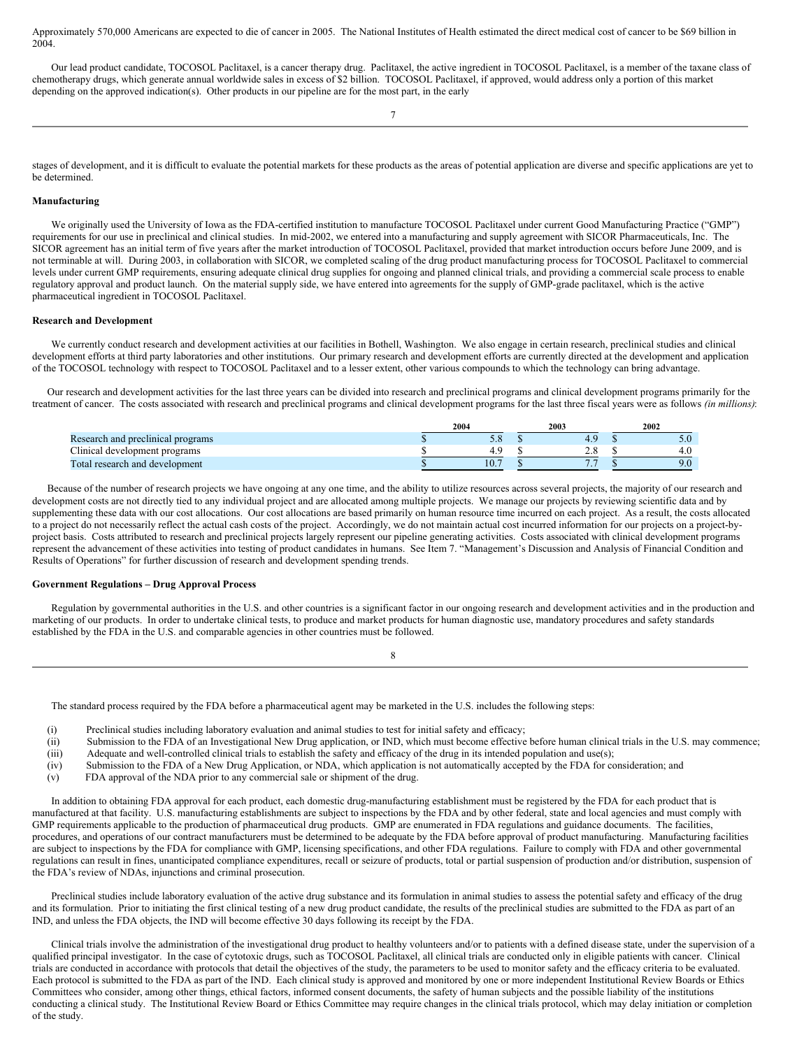Approximately 570,000 Americans are expected to die of cancer in 2005. The National Institutes of Health estimated the direct medical cost of cancer to be $69 billion in 2004.

Our lead product candidate, TOCOSOL Paclitaxel, is a cancer therapy drug. Paclitaxel, the active ingredient in TOCOSOL Paclitaxel, is a member of the taxane class of chemotherapy drugs, which generate annual worldwide sales in excess of $2 billion. TOCOSOL Paclitaxel, if approved, would address only a portion of this market depending on the approved indication(s). Other products in our pipeline are for the most part, in the early stages of development, and it is difficult to evaluate the potential markets for these products as the areas of potential application are diverse and specific applications are yet to be determined.

**Manufacturing**

We originally used the University of Iowa as the FDA-certified institution to manufacture TOCOSOL Paclitaxel under current Good Manufacturing Practice ("GMP") requirements for our use in preclinical and clinical studies. In mid-2002, we entered into a manufacturing and supply agreement with SICOR Pharmaceuticals, Inc. The SICOR agreement has an initial term of five years after the market introduction of TOCOSOL Paclitaxel, provided that market introduction occurs before June 2009, and is not terminable at will. During 2003, in collaboration with SICOR, we completed scaling of the drug product manufacturing process for TOCOSOL Paclitaxel to commercial levels under current GMP requirements, ensuring adequate clinical drug supplies for ongoing and planned clinical trials, and providing a commercial scale process to enable regulatory approval and product launch. On the material supply side, we have entered into agreements for the supply of GMP-grade paclitaxel, which is the active pharmaceutical ingredient in TOCOSOL Paclitaxel.

**Research and Development**

We currently conduct research and development activities at our facilities in Bothell, Washington. We also engage in certain research, preclinical studies and clinical development efforts at third party laboratories and other institutions. Our primary research and development efforts are currently directed at the development and application of the TOCOSOL technology with respect to TOCOSOL Paclitaxel and to a lesser extent, other various compounds to which the technology can bring advantage.

Our research and development activities for the last three years can be divided into research and preclinical programs and clinical development programs primarily for the treatment of cancer. The costs associated with research and preclinical programs and clinical development programs for the last three fiscal years were as follows *(in millions)*:

| | 2004 | 2003 | 2002 |
|---|---|---|---|
| Research and preclinical programs | $ 5.8 | $ 4.9 | $ 5.0 |
| Clinical development programs | $ 4.9 | $ 2.8 | $ 4.0 |
| Total research and development | $ 10.7 | $ 7.7 | $ 9.0 |

Because of the number of research projects we have ongoing at any one time, and the ability to utilize resources across several projects, the majority of our research and development costs are not directly tied to any individual project and are allocated among multiple projects. We manage our projects by reviewing scientific data and by supplementing these data with our cost allocations. Our cost allocations are based primarily on human resource time incurred on each project. As a result, the costs allocated to a project do not necessarily reflect the actual cash costs of the project. Accordingly, we do not maintain actual cost incurred information for our projects on a project-by-project basis. Costs attributed to research and preclinical projects largely represent our pipeline generating activities. Costs associated with clinical development programs represent the advancement of these activities into testing of product candidates in humans. See Item 7. "Management's Discussion and Analysis of Financial Condition and Results of Operations" for further discussion of research and development spending trends.

**Government Regulations – Drug Approval Process**

Regulation by governmental authorities in the U.S. and other countries is a significant factor in our ongoing research and development activities and in the production and marketing of our products. In order to undertake clinical tests, to produce and market products for human diagnostic use, mandatory procedures and safety standards established by the FDA in the U.S. and comparable agencies in other countries must be followed.

The standard process required by the FDA before a pharmaceutical agent may be marketed in the U.S. includes the following steps:

(i) Preclinical studies including laboratory evaluation and animal studies to test for initial safety and efficacy;
(ii) Submission to the FDA of an Investigational New Drug application, or IND, which must become effective before human clinical trials in the U.S. may commence;
(iii) Adequate and well-controlled clinical trials to establish the safety and efficacy of the drug in its intended population and use(s);
(iv) Submission to the FDA of a New Drug Application, or NDA, which application is not automatically accepted by the FDA for consideration; and
(v) FDA approval of the NDA prior to any commercial sale or shipment of the drug.

In addition to obtaining FDA approval for each product, each domestic drug-manufacturing establishment must be registered by the FDA for each product that is manufactured at that facility. U.S. manufacturing establishments are subject to inspections by the FDA and by other federal, state and local agencies and must comply with GMP requirements applicable to the production of pharmaceutical drug products. GMP are enumerated in FDA regulations and guidance documents. The facilities, procedures, and operations of our contract manufacturers must be determined to be adequate by the FDA before approval of product manufacturing. Manufacturing facilities are subject to inspections by the FDA for compliance with GMP, licensing specifications, and other FDA regulations. Failure to comply with FDA and other governmental regulations can result in fines, unanticipated compliance expenditures, recall or seizure of products, total or partial suspension of production and/or distribution, suspension of the FDA's review of NDAs, injunctions and criminal prosecution.

Preclinical studies include laboratory evaluation of the active drug substance and its formulation in animal studies to assess the potential safety and efficacy of the drug and its formulation. Prior to initiating the first clinical testing of a new drug product candidate, the results of the preclinical studies are submitted to the FDA as part of an IND, and unless the FDA objects, the IND will become effective 30 days following its receipt by the FDA.

Clinical trials involve the administration of the investigational drug product to healthy volunteers and/or to patients with a defined disease state, under the supervision of a qualified principal investigator. In the case of cytotoxic drugs, such as TOCOSOL Paclitaxel, all clinical trials are conducted only in eligible patients with cancer. Clinical trials are conducted in accordance with protocols that detail the objectives of the study, the parameters to be used to monitor safety and the efficacy criteria to be evaluated. Each protocol is submitted to the FDA as part of the IND. Each clinical study is approved and monitored by one or more independent Institutional Review Boards or Ethics Committees who consider, among other things, ethical factors, informed consent documents, the safety of human subjects and the possible liability of the institutions conducting a clinical study. The Institutional Review Board or Ethics Committee may require changes in the clinical trials protocol, which may delay initiation or completion of the study.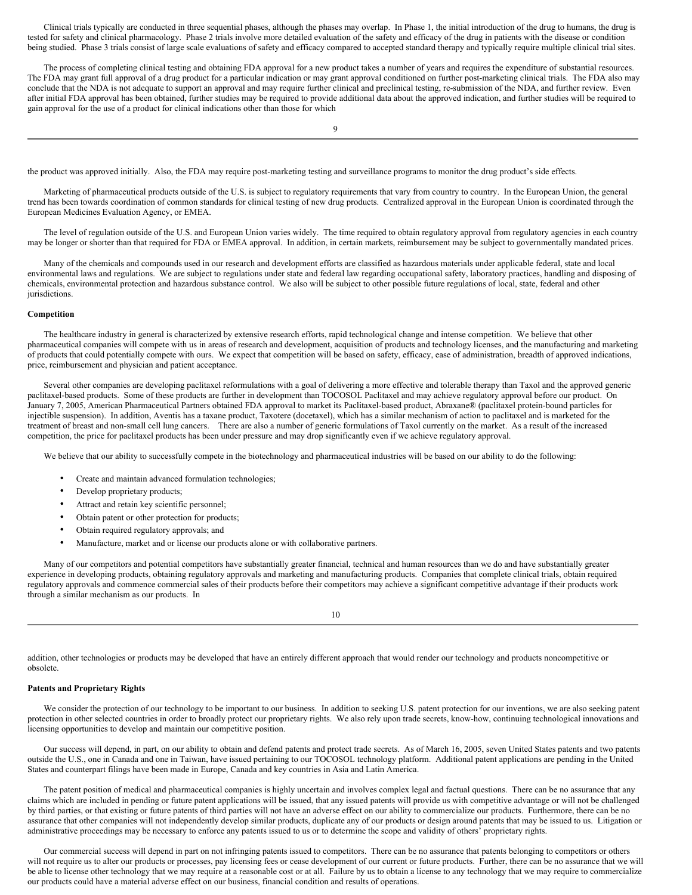Clinical trials typically are conducted in three sequential phases, although the phases may overlap. In Phase 1, the initial introduction of the drug to humans, the drug is tested for safety and clinical pharmacology. Phase 2 trials involve more detailed evaluation of the safety and efficacy of the drug in patients with the disease or condition being studied. Phase 3 trials consist of large scale evaluations of safety and efficacy compared to accepted standard therapy and typically require multiple clinical trial sites.

The process of completing clinical testing and obtaining FDA approval for a new product takes a number of years and requires the expenditure of substantial resources. The FDA may grant full approval of a drug product for a particular indication or may grant approval conditioned on further post-marketing clinical trials. The FDA also may conclude that the NDA is not adequate to support an approval and may require further clinical and preclinical testing, re-submission of the NDA, and further review. Even after initial FDA approval has been obtained, further studies may be required to provide additional data about the approved indication, and further studies will be required to gain approval for the use of a product for clinical indications other than those for which the product was approved initially. Also, the FDA may require post-marketing testing and surveillance programs to monitor the drug product's side effects.

Marketing of pharmaceutical products outside of the U.S. is subject to regulatory requirements that vary from country to country. In the European Union, the general trend has been towards coordination of common standards for clinical testing of new drug products. Centralized approval in the European Union is coordinated through the European Medicines Evaluation Agency, or EMEA.

The level of regulation outside of the U.S. and European Union varies widely. The time required to obtain regulatory approval from regulatory agencies in each country may be longer or shorter than that required for FDA or EMEA approval. In addition, in certain markets, reimbursement may be subject to governmentally mandated prices.

Many of the chemicals and compounds used in our research and development efforts are classified as hazardous materials under applicable federal, state and local environmental laws and regulations. We are subject to regulations under state and federal law regarding occupational safety, laboratory practices, handling and disposing of chemicals, environmental protection and hazardous substance control. We also will be subject to other possible future regulations of local, state, federal and other jurisdictions.

**Competition**

The healthcare industry in general is characterized by extensive research efforts, rapid technological change and intense competition. We believe that other pharmaceutical companies will compete with us in areas of research and development, acquisition of products and technology licenses, and the manufacturing and marketing of products that could potentially compete with ours. We expect that competition will be based on safety, efficacy, ease of administration, breadth of approved indications, price, reimbursement and physician and patient acceptance.

Several other companies are developing paclitaxel reformulations with a goal of delivering a more effective and tolerable therapy than Taxol and the approved generic paclitaxel-based products. Some of these products are further in development than TOCOSOL Paclitaxel and may achieve regulatory approval before our product. On January 7, 2005, American Pharmaceutical Partners obtained FDA approval to market its Paclitaxel-based product, Abraxane® (paclitaxel protein-bound particles for injectible suspension). In addition, Aventis has a taxane product, Taxotere (docetaxel), which has a similar mechanism of action to paclitaxel and is marketed for the treatment of breast and non-small cell lung cancers. There are also a number of generic formulations of Taxol currently on the market. As a result of the increased competition, the price for paclitaxel products has been under pressure and may drop significantly even if we achieve regulatory approval.

We believe that our ability to successfully compete in the biotechnology and pharmaceutical industries will be based on our ability to do the following:

- Create and maintain advanced formulation technologies;
- Develop proprietary products;
- Attract and retain key scientific personnel;
- Obtain patent or other protection for products;
- Obtain required regulatory approvals; and
- Manufacture, market and or license our products alone or with collaborative partners.

Many of our competitors and potential competitors have substantially greater financial, technical and human resources than we do and have substantially greater experience in developing products, obtaining regulatory approvals and marketing and manufacturing products. Companies that complete clinical trials, obtain required regulatory approvals and commence commercial sales of their products before their competitors may achieve a significant competitive advantage if their products work through a similar mechanism as our products. In addition, other technologies or products may be developed that have an entirely different approach that would render our technology and products noncompetitive or obsolete.

**Patents and Proprietary Rights**

We consider the protection of our technology to be important to our business. In addition to seeking U.S. patent protection for our inventions, we are also seeking patent protection in other selected countries in order to broadly protect our proprietary rights. We also rely upon trade secrets, know-how, continuing technological innovations and licensing opportunities to develop and maintain our competitive position.

Our success will depend, in part, on our ability to obtain and defend patents and protect trade secrets. As of March 16, 2005, seven United States patents and two patents outside the U.S., one in Canada and one in Taiwan, have issued pertaining to our TOCOSOL technology platform. Additional patent applications are pending in the United States and counterpart filings have been made in Europe, Canada and key countries in Asia and Latin America.

The patent position of medical and pharmaceutical companies is highly uncertain and involves complex legal and factual questions. There can be no assurance that any claims which are included in pending or future patent applications will be issued, that any issued patents will provide us with competitive advantage or will not be challenged by third parties, or that existing or future patents of third parties will not have an adverse effect on our ability to commercialize our products. Furthermore, there can be no assurance that other companies will not independently develop similar products, duplicate any of our products or design around patents that may be issued to us. Litigation or administrative proceedings may be necessary to enforce any patents issued to us or to determine the scope and validity of others' proprietary rights.

Our commercial success will depend in part on not infringing patents issued to competitors. There can be no assurance that patents belonging to competitors or others will not require us to alter our products or processes, pay licensing fees or cease development of our current or future products. Further, there can be no assurance that we will be able to license other technology that we may require at a reasonable cost or at all. Failure by us to obtain a license to any technology that we may require to commercialize our products could have a material adverse effect on our business, financial condition and results of operations.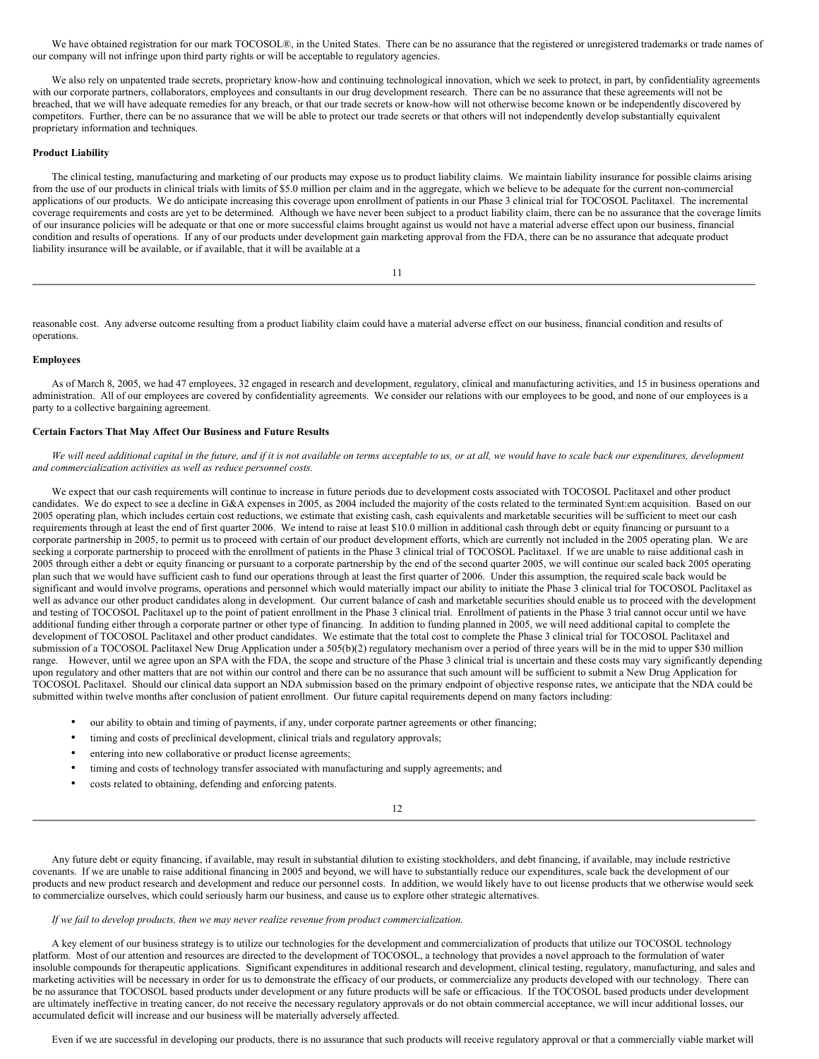We have obtained registration for our mark TOCOSOL®, in the United States. There can be no assurance that the registered or unregistered trademarks or trade names of our company will not infringe upon third party rights or will be acceptable to regulatory agencies.

We also rely on unpatented trade secrets, proprietary know-how and continuing technological innovation, which we seek to protect, in part, by confidentiality agreements with our corporate partners, collaborators, employees and consultants in our drug development research. There can be no assurance that these agreements will not be breached, that we will have adequate remedies for any breach, or that our trade secrets or know-how will not otherwise become known or be independently discovered by competitors. Further, there can be no assurance that we will be able to protect our trade secrets or that others will not independently develop substantially equivalent proprietary information and techniques.

**Product Liability**

The clinical testing, manufacturing and marketing of our products may expose us to product liability claims. We maintain liability insurance for possible claims arising from the use of our products in clinical trials with limits of $5.0 million per claim and in the aggregate, which we believe to be adequate for the current non-commercial applications of our products. We do anticipate increasing this coverage upon enrollment of patients in our Phase 3 clinical trial for TOCOSOL Paclitaxel. The incremental coverage requirements and costs are yet to be determined. Although we have never been subject to a product liability claim, there can be no assurance that the coverage limits of our insurance policies will be adequate or that one or more successful claims brought against us would not have a material adverse effect upon our business, financial condition and results of operations. If any of our products under development gain marketing approval from the FDA, there can be no assurance that adequate product liability insurance will be available, or if available, that it will be available at a reasonable cost. Any adverse outcome resulting from a product liability claim could have a material adverse effect on our business, financial condition and results of operations.

**Employees**

As of March 8, 2005, we had 47 employees, 32 engaged in research and development, regulatory, clinical and manufacturing activities, and 15 in business operations and administration. All of our employees are covered by confidentiality agreements. We consider our relations with our employees to be good, and none of our employees is a party to a collective bargaining agreement.

**Certain Factors That May Affect Our Business and Future Results**

*We will need additional capital in the future, and if it is not available on terms acceptable to us, or at all, we would have to scale back our expenditures, development and commercialization activities as well as reduce personnel costs.*

We expect that our cash requirements will continue to increase in future periods due to development costs associated with TOCOSOL Paclitaxel and other product candidates. We do expect to see a decline in G&A expenses in 2005, as 2004 included the majority of the costs related to the terminated Synt:em acquisition. Based on our 2005 operating plan, which includes certain cost reductions, we estimate that existing cash, cash equivalents and marketable securities will be sufficient to meet our cash requirements through at least the end of first quarter 2006. We intend to raise at least $10.0 million in additional cash through debt or equity financing or pursuant to a corporate partnership in 2005, to permit us to proceed with certain of our product development efforts, which are currently not included in the 2005 operating plan. We are seeking a corporate partnership to proceed with the enrollment of patients in the Phase 3 clinical trial of TOCOSOL Paclitaxel. If we are unable to raise additional cash in 2005 through either a debt or equity financing or pursuant to a corporate partnership by the end of the second quarter 2005, we will continue our scaled back 2005 operating plan such that we would have sufficient cash to fund our operations through at least the first quarter of 2006. Under this assumption, the required scale back would be significant and would involve programs, operations and personnel which would materially impact our ability to initiate the Phase 3 clinical trial for TOCOSOL Paclitaxel as well as advance our other product candidates along in development. Our current balance of cash and marketable securities should enable us to proceed with the development and testing of TOCOSOL Paclitaxel up to the point of patient enrollment in the Phase 3 clinical trial. Enrollment of patients in the Phase 3 trial cannot occur until we have additional funding either through a corporate partner or other type of financing. In addition to funding planned in 2005, we will need additional capital to complete the development of TOCOSOL Paclitaxel and other product candidates. We estimate that the total cost to complete the Phase 3 clinical trial for TOCOSOL Paclitaxel and submission of a TOCOSOL Paclitaxel New Drug Application under a 505(b)(2) regulatory mechanism over a period of three years will be in the mid to upper $30 million range. However, until we agree upon an SPA with the FDA, the scope and structure of the Phase 3 clinical trial is uncertain and these costs may vary significantly depending upon regulatory and other matters that are not within our control and there can be no assurance that such amount will be sufficient to submit a New Drug Application for TOCOSOL Paclitaxel. Should our clinical data support an NDA submission based on the primary endpoint of objective response rates, we anticipate that the NDA could be submitted within twelve months after conclusion of patient enrollment. Our future capital requirements depend on many factors including:

- our ability to obtain and timing of payments, if any, under corporate partner agreements or other financing;
- timing and costs of preclinical development, clinical trials and regulatory approvals;
- entering into new collaborative or product license agreements;
- timing and costs of technology transfer associated with manufacturing and supply agreements; and
- costs related to obtaining, defending and enforcing patents.

Any future debt or equity financing, if available, may result in substantial dilution to existing stockholders, and debt financing, if available, may include restrictive covenants. If we are unable to raise additional financing in 2005 and beyond, we will have to substantially reduce our expenditures, scale back the development of our products and new product research and development and reduce our personnel costs. In addition, we would likely have to out license products that we otherwise would seek to commercialize ourselves, which could seriously harm our business, and cause us to explore other strategic alternatives.

*If we fail to develop products, then we may never realize revenue from product commercialization.*

A key element of our business strategy is to utilize our technologies for the development and commercialization of products that utilize our TOCOSOL technology platform. Most of our attention and resources are directed to the development of TOCOSOL, a technology that provides a novel approach to the formulation of water insoluble compounds for therapeutic applications. Significant expenditures in additional research and development, clinical testing, regulatory, manufacturing, and sales and marketing activities will be necessary in order for us to demonstrate the efficacy of our products, or commercialize any products developed with our technology. There can be no assurance that TOCOSOL based products under development or any future products will be safe or efficacious. If the TOCOSOL based products under development are ultimately ineffective in treating cancer, do not receive the necessary regulatory approvals or do not obtain commercial acceptance, we will incur additional losses, our accumulated deficit will increase and our business will be materially adversely affected.

Even if we are successful in developing our products, there is no assurance that such products will receive regulatory approval or that a commercially viable market will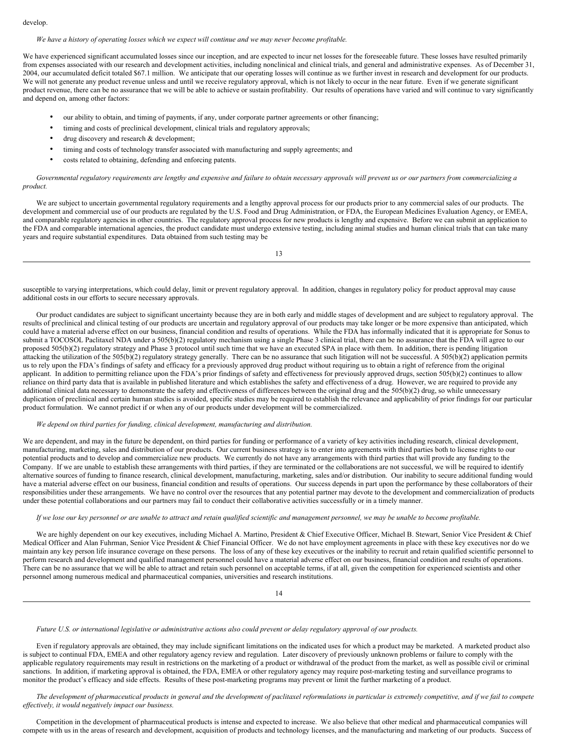develop.

*We have a history of operating losses which we expect will continue and we may never become profitable.*

We have experienced significant accumulated losses since our inception, and are expected to incur net losses for the foreseeable future. These losses have resulted primarily from expenses associated with our research and development activities, including nonclinical and clinical trials, and general and administrative expenses. As of December 31, 2004, our accumulated deficit totaled $67.1 million. We anticipate that our operating losses will continue as we further invest in research and development for our products. We will not generate any product revenue unless and until we receive regulatory approval, which is not likely to occur in the near future. Even if we generate significant product revenue, there can be no assurance that we will be able to achieve or sustain profitability. Our results of operations have varied and will continue to vary significantly and depend on, among other factors:

- our ability to obtain, and timing of payments, if any, under corporate partner agreements or other financing;
- timing and costs of preclinical development, clinical trials and regulatory approvals;
- drug discovery and research & development;
- timing and costs of technology transfer associated with manufacturing and supply agreements; and
- costs related to obtaining, defending and enforcing patents.

*Governmental regulatory requirements are lengthy and expensive and failure to obtain necessary approvals will prevent us or our partners from commercializing a product.*

We are subject to uncertain governmental regulatory requirements and a lengthy approval process for our products prior to any commercial sales of our products. The development and commercial use of our products are regulated by the U.S. Food and Drug Administration, or FDA, the European Medicines Evaluation Agency, or EMEA, and comparable regulatory agencies in other countries. The regulatory approval process for new products is lengthy and expensive. Before we can submit an application to the FDA and comparable international agencies, the product candidate must undergo extensive testing, including animal studies and human clinical trials that can take many years and require substantial expenditures. Data obtained from such testing may be susceptible to varying interpretations, which could delay, limit or prevent regulatory approval. In addition, changes in regulatory policy for product approval may cause additional costs in our efforts to secure necessary approvals.

Our product candidates are subject to significant uncertainty because they are in both early and middle stages of development and are subject to regulatory approval. The results of preclinical and clinical testing of our products are uncertain and regulatory approval of our products may take longer or be more expensive than anticipated, which could have a material adverse effect on our business, financial condition and results of operations. While the FDA has informally indicated that it is appropriate for Sonus to submit a TOCOSOL Paclitaxel NDA under a 505(b)(2) regulatory mechanism using a single Phase 3 clinical trial, there can be no assurance that the FDA will agree to our proposed 505(b)(2) regulatory strategy and Phase 3 protocol until such time that we have an executed SPA in place with them. In addition, there is pending litigation attacking the utilization of the 505(b)(2) regulatory strategy generally. There can be no assurance that such litigation will not be successful. A 505(b)(2) application permits us to rely upon the FDA's findings of safety and efficacy for a previously approved drug product without requiring us to obtain a right of reference from the original applicant. In addition to permitting reliance upon the FDA's prior findings of safety and effectiveness for previously approved drugs, section 505(b)(2) continues to allow reliance on third party data that is available in published literature and which establishes the safety and effectiveness of a drug. However, we are required to provide any additional clinical data necessary to demonstrate the safety and effectiveness of differences between the original drug and the 505(b)(2) drug, so while unnecessary duplication of preclinical and certain human studies is avoided, specific studies may be required to establish the relevance and applicability of prior findings for our particular product formulation. We cannot predict if or when any of our products under development will be commercialized.

*We depend on third parties for funding, clinical development, manufacturing and distribution.*

We are dependent, and may in the future be dependent, on third parties for funding or performance of a variety of key activities including research, clinical development, manufacturing, marketing, sales and distribution of our products. Our current business strategy is to enter into agreements with third parties both to license rights to our potential products and to develop and commercialize new products. We currently do not have any arrangements with third parties that will provide any funding to the Company. If we are unable to establish these arrangements with third parties, if they are terminated or the collaborations are not successful, we will be required to identify alternative sources of funding to finance research, clinical development, manufacturing, marketing, sales and/or distribution. Our inability to secure additional funding would have a material adverse effect on our business, financial condition and results of operations. Our success depends in part upon the performance by these collaborators of their responsibilities under these arrangements. We have no control over the resources that any potential partner may devote to the development and commercialization of products under these potential collaborations and our partners may fail to conduct their collaborative activities successfully or in a timely manner.

*If we lose our key personnel or are unable to attract and retain qualified scientific and management personnel, we may be unable to become profitable.*

We are highly dependent on our key executives, including Michael A. Martino, President & Chief Executive Officer, Michael B. Stewart, Senior Vice President & Chief Medical Officer and Alan Fuhrman, Senior Vice President & Chief Financial Officer. We do not have employment agreements in place with these key executives nor do we maintain any key person life insurance coverage on these persons. The loss of any of these key executives or the inability to recruit and retain qualified scientific personnel to perform research and development and qualified management personnel could have a material adverse effect on our business, financial condition and results of operations. There can be no assurance that we will be able to attract and retain such personnel on acceptable terms, if at all, given the competition for experienced scientists and other personnel among numerous medical and pharmaceutical companies, universities and research institutions.

*Future U.S. or international legislative or administrative actions also could prevent or delay regulatory approval of our products.*

Even if regulatory approvals are obtained, they may include significant limitations on the indicated uses for which a product may be marketed. A marketed product also is subject to continual FDA, EMEA and other regulatory agency review and regulation. Later discovery of previously unknown problems or failure to comply with the applicable regulatory requirements may result in restrictions on the marketing of a product or withdrawal of the product from the market, as well as possible civil or criminal sanctions. In addition, if marketing approval is obtained, the FDA, EMEA or other regulatory agency may require post-marketing testing and surveillance programs to monitor the product's efficacy and side effects. Results of these post-marketing programs may prevent or limit the further marketing of a product.

*The development of pharmaceutical products in general and the development of paclitaxel reformulations in particular is extremely competitive, and if we fail to compete effectively, it would negatively impact our business.*

Competition in the development of pharmaceutical products is intense and expected to increase. We also believe that other medical and pharmaceutical companies will compete with us in the areas of research and development, acquisition of products and technology licenses, and the manufacturing and marketing of our products. Success of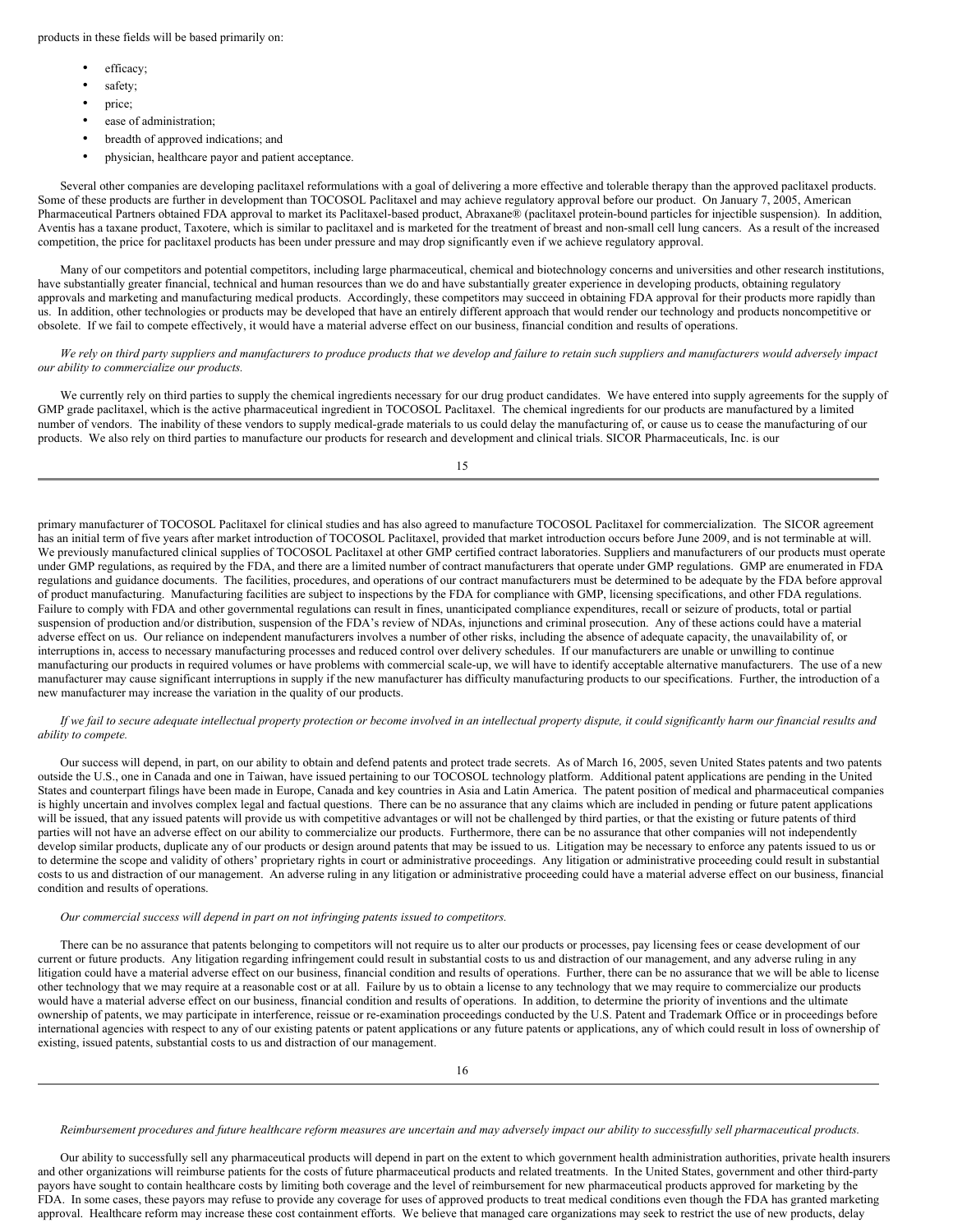products in these fields will be based primarily on:

- efficacy;
- safety;
- price;
- ease of administration;
- breadth of approved indications; and
- physician, healthcare payor and patient acceptance.

Several other companies are developing paclitaxel reformulations with a goal of delivering a more effective and tolerable therapy than the approved paclitaxel products. Some of these products are further in development than TOCOSOL Paclitaxel and may achieve regulatory approval before our product. On January 7, 2005, American Pharmaceutical Partners obtained FDA approval to market its Paclitaxel-based product, Abraxane® (paclitaxel protein-bound particles for injectible suspension). In addition, Aventis has a taxane product, Taxotere, which is similar to paclitaxel and is marketed for the treatment of breast and non-small cell lung cancers. As a result of the increased competition, the price for paclitaxel products has been under pressure and may drop significantly even if we achieve regulatory approval.

Many of our competitors and potential competitors, including large pharmaceutical, chemical and biotechnology concerns and universities and other research institutions, have substantially greater financial, technical and human resources than we do and have substantially greater experience in developing products, obtaining regulatory approvals and marketing and manufacturing medical products. Accordingly, these competitors may succeed in obtaining FDA approval for their products more rapidly than us. In addition, other technologies or products may be developed that have an entirely different approach that would render our technology and products noncompetitive or obsolete. If we fail to compete effectively, it would have a material adverse effect on our business, financial condition and results of operations.

*We rely on third party suppliers and manufacturers to produce products that we develop and failure to retain such suppliers and manufacturers would adversely impact our ability to commercialize our products.*

We currently rely on third parties to supply the chemical ingredients necessary for our drug product candidates. We have entered into supply agreements for the supply of GMP grade paclitaxel, which is the active pharmaceutical ingredient in TOCOSOL Paclitaxel. The chemical ingredients for our products are manufactured by a limited number of vendors. The inability of these vendors to supply medical-grade materials to us could delay the manufacturing of, or cause us to cease the manufacturing of our products. We also rely on third parties to manufacture our products for research and development and clinical trials. SICOR Pharmaceuticals, Inc. is our primary manufacturer of TOCOSOL Paclitaxel for clinical studies and has also agreed to manufacture TOCOSOL Paclitaxel for commercialization. The SICOR agreement has an initial term of five years after market introduction of TOCOSOL Paclitaxel, provided that market introduction occurs before June 2009, and is not terminable at will. We previously manufactured clinical supplies of TOCOSOL Paclitaxel at other GMP certified contract laboratories. Suppliers and manufacturers of our products must operate under GMP regulations, as required by the FDA, and there are a limited number of contract manufacturers that operate under GMP regulations. GMP are enumerated in FDA regulations and guidance documents. The facilities, procedures, and operations of our contract manufacturers must be determined to be adequate by the FDA before approval of product manufacturing. Manufacturing facilities are subject to inspections by the FDA for compliance with GMP, licensing specifications, and other FDA regulations. Failure to comply with FDA and other governmental regulations can result in fines, unanticipated compliance expenditures, recall or seizure of products, total or partial suspension of production and/or distribution, suspension of the FDA's review of NDAs, injunctions and criminal prosecution. Any of these actions could have a material adverse effect on us. Our reliance on independent manufacturers involves a number of other risks, including the absence of adequate capacity, the unavailability of, or interruptions in, access to necessary manufacturing processes and reduced control over delivery schedules. If our manufacturers are unable or unwilling to continue manufacturing our products in required volumes or have problems with commercial scale-up, we will have to identify acceptable alternative manufacturers. The use of a new manufacturer may cause significant interruptions in supply if the new manufacturer has difficulty manufacturing products to our specifications. Further, the introduction of a new manufacturer may increase the variation in the quality of our products.

*If we fail to secure adequate intellectual property protection or become involved in an intellectual property dispute, it could significantly harm our financial results and ability to compete.*

Our success will depend, in part, on our ability to obtain and defend patents and protect trade secrets. As of March 16, 2005, seven United States patents and two patents outside the U.S., one in Canada and one in Taiwan, have issued pertaining to our TOCOSOL technology platform. Additional patent applications are pending in the United States and counterpart filings have been made in Europe, Canada and key countries in Asia and Latin America. The patent position of medical and pharmaceutical companies is highly uncertain and involves complex legal and factual questions. There can be no assurance that any claims which are included in pending or future patent applications will be issued, that any issued patents will provide us with competitive advantages or will not be challenged by third parties, or that the existing or future patents of third parties will not have an adverse effect on our ability to commercialize our products. Furthermore, there can be no assurance that other companies will not independently develop similar products, duplicate any of our products or design around patents that may be issued to us. Litigation may be necessary to enforce any patents issued to us or to determine the scope and validity of others' proprietary rights in court or administrative proceedings. Any litigation or administrative proceeding could result in substantial costs to us and distraction of our management. An adverse ruling in any litigation or administrative proceeding could have a material adverse effect on our business, financial condition and results of operations.

*Our commercial success will depend in part on not infringing patents issued to competitors.*

There can be no assurance that patents belonging to competitors will not require us to alter our products or processes, pay licensing fees or cease development of our current or future products. Any litigation regarding infringement could result in substantial costs to us and distraction of our management, and any adverse ruling in any litigation could have a material adverse effect on our business, financial condition and results of operations. Further, there can be no assurance that we will be able to license other technology that we may require at a reasonable cost or at all. Failure by us to obtain a license to any technology that we may require to commercialize our products would have a material adverse effect on our business, financial condition and results of operations. In addition, to determine the priority of inventions and the ultimate ownership of patents, we may participate in interference, reissue or re-examination proceedings conducted by the U.S. Patent and Trademark Office or in proceedings before international agencies with respect to any of our existing patents or patent applications or any future patents or applications, any of which could result in loss of ownership of existing, issued patents, substantial costs to us and distraction of our management.

*Reimbursement procedures and future healthcare reform measures are uncertain and may adversely impact our ability to successfully sell pharmaceutical products.*

Our ability to successfully sell any pharmaceutical products will depend in part on the extent to which government health administration authorities, private health insurers and other organizations will reimburse patients for the costs of future pharmaceutical products and related treatments. In the United States, government and other third-party payors have sought to contain healthcare costs by limiting both coverage and the level of reimbursement for new pharmaceutical products approved for marketing by the FDA. In some cases, these payors may refuse to provide any coverage for uses of approved products to treat medical conditions even though the FDA has granted marketing approval. Healthcare reform may increase these cost containment efforts. We believe that managed care organizations may seek to restrict the use of new products, delay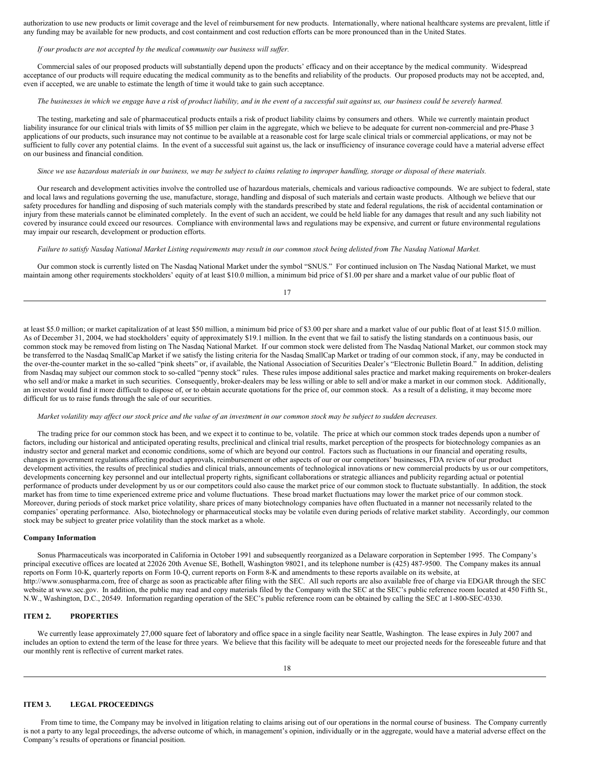authorization to use new products or limit coverage and the level of reimbursement for new products. Internationally, where national healthcare systems are prevalent, little if any funding may be available for new products, and cost containment and cost reduction efforts can be more pronounced than in the United States.

*If our products are not accepted by the medical community our business will suffer.*

Commercial sales of our proposed products will substantially depend upon the products' efficacy and on their acceptance by the medical community. Widespread acceptance of our products will require educating the medical community as to the benefits and reliability of the products. Our proposed products may not be accepted, and, even if accepted, we are unable to estimate the length of time it would take to gain such acceptance.

*The businesses in which we engage have a risk of product liability, and in the event of a successful suit against us, our business could be severely harmed.*

The testing, marketing and sale of pharmaceutical products entails a risk of product liability claims by consumers and others. While we currently maintain product liability insurance for our clinical trials with limits of $5 million per claim in the aggregate, which we believe to be adequate for current non-commercial and pre-Phase 3 applications of our products, such insurance may not continue to be available at a reasonable cost for large scale clinical trials or commercial applications, or may not be sufficient to fully cover any potential claims. In the event of a successful suit against us, the lack or insufficiency of insurance coverage could have a material adverse effect on our business and financial condition.

*Since we use hazardous materials in our business, we may be subject to claims relating to improper handling, storage or disposal of these materials.*

Our research and development activities involve the controlled use of hazardous materials, chemicals and various radioactive compounds. We are subject to federal, state and local laws and regulations governing the use, manufacture, storage, handling and disposal of such materials and certain waste products. Although we believe that our safety procedures for handling and disposing of such materials comply with the standards prescribed by state and federal regulations, the risk of accidental contamination or injury from these materials cannot be eliminated completely. In the event of such an accident, we could be held liable for any damages that result and any such liability not covered by insurance could exceed our resources. Compliance with environmental laws and regulations may be expensive, and current or future environmental regulations may impair our research, development or production efforts.

*Failure to satisfy Nasdaq National Market Listing requirements may result in our common stock being delisted from The Nasdaq National Market.*

Our common stock is currently listed on The Nasdaq National Market under the symbol "SNUS." For continued inclusion on The Nasdaq National Market, we must maintain among other requirements stockholders' equity of at least $10.0 million, a minimum bid price of $1.00 per share and a market value of our public float of at least $5.0 million; or market capitalization of at least $50 million, a minimum bid price of $3.00 per share and a market value of our public float of at least $15.0 million. As of December 31, 2004, we had stockholders' equity of approximately $19.1 million. In the event that we fail to satisfy the listing standards on a continuous basis, our common stock may be removed from listing on The Nasdaq National Market. If our common stock were delisted from The Nasdaq National Market, our common stock may be transferred to the Nasdaq SmallCap Market if we satisfy the listing criteria for the Nasdaq SmallCap Market or trading of our common stock, if any, may be conducted in the over-the-counter market in the so-called "pink sheets" or, if available, the National Association of Securities Dealer's "Electronic Bulletin Board." In addition, delisting from Nasdaq may subject our common stock to so-called "penny stock" rules. These rules impose additional sales practice and market making requirements on broker-dealers who sell and/or make a market in such securities. Consequently, broker-dealers may be less willing or able to sell and/or make a market in our common stock. Additionally, an investor would find it more difficult to dispose of, or to obtain accurate quotations for the price of, our common stock. As a result of a delisting, it may become more difficult for us to raise funds through the sale of our securities.

*Market volatility may affect our stock price and the value of an investment in our common stock may be subject to sudden decreases.*

The trading price for our common stock has been, and we expect it to continue to be, volatile. The price at which our common stock trades depends upon a number of factors, including our historical and anticipated operating results, preclinical and clinical trial results, market perception of the prospects for biotechnology companies as an industry sector and general market and economic conditions, some of which are beyond our control. Factors such as fluctuations in our financial and operating results, changes in government regulations affecting product approvals, reimbursement or other aspects of our or our competitors' businesses, FDA review of our product development activities, the results of preclinical studies and clinical trials, announcements of technological innovations or new commercial products by us or our competitors, developments concerning key personnel and our intellectual property rights, significant collaborations or strategic alliances and publicity regarding actual or potential performance of products under development by us or our competitors could also cause the market price of our common stock to fluctuate substantially. In addition, the stock market has from time to time experienced extreme price and volume fluctuations. These broad market fluctuations may lower the market price of our common stock. Moreover, during periods of stock market price volatility, share prices of many biotechnology companies have often fluctuated in a manner not necessarily related to the companies' operating performance. Also, biotechnology or pharmaceutical stocks may be volatile even during periods of relative market stability. Accordingly, our common stock may be subject to greater price volatility than the stock market as a whole.

**Company Information**

Sonus Pharmaceuticals was incorporated in California in October 1991 and subsequently reorganized as a Delaware corporation in September 1995. The Company's principal executive offices are located at 22026 20th Avenue SE, Bothell, Washington 98021, and its telephone number is (425) 487-9500. The Company makes its annual reports on Form 10-K, quarterly reports on Form 10-Q, current reports on Form 8-K and amendments to these reports available on its website, at http://www.sonuspharma.com, free of charge as soon as practicable after filing with the SEC. All such reports are also available free of charge via EDGAR through the SEC website at www.sec.gov. In addition, the public may read and copy materials filed by the Company with the SEC at the SEC's public reference room located at 450 Fifth St., N.W., Washington, D.C., 20549. Information regarding operation of the SEC's public reference room can be obtained by calling the SEC at 1-800-SEC-0330.

## ITEM 2. PROPERTIES

We currently lease approximately 27,000 square feet of laboratory and office space in a single facility near Seattle, Washington. The lease expires in July 2007 and includes an option to extend the term of the lease for three years. We believe that this facility will be adequate to meet our projected needs for the foreseeable future and that our monthly rent is reflective of current market rates.

## ITEM 3. LEGAL PROCEEDINGS

From time to time, the Company may be involved in litigation relating to claims arising out of our operations in the normal course of business. The Company currently is not a party to any legal proceedings, the adverse outcome of which, in management's opinion, individually or in the aggregate, would have a material adverse effect on the Company's results of operations or financial position.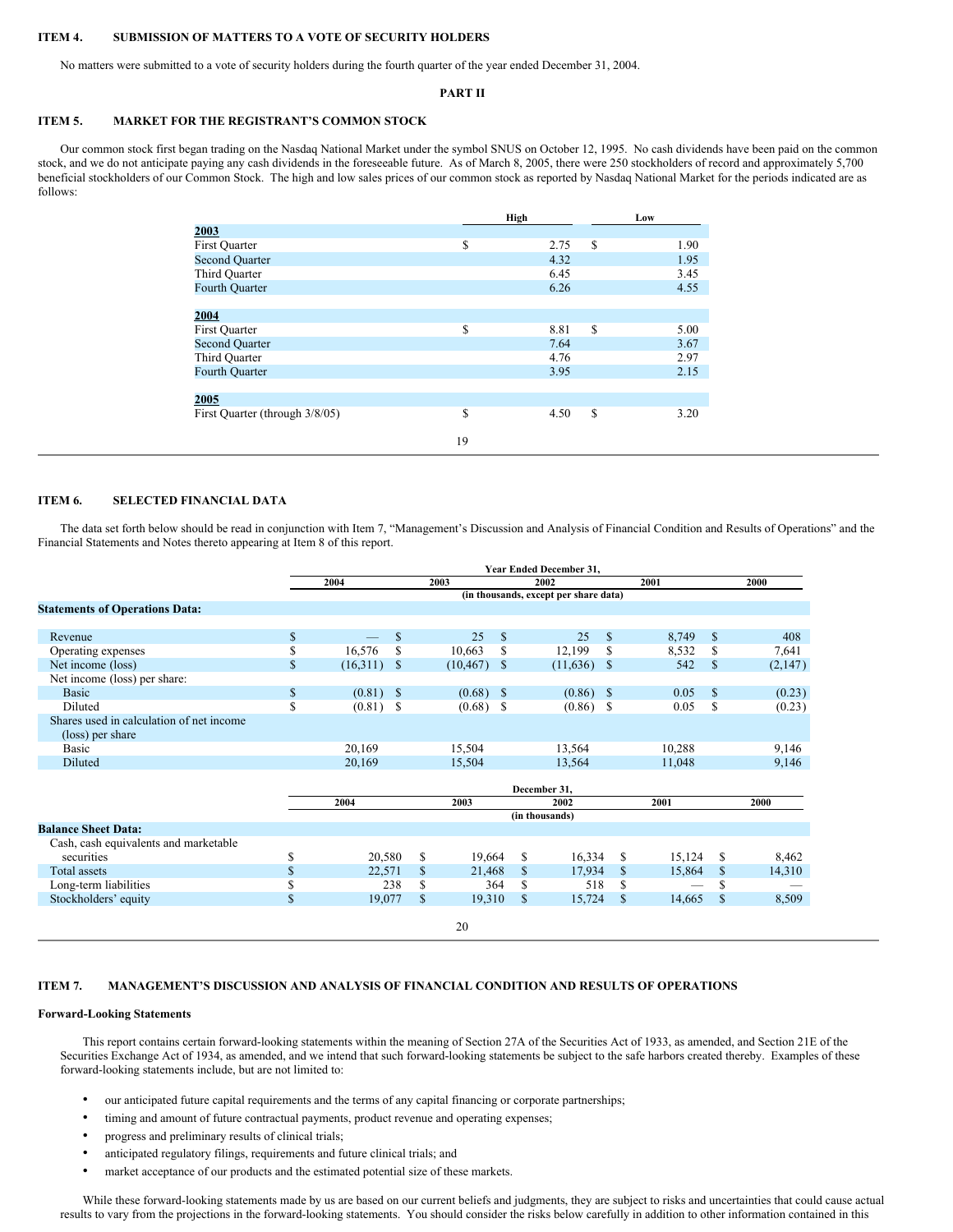### ITEM 4. SUBMISSION OF MATTERS TO A VOTE OF SECURITY HOLDERS

No matters were submitted to a vote of security holders during the fourth quarter of the year ended December 31, 2004.

## PART II

### ITEM 5. MARKET FOR THE REGISTRANT'S COMMON STOCK

Our common stock first began trading on the Nasdaq National Market under the symbol SNUS on October 12, 1995. No cash dividends have been paid on the common stock, and we do not anticipate paying any cash dividends in the foreseeable future. As of March 8, 2005, there were 250 stockholders of record and approximately 5,700 beneficial stockholders of our Common Stock. The high and low sales prices of our common stock as reported by Nasdaq National Market for the periods indicated are as follows:

| | High | Low |
|---|---|---|
| **2003** | | |
| First Quarter | $ 2.75 | $ 1.90 |
| Second Quarter | 4.32 | 1.95 |
| Third Quarter | 6.45 | 3.45 |
| Fourth Quarter | 6.26 | 4.55 |
| **2004** | | |
| First Quarter | $ 8.81 | $ 5.00 |
| Second Quarter | 7.64 | 3.67 |
| Third Quarter | 4.76 | 2.97 |
| Fourth Quarter | 3.95 | 2.15 |
| **2005** | | |
| First Quarter (through 3/8/05) | $ 4.50 | $ 3.20 |

### ITEM 6. SELECTED FINANCIAL DATA

The data set forth below should be read in conjunction with Item 7, "Management's Discussion and Analysis of Financial Condition and Results of Operations" and the Financial Statements and Notes thereto appearing at Item 8 of this report.

| | Year Ended December 31, | | | | |
|---|---|---|---|---|---|
| | 2004 | 2003 | 2002 | 2001 | 2000 |
| | (in thousands, except per share data) | | | | |
| **Statements of Operations Data:** | | | | | |
| Revenue | $ — | $ 25 | $ 25 | $ 8,749 | $ 408 |
| Operating expenses | $ 16,576 | $ 10,663 | $ 12,199 | $ 8,532 | $ 7,641 |
| Net income (loss) | $ (16,311) | $ (10,467) | $ (11,636) | $ 542 | $ (2,147) |
| Net income (loss) per share: | | | | | |
| Basic | $ (0.81) | $ (0.68) | $ (0.86) | $ 0.05 | $ (0.23) |
| Diluted | $ (0.81) | $ (0.68) | $ (0.86) | $ 0.05 | $ (0.23) |
| Shares used in calculation of net income (loss) per share | | | | | |
| Basic | 20,169 | 15,504 | 13,564 | 10,288 | 9,146 |
| Diluted | 20,169 | 15,504 | 13,564 | 11,048 | 9,146 |

| | December 31, | | | | |
|---|---|---|---|---|---|
| | 2004 | 2003 | 2002 | 2001 | 2000 |
| | (in thousands) | | | | |
| **Balance Sheet Data:** | | | | | |
| Cash, cash equivalents and marketable securities | $ 20,580 | $ 19,664 | $ 16,334 | $ 15,124 | $ 8,462 |
| Total assets | $ 22,571 | $ 21,468 | $ 17,934 | $ 15,864 | $ 14,310 |
| Long-term liabilities | $ 238 | $ 364 | $ 518 | $ — | $ — |
| Stockholders' equity | $ 19,077 | $ 19,310 | $ 15,724 | $ 14,665 | $ 8,509 |

### ITEM 7. MANAGEMENT'S DISCUSSION AND ANALYSIS OF FINANCIAL CONDITION AND RESULTS OF OPERATIONS

**Forward-Looking Statements**

This report contains certain forward-looking statements within the meaning of Section 27A of the Securities Act of 1933, as amended, and Section 21E of the Securities Exchange Act of 1934, as amended, and we intend that such forward-looking statements be subject to the safe harbors created thereby. Examples of these forward-looking statements include, but are not limited to:

- our anticipated future capital requirements and the terms of any capital financing or corporate partnerships;
- timing and amount of future contractual payments, product revenue and operating expenses;
- progress and preliminary results of clinical trials;
- anticipated regulatory filings, requirements and future clinical trials; and
- market acceptance of our products and the estimated potential size of these markets.

While these forward-looking statements made by us are based on our current beliefs and judgments, they are subject to risks and uncertainties that could cause actual results to vary from the projections in the forward-looking statements. You should consider the risks below carefully in addition to other information contained in this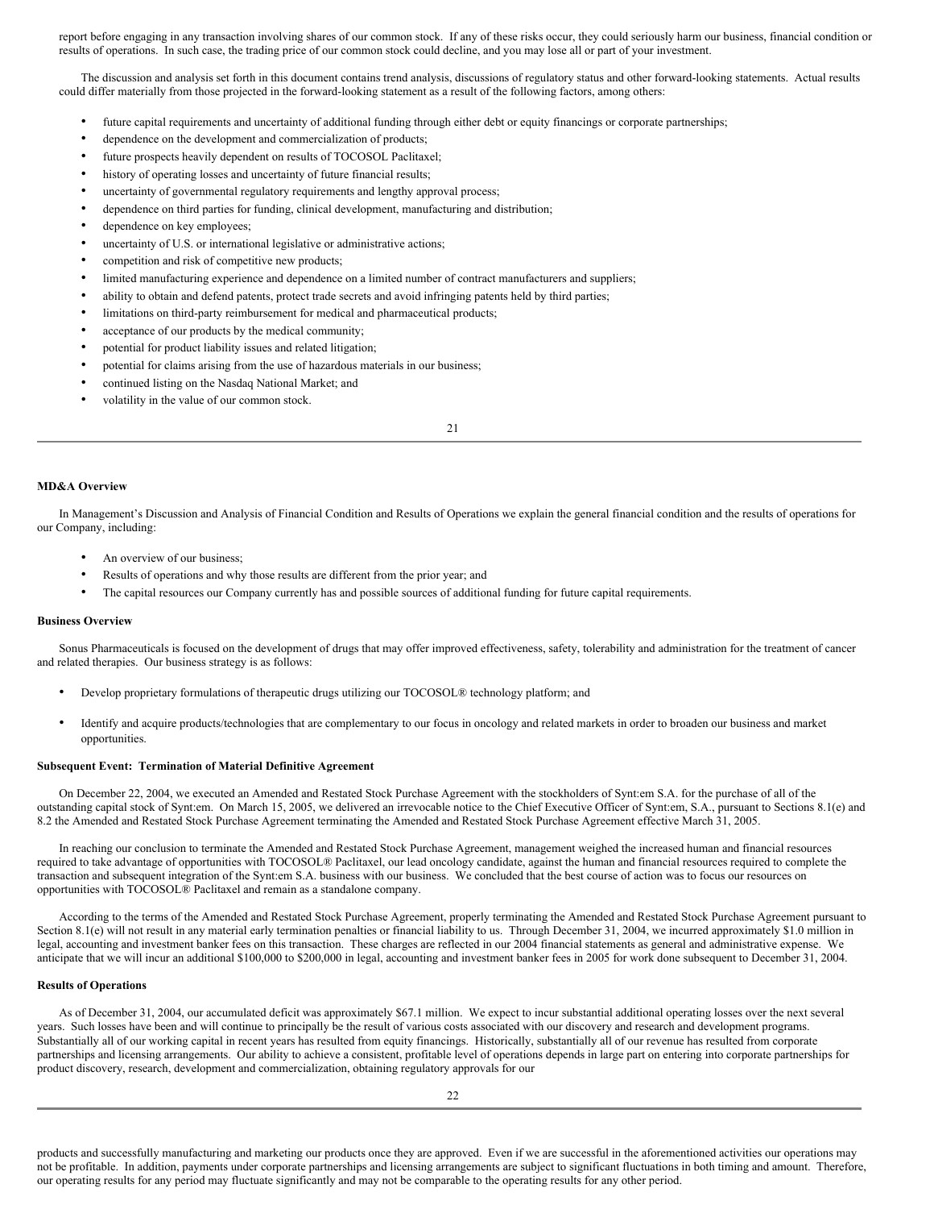report before engaging in any transaction involving shares of our common stock. If any of these risks occur, they could seriously harm our business, financial condition or results of operations. In such case, the trading price of our common stock could decline, and you may lose all or part of your investment.

The discussion and analysis set forth in this document contains trend analysis, discussions of regulatory status and other forward-looking statements. Actual results could differ materially from those projected in the forward-looking statement as a result of the following factors, among others:

- future capital requirements and uncertainty of additional funding through either debt or equity financings or corporate partnerships;
- dependence on the development and commercialization of products;
- future prospects heavily dependent on results of TOCOSOL Paclitaxel;
- history of operating losses and uncertainty of future financial results;
- uncertainty of governmental regulatory requirements and lengthy approval process;
- dependence on third parties for funding, clinical development, manufacturing and distribution;
- dependence on key employees;
- uncertainty of U.S. or international legislative or administrative actions;
- competition and risk of competitive new products;
- limited manufacturing experience and dependence on a limited number of contract manufacturers and suppliers;
- ability to obtain and defend patents, protect trade secrets and avoid infringing patents held by third parties;
- limitations on third-party reimbursement for medical and pharmaceutical products;
- acceptance of our products by the medical community;
- potential for product liability issues and related litigation;
- potential for claims arising from the use of hazardous materials in our business;
- continued listing on the Nasdaq National Market; and
- volatility in the value of our common stock.

**MD&A Overview**

In Management's Discussion and Analysis of Financial Condition and Results of Operations we explain the general financial condition and the results of operations for our Company, including:

- An overview of our business;
- Results of operations and why those results are different from the prior year; and
- The capital resources our Company currently has and possible sources of additional funding for future capital requirements.

**Business Overview**

Sonus Pharmaceuticals is focused on the development of drugs that may offer improved effectiveness, safety, tolerability and administration for the treatment of cancer and related therapies. Our business strategy is as follows:

- Develop proprietary formulations of therapeutic drugs utilizing our TOCOSOL® technology platform; and
- Identify and acquire products/technologies that are complementary to our focus in oncology and related markets in order to broaden our business and market opportunities.

**Subsequent Event: Termination of Material Definitive Agreement**

On December 22, 2004, we executed an Amended and Restated Stock Purchase Agreement with the stockholders of Synt:em S.A. for the purchase of all of the outstanding capital stock of Synt:em. On March 15, 2005, we delivered an irrevocable notice to the Chief Executive Officer of Synt:em, S.A., pursuant to Sections 8.1(e) and 8.2 the Amended and Restated Stock Purchase Agreement terminating the Amended and Restated Stock Purchase Agreement effective March 31, 2005.

In reaching our conclusion to terminate the Amended and Restated Stock Purchase Agreement, management weighed the increased human and financial resources required to take advantage of opportunities with TOCOSOL® Paclitaxel, our lead oncology candidate, against the human and financial resources required to complete the transaction and subsequent integration of the Synt:em S.A. business with our business. We concluded that the best course of action was to focus our resources on opportunities with TOCOSOL® Paclitaxel and remain as a standalone company.

According to the terms of the Amended and Restated Stock Purchase Agreement, properly terminating the Amended and Restated Stock Purchase Agreement pursuant to Section 8.1(e) will not result in any material early termination penalties or financial liability to us. Through December 31, 2004, we incurred approximately $1.0 million in legal, accounting and investment banker fees on this transaction. These charges are reflected in our 2004 financial statements as general and administrative expense. We anticipate that we will incur an additional $100,000 to $200,000 in legal, accounting and investment banker fees in 2005 for work done subsequent to December 31, 2004.

**Results of Operations**

As of December 31, 2004, our accumulated deficit was approximately $67.1 million. We expect to incur substantial additional operating losses over the next several years. Such losses have been and will continue to principally be the result of various costs associated with our discovery and research and development programs. Substantially all of our working capital in recent years has resulted from equity financings. Historically, substantially all of our revenue has resulted from corporate partnerships and licensing arrangements. Our ability to achieve a consistent, profitable level of operations depends in large part on entering into corporate partnerships for product discovery, research, development and commercialization, obtaining regulatory approvals for our products and successfully manufacturing and marketing our products once they are approved. Even if we are successful in the aforementioned activities our operations may not be profitable. In addition, payments under corporate partnerships and licensing arrangements are subject to significant fluctuations in both timing and amount. Therefore, our operating results for any period may fluctuate significantly and may not be comparable to the operating results for any other period.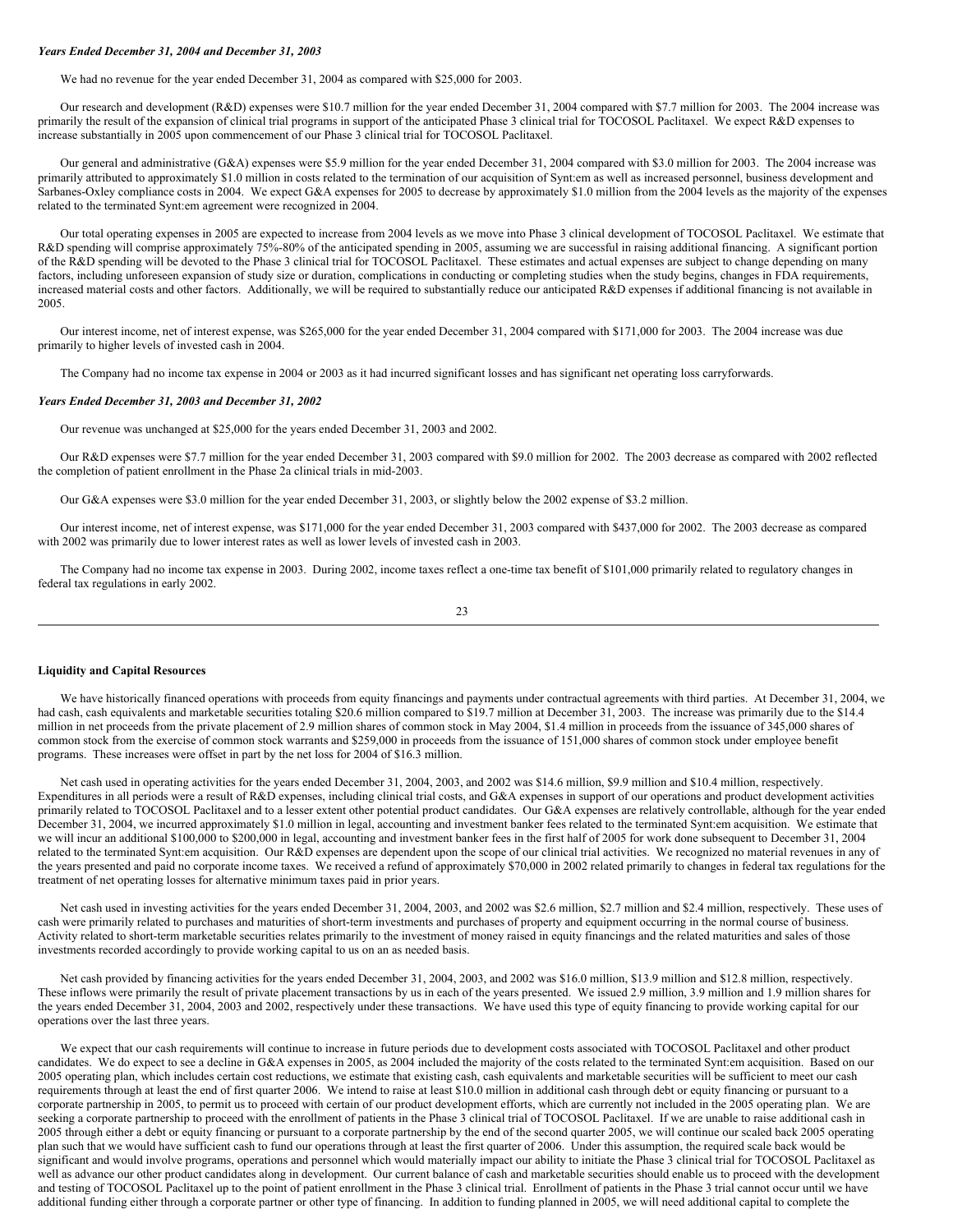***Years Ended December 31, 2004 and December 31, 2003***

We had no revenue for the year ended December 31, 2004 as compared with $25,000 for 2003.

Our research and development (R&D) expenses were $10.7 million for the year ended December 31, 2004 compared with $7.7 million for 2003. The 2004 increase was primarily the result of the expansion of clinical trial programs in support of the anticipated Phase 3 clinical trial for TOCOSOL Paclitaxel. We expect R&D expenses to increase substantially in 2005 upon commencement of our Phase 3 clinical trial for TOCOSOL Paclitaxel.

Our general and administrative (G&A) expenses were $5.9 million for the year ended December 31, 2004 compared with $3.0 million for 2003. The 2004 increase was primarily attributed to approximately $1.0 million in costs related to the termination of our acquisition of Synt:em as well as increased personnel, business development and Sarbanes-Oxley compliance costs in 2004. We expect G&A expenses for 2005 to decrease by approximately $1.0 million from the 2004 levels as the majority of the expenses related to the terminated Synt:em agreement were recognized in 2004.

Our total operating expenses in 2005 are expected to increase from 2004 levels as we move into Phase 3 clinical development of TOCOSOL Paclitaxel. We estimate that R&D spending will comprise approximately 75%-80% of the anticipated spending in 2005, assuming we are successful in raising additional financing. A significant portion of the R&D spending will be devoted to the Phase 3 clinical trial for TOCOSOL Paclitaxel. These estimates and actual expenses are subject to change depending on many factors, including unforeseen expansion of study size or duration, complications in conducting or completing studies when the study begins, changes in FDA requirements, increased material costs and other factors. Additionally, we will be required to substantially reduce our anticipated R&D expenses if additional financing is not available in 2005.

Our interest income, net of interest expense, was $265,000 for the year ended December 31, 2004 compared with $171,000 for 2003. The 2004 increase was due primarily to higher levels of invested cash in 2004.

The Company had no income tax expense in 2004 or 2003 as it had incurred significant losses and has significant net operating loss carryforwards.

***Years Ended December 31, 2003 and December 31, 2002***

Our revenue was unchanged at $25,000 for the years ended December 31, 2003 and 2002.

Our R&D expenses were $7.7 million for the year ended December 31, 2003 compared with $9.0 million for 2002. The 2003 decrease as compared with 2002 reflected the completion of patient enrollment in the Phase 2a clinical trials in mid-2003.

Our G&A expenses were $3.0 million for the year ended December 31, 2003, or slightly below the 2002 expense of $3.2 million.

Our interest income, net of interest expense, was $171,000 for the year ended December 31, 2003 compared with $437,000 for 2002. The 2003 decrease as compared with 2002 was primarily due to lower interest rates as well as lower levels of invested cash in 2003.

The Company had no income tax expense in 2003. During 2002, income taxes reflect a one-time tax benefit of $101,000 primarily related to regulatory changes in federal tax regulations in early 2002.

**Liquidity and Capital Resources**

We have historically financed operations with proceeds from equity financings and payments under contractual agreements with third parties. At December 31, 2004, we had cash, cash equivalents and marketable securities totaling $20.6 million compared to $19.7 million at December 31, 2003. The increase was primarily due to the $14.4 million in net proceeds from the private placement of 2.9 million shares of common stock in May 2004, $1.4 million in proceeds from the issuance of 345,000 shares of common stock from the exercise of common stock warrants and $259,000 in proceeds from the issuance of 151,000 shares of common stock under employee benefit programs. These increases were offset in part by the net loss for 2004 of $16.3 million.

Net cash used in operating activities for the years ended December 31, 2004, 2003, and 2002 was $14.6 million, $9.9 million and $10.4 million, respectively. Expenditures in all periods were a result of R&D expenses, including clinical trial costs, and G&A expenses in support of our operations and product development activities primarily related to TOCOSOL Paclitaxel and to a lesser extent other potential product candidates. Our G&A expenses are relatively controllable, although for the year ended December 31, 2004, we incurred approximately $1.0 million in legal, accounting and investment banker fees related to the terminated Synt:em acquisition. We estimate that we will incur an additional $100,000 to $200,000 in legal, accounting and investment banker fees in the first half of 2005 for work done subsequent to December 31, 2004 related to the terminated Synt:em acquisition. Our R&D expenses are dependent upon the scope of our clinical trial activities. We recognized no material revenues in any of the years presented and paid no corporate income taxes. We received a refund of approximately $70,000 in 2002 related primarily to changes in federal tax regulations for the treatment of net operating losses for alternative minimum taxes paid in prior years.

Net cash used in investing activities for the years ended December 31, 2004, 2003, and 2002 was $2.6 million, $2.7 million and $2.4 million, respectively. These uses of cash were primarily related to purchases and maturities of short-term investments and purchases of property and equipment occurring in the normal course of business. Activity related to short-term marketable securities relates primarily to the investment of money raised in equity financings and the related maturities and sales of those investments recorded accordingly to provide working capital to us on an as needed basis.

Net cash provided by financing activities for the years ended December 31, 2004, 2003, and 2002 was $16.0 million, $13.9 million and $12.8 million, respectively. These inflows were primarily the result of private placement transactions by us in each of the years presented. We issued 2.9 million, 3.9 million and 1.9 million shares for the years ended December 31, 2004, 2003 and 2002, respectively under these transactions. We have used this type of equity financing to provide working capital for our operations over the last three years.

We expect that our cash requirements will continue to increase in future periods due to development costs associated with TOCOSOL Paclitaxel and other product candidates. We do expect to see a decline in G&A expenses in 2005, as 2004 included the majority of the costs related to the terminated Synt:em acquisition. Based on our 2005 operating plan, which includes certain cost reductions, we estimate that existing cash, cash equivalents and marketable securities will be sufficient to meet our cash requirements through at least the end of first quarter 2006. We intend to raise at least $10.0 million in additional cash through debt or equity financing or pursuant to a corporate partnership in 2005, to permit us to proceed with certain of our product development efforts, which are currently not included in the 2005 operating plan. We are seeking a corporate partnership to proceed with the enrollment of patients in the Phase 3 clinical trial of TOCOSOL Paclitaxel. If we are unable to raise additional cash in 2005 through either a debt or equity financing or pursuant to a corporate partnership by the end of the second quarter 2005, we will continue our scaled back 2005 operating plan such that we would have sufficient cash to fund our operations through at least the first quarter of 2006. Under this assumption, the required scale back would be significant and would involve programs, operations and personnel which would materially impact our ability to initiate the Phase 3 clinical trial for TOCOSOL Paclitaxel as well as advance our other product candidates along in development. Our current balance of cash and marketable securities should enable us to proceed with the development and testing of TOCOSOL Paclitaxel up to the point of patient enrollment in the Phase 3 clinical trial. Enrollment of patients in the Phase 3 trial cannot occur until we have additional funding either through a corporate partner or other type of financing. In addition to funding planned in 2005, we will need additional capital to complete the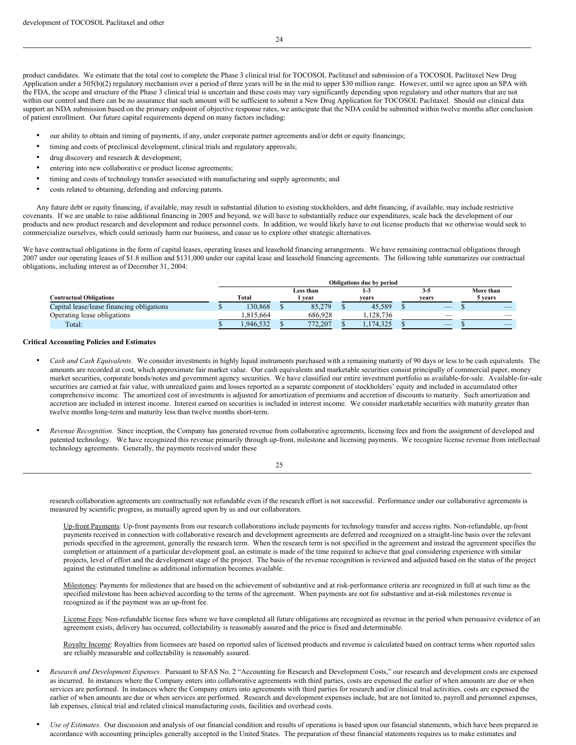development of TOCOSOL Paclitaxel and other

product candidates. We estimate that the total cost to complete the Phase 3 clinical trial for TOCOSOL Paclitaxel and submission of a TOCOSOL Paclitaxel New Drug Application under a 505(b)(2) regulatory mechanism over a period of three years will be in the mid to upper $30 million range. However, until we agree upon an SPA with the FDA, the scope and structure of the Phase 3 clinical trial is uncertain and these costs may vary significantly depending upon regulatory and other matters that are not within our control and there can be no assurance that such amount will be sufficient to submit a New Drug Application for TOCOSOL Paclitaxel. Should our clinical data support an NDA submission based on the primary endpoint of objective response rates, we anticipate that the NDA could be submitted within twelve months after conclusion of patient enrollment. Our future capital requirements depend on many factors including:

- our ability to obtain and timing of payments, if any, under corporate partner agreements and/or debt or equity financings;
- timing and costs of preclinical development, clinical trials and regulatory approvals;
- drug discovery and research & development;
- entering into new collaborative or product license agreements;
- timing and costs of technology transfer associated with manufacturing and supply agreements; and
- costs related to obtaining, defending and enforcing patents.

Any future debt or equity financing, if available, may result in substantial dilution to existing stockholders, and debt financing, if available, may include restrictive covenants. If we are unable to raise additional financing in 2005 and beyond, we will have to substantially reduce our expenditures, scale back the development of our products and new product research and development and reduce personnel costs. In addition, we would likely have to out license products that we otherwise would seek to commercialize ourselves, which could seriously harm our business, and cause us to explore other strategic alternatives.

We have contractual obligations in the form of capital leases, operating leases and leasehold financing arrangements. We have remaining contractual obligations through 2007 under our operating leases of $1.8 million and $131,000 under our capital lease and leasehold financing agreements. The following table summarizes our contractual obligations, including interest as of December 31, 2004:

| | Obligations due by period | | | | |
|---|---|---|---|---|---|
| Contractual Obligations | Total | Less than 1 year | 1-3 years | 3-5 years | More than 5 years |
| Capital lease/lease financing obligations | $ 130,868 | $ 85,279 | $ 45,589 | $ — | $ — |
| Operating lease obligations | 1,815,664 | 686,928 | 1,128,736 | — | — |
| Total: | $ 1,946,532 | $ 772,207 | $ 1,174,325 | $ — | $ — |

**Critical Accounting Policies and Estimates**

- *Cash and Cash Equivalents.* We consider investments in highly liquid instruments purchased with a remaining maturity of 90 days or less to be cash equivalents. The amounts are recorded at cost, which approximate fair market value. Our cash equivalents and marketable securities consist principally of commercial paper, money market securities, corporate bonds/notes and government agency securities. We have classified our entire investment portfolio as available-for-sale. Available-for-sale securities are carried at fair value, with unrealized gains and losses reported as a separate component of stockholders' equity and included in accumulated other comprehensive income. The amortized cost of investments is adjusted for amortization of premiums and accretion of discounts to maturity. Such amortization and accretion are included in interest income. Interest earned on securities is included in interest income. We consider marketable securities with maturity greater than twelve months long-term and maturity less than twelve months short-term.

- *Revenue Recognition.* Since inception, the Company has generated revenue from collaborative agreements, licensing fees and from the assignment of developed and patented technology. We have recognized this revenue primarily through up-front, milestone and licensing payments. We recognize license revenue from intellectual technology agreements. Generally, the payments received under these research collaboration agreements are contractually not refundable even if the research effort is not successful. Performance under our collaborative agreements is measured by scientific progress, as mutually agreed upon by us and our collaborators.

  Up-front Payments: Up-front payments from our research collaborations include payments for technology transfer and access rights. Non-refundable, up-front payments received in connection with collaborative research and development agreements are deferred and recognized on a straight-line basis over the relevant periods specified in the agreement, generally the research term. When the research term is not specified in the agreement and instead the agreement specifies the completion or attainment of a particular development goal, an estimate is made of the time required to achieve that goal considering experience with similar projects, level of effort and the development stage of the project. The basis of the revenue recognition is reviewed and adjusted based on the status of the project against the estimated timeline as additional information becomes available.

  Milestones: Payments for milestones that are based on the achievement of substantive and at risk-performance criteria are recognized in full at such time as the specified milestone has been achieved according to the terms of the agreement. When payments are not for substantive and at-risk milestones revenue is recognized as if the payment was an up-front fee.

  License Fees: Non-refundable license fees where we have completed all future obligations are recognized as revenue in the period when persuasive evidence of an agreement exists, delivery has occurred, collectability is reasonably assured and the price is fixed and determinable.

  Royalty Income: Royalties from licensees are based on reported sales of licensed products and revenue is calculated based on contract terms when reported sales are reliably measurable and collectability is reasonably assured.

- *Research and Development Expenses.* Pursuant to SFAS No. 2 "Accounting for Research and Development Costs," our research and development costs are expensed as incurred. In instances where the Company enters into collaborative agreements with third parties, costs are expensed the earlier of when amounts are due or when services are performed. In instances where the Company enters into agreements with third parties for research and/or clinical trial activities, costs are expensed the earlier of when amounts are due or when services are performed. Research and development expenses include, but are not limited to, payroll and personnel expenses, lab expenses, clinical trial and related clinical manufacturing costs, facilities and overhead costs.

- *Use of Estimates.* Our discussion and analysis of our financial condition and results of operations is based upon our financial statements, which have been prepared in accordance with accounting principles generally accepted in the United States. The preparation of these financial statements requires us to make estimates and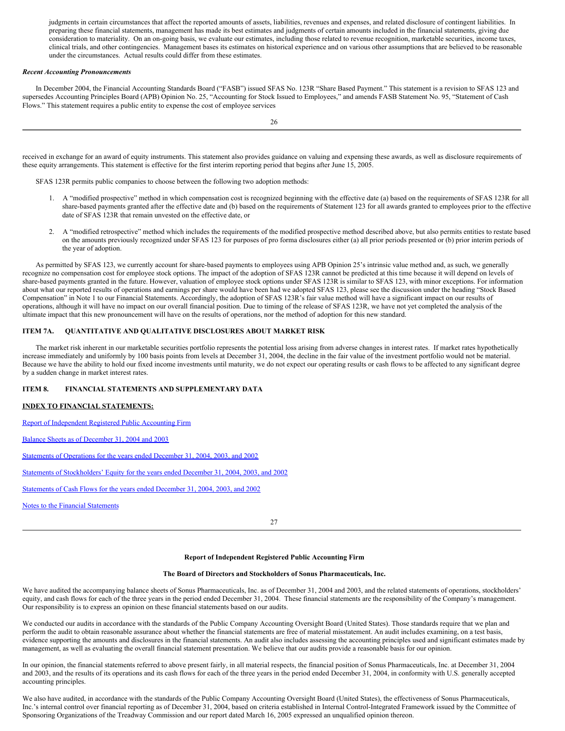judgments in certain circumstances that affect the reported amounts of assets, liabilities, revenues and expenses, and related disclosure of contingent liabilities. In preparing these financial statements, management has made its best estimates and judgments of certain amounts included in the financial statements, giving due consideration to materiality. On an on-going basis, we evaluate our estimates, including those related to revenue recognition, marketable securities, income taxes, clinical trials, and other contingencies. Management bases its estimates on historical experience and on various other assumptions that are believed to be reasonable under the circumstances. Actual results could differ from these estimates.

***Recent Accounting Pronouncements***

In December 2004, the Financial Accounting Standards Board ("FASB") issued SFAS No. 123R "Share Based Payment." This statement is a revision to SFAS 123 and supersedes Accounting Principles Board (APB) Opinion No. 25, "Accounting for Stock Issued to Employees," and amends FASB Statement No. 95, "Statement of Cash Flows." This statement requires a public entity to expense the cost of employee services received in exchange for an award of equity instruments. This statement also provides guidance on valuing and expensing these awards, as well as disclosure requirements of these equity arrangements. This statement is effective for the first interim reporting period that begins after June 15, 2005.

SFAS 123R permits public companies to choose between the following two adoption methods:

1. A "modified prospective" method in which compensation cost is recognized beginning with the effective date (a) based on the requirements of SFAS 123R for all share-based payments granted after the effective date and (b) based on the requirements of Statement 123 for all awards granted to employees prior to the effective date of SFAS 123R that remain unvested on the effective date, or

2. A "modified retrospective" method which includes the requirements of the modified prospective method described above, but also permits entities to restate based on the amounts previously recognized under SFAS 123 for purposes of pro forma disclosures either (a) all prior periods presented or (b) prior interim periods of the year of adoption.

As permitted by SFAS 123, we currently account for share-based payments to employees using APB Opinion 25's intrinsic value method and, as such, we generally recognize no compensation cost for employee stock options. The impact of the adoption of SFAS 123R cannot be predicted at this time because it will depend on levels of share-based payments granted in the future. However, valuation of employee stock options under SFAS 123R is similar to SFAS 123, with minor exceptions. For information about what our reported results of operations and earnings per share would have been had we adopted SFAS 123, please see the discussion under the heading "Stock Based Compensation" in Note 1 to our Financial Statements. Accordingly, the adoption of SFAS 123R's fair value method will have a significant impact on our results of operations, although it will have no impact on our overall financial position. Due to timing of the release of SFAS 123R, we have not yet completed the analysis of the ultimate impact that this new pronouncement will have on the results of operations, nor the method of adoption for this new standard.

## ITEM 7A. QUANTITATIVE AND QUALITATIVE DISCLOSURES ABOUT MARKET RISK

The market risk inherent in our marketable securities portfolio represents the potential loss arising from adverse changes in interest rates. If market rates hypothetically increase immediately and uniformly by 100 basis points from levels at December 31, 2004, the decline in the fair value of the investment portfolio would not be material. Because we have the ability to hold our fixed income investments until maturity, we do not expect our operating results or cash flows to be affected to any significant degree by a sudden change in market interest rates.

## ITEM 8. FINANCIAL STATEMENTS AND SUPPLEMENTARY DATA

**INDEX TO FINANCIAL STATEMENTS:**

Report of Independent Registered Public Accounting Firm

Balance Sheets as of December 31, 2004 and 2003

Statements of Operations for the years ended December 31, 2004, 2003, and 2002

Statements of Stockholders' Equity for the years ended December 31, 2004, 2003, and 2002

Statements of Cash Flows for the years ended December 31, 2004, 2003, and 2002

Notes to the Financial Statements

### Report of Independent Registered Public Accounting Firm

**The Board of Directors and Stockholders of Sonus Pharmaceuticals, Inc.**

We have audited the accompanying balance sheets of Sonus Pharmaceuticals, Inc. as of December 31, 2004 and 2003, and the related statements of operations, stockholders' equity, and cash flows for each of the three years in the period ended December 31, 2004. These financial statements are the responsibility of the Company's management. Our responsibility is to express an opinion on these financial statements based on our audits.

We conducted our audits in accordance with the standards of the Public Company Accounting Oversight Board (United States). Those standards require that we plan and perform the audit to obtain reasonable assurance about whether the financial statements are free of material misstatement. An audit includes examining, on a test basis, evidence supporting the amounts and disclosures in the financial statements. An audit also includes assessing the accounting principles used and significant estimates made by management, as well as evaluating the overall financial statement presentation. We believe that our audits provide a reasonable basis for our opinion.

In our opinion, the financial statements referred to above present fairly, in all material respects, the financial position of Sonus Pharmaceuticals, Inc. at December 31, 2004 and 2003, and the results of its operations and its cash flows for each of the three years in the period ended December 31, 2004, in conformity with U.S. generally accepted accounting principles.

We also have audited, in accordance with the standards of the Public Company Accounting Oversight Board (United States), the effectiveness of Sonus Pharmaceuticals, Inc.'s internal control over financial reporting as of December 31, 2004, based on criteria established in Internal Control-Integrated Framework issued by the Committee of Sponsoring Organizations of the Treadway Commission and our report dated March 16, 2005 expressed an unqualified opinion thereon.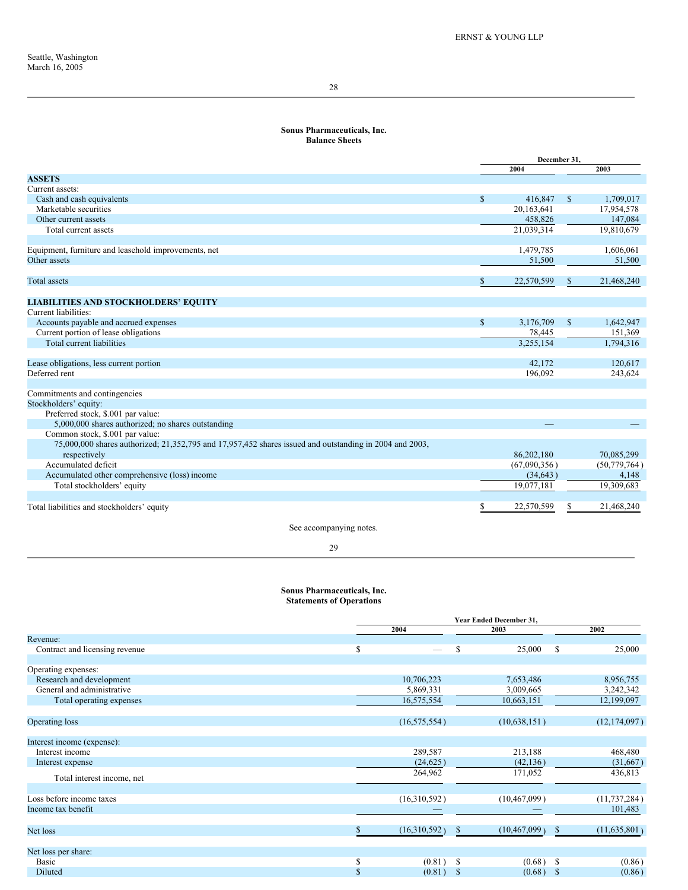ERNST & YOUNG LLP

Seattle, Washington
March 16, 2005

## Sonus Pharmaceuticals, Inc.
## Balance Sheets

| | December 31, 2004 | December 31, 2003 |
|---|---|---|
| **ASSETS** | | |
| Current assets: | | |
| Cash and cash equivalents | $ 416,847 | $ 1,709,017 |
| Marketable securities | 20,163,641 | 17,954,578 |
| Other current assets | 458,826 | 147,084 |
| Total current assets | 21,039,314 | 19,810,679 |
| | | |
| Equipment, furniture and leasehold improvements, net | 1,479,785 | 1,606,061 |
| Other assets | 51,500 | 51,500 |
| | | |
| Total assets | $ 22,570,599 | $ 21,468,240 |
| | | |
| **LIABILITIES AND STOCKHOLDERS' EQUITY** | | |
| Current liabilities: | | |
| Accounts payable and accrued expenses | $ 3,176,709 | $ 1,642,947 |
| Current portion of lease obligations | 78,445 | 151,369 |
| Total current liabilities | 3,255,154 | 1,794,316 |
| | | |
| Lease obligations, less current portion | 42,172 | 120,617 |
| Deferred rent | 196,092 | 243,624 |
| | | |
| Commitments and contingencies | | |
| Stockholders' equity: | | |
| Preferred stock, $.001 par value: | | |
| 5,000,000 shares authorized; no shares outstanding | — | — |
| Common stock, $.001 par value: | | |
| 75,000,000 shares authorized; 21,352,795 and 17,957,452 shares issued and outstanding in 2004 and 2003, respectively | 86,202,180 | 70,085,299 |
| Accumulated deficit | (67,090,356) | (50,779,764) |
| Accumulated other comprehensive (loss) income | (34,643) | 4,148 |
| Total stockholders' equity | 19,077,181 | 19,309,683 |
| | | |
| Total liabilities and stockholders' equity | $ 22,570,599 | $ 21,468,240 |

See accompanying notes.

## Sonus Pharmaceuticals, Inc.
## Statements of Operations

| | Year Ended December 31, 2004 | 2003 | 2002 |
|---|---|---|---|
| Revenue: | | | |
| Contract and licensing revenue | $ — | $ 25,000 | $ 25,000 |
| | | | |
| Operating expenses: | | | |
| Research and development | 10,706,223 | 7,653,486 | 8,956,755 |
| General and administrative | 5,869,331 | 3,009,665 | 3,242,342 |
| Total operating expenses | 16,575,554 | 10,663,151 | 12,199,097 |
| | | | |
| Operating loss | (16,575,554) | (10,638,151) | (12,174,097) |
| | | | |
| Interest income (expense): | | | |
| Interest income | 289,587 | 213,188 | 468,480 |
| Interest expense | (24,625) | (42,136) | (31,667) |
| Total interest income, net | 264,962 | 171,052 | 436,813 |
| | | | |
| Loss before income taxes | (16,310,592) | (10,467,099) | (11,737,284) |
| Income tax benefit | — | — | 101,483 |
| | | | |
| Net loss | $ (16,310,592) | $ (10,467,099) | $ (11,635,801) |
| | | | |
| Net loss per share: | | | |
| Basic | $ (0.81) | $ (0.68) | $ (0.86) |
| Diluted | $ (0.81) | $ (0.68) | $ (0.86) |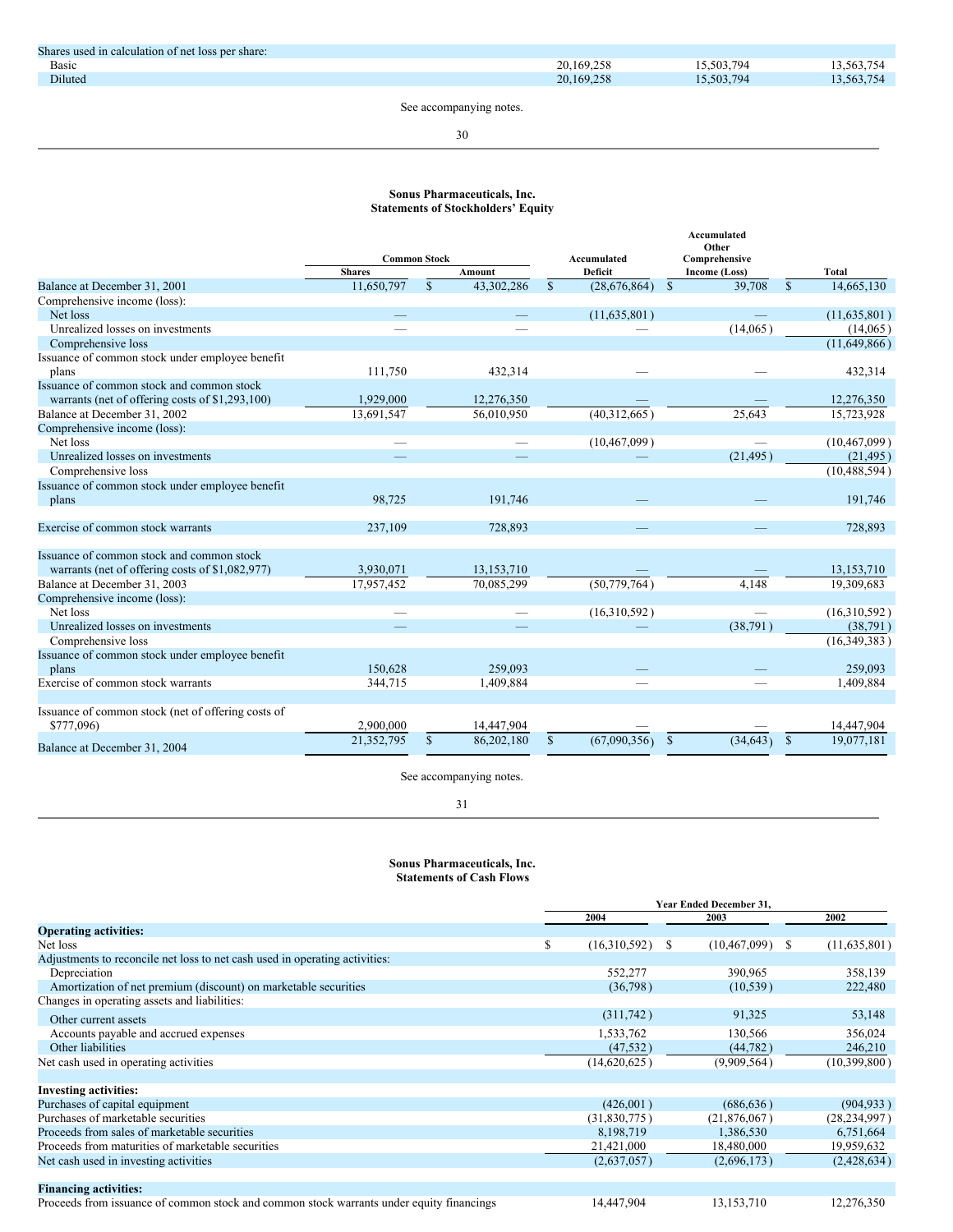| | | | |
|---|---|---|---|
| Shares used in calculation of net loss per share: | | | |
| Basic | 20,169,258 | 15,503,794 | 13,563,754 |
| Diluted | 20,169,258 | 15,503,794 | 13,563,754 |

See accompanying notes.

## Sonus Pharmaceuticals, Inc.
## Statements of Stockholders' Equity

| | Common Stock | | Accumulated Deficit | Accumulated Other Comprehensive Income (Loss) | Total |
|---|---|---|---|---|---|
| | Shares | Amount | | | |
| Balance at December 31, 2001 | 11,650,797 | $ 43,302,286 | $ (28,676,864) | $ 39,708 | $ 14,665,130 |
| Comprehensive income (loss): | | | | | |
| Net loss | — | — | (11,635,801) | — | (11,635,801) |
| Unrealized losses on investments | — | — | — | (14,065) | (14,065) |
| Comprehensive loss | | | | | (11,649,866) |
| Issuance of common stock under employee benefit plans | 111,750 | 432,314 | — | — | 432,314 |
| Issuance of common stock and common stock warrants (net of offering costs of $1,293,100) | 1,929,000 | 12,276,350 | — | — | 12,276,350 |
| Balance at December 31, 2002 | 13,691,547 | 56,010,950 | (40,312,665) | 25,643 | 15,723,928 |
| Comprehensive income (loss): | | | | | |
| Net loss | — | — | (10,467,099) | — | (10,467,099) |
| Unrealized losses on investments | — | — | — | (21,495) | (21,495) |
| Comprehensive loss | | | | | (10,488,594) |
| Issuance of common stock under employee benefit plans | 98,725 | 191,746 | — | — | 191,746 |
| Exercise of common stock warrants | 237,109 | 728,893 | — | — | 728,893 |
| Issuance of common stock and common stock warrants (net of offering costs of $1,082,977) | 3,930,071 | 13,153,710 | — | — | 13,153,710 |
| Balance at December 31, 2003 | 17,957,452 | 70,085,299 | (50,779,764) | 4,148 | 19,309,683 |
| Comprehensive income (loss): | | | | | |
| Net loss | — | — | (16,310,592) | — | (16,310,592) |
| Unrealized losses on investments | — | — | — | (38,791) | (38,791) |
| Comprehensive loss | | | | | (16,349,383) |
| Issuance of common stock under employee benefit plans | 150,628 | 259,093 | — | — | 259,093 |
| Exercise of common stock warrants | 344,715 | 1,409,884 | — | — | 1,409,884 |
| Issuance of common stock (net of offering costs of $777,096) | 2,900,000 | 14,447,904 | — | — | 14,447,904 |
| Balance at December 31, 2004 | 21,352,795 | $ 86,202,180 | $ (67,090,356) | $ (34,643) | $ 19,077,181 |

See accompanying notes.

## Sonus Pharmaceuticals, Inc.
## Statements of Cash Flows

| | Year Ended December 31, | | |
|---|---|---|---|
| | 2004 | 2003 | 2002 |
| **Operating activities:** | | | |
| Net loss | $ (16,310,592) | $ (10,467,099) | $ (11,635,801) |
| Adjustments to reconcile net loss to net cash used in operating activities: | | | |
| Depreciation | 552,277 | 390,965 | 358,139 |
| Amortization of net premium (discount) on marketable securities | (36,798) | (10,539) | 222,480 |
| Changes in operating assets and liabilities: | | | |
| Other current assets | (311,742) | 91,325 | 53,148 |
| Accounts payable and accrued expenses | 1,533,762 | 130,566 | 356,024 |
| Other liabilities | (47,532) | (44,782) | 246,210 |
| Net cash used in operating activities | (14,620,625) | (9,909,564) | (10,399,800) |
| **Investing activities:** | | | |
| Purchases of capital equipment | (426,001) | (686,636) | (904,933) |
| Purchases of marketable securities | (31,830,775) | (21,876,067) | (28,234,997) |
| Proceeds from sales of marketable securities | 8,198,719 | 1,386,530 | 6,751,664 |
| Proceeds from maturities of marketable securities | 21,421,000 | 18,480,000 | 19,959,632 |
| Net cash used in investing activities | (2,637,057) | (2,696,173) | (2,428,634) |
| **Financing activities:** | | | |
| Proceeds from issuance of common stock and common stock warrants under equity financings | 14,447,904 | 13,153,710 | 12,276,350 |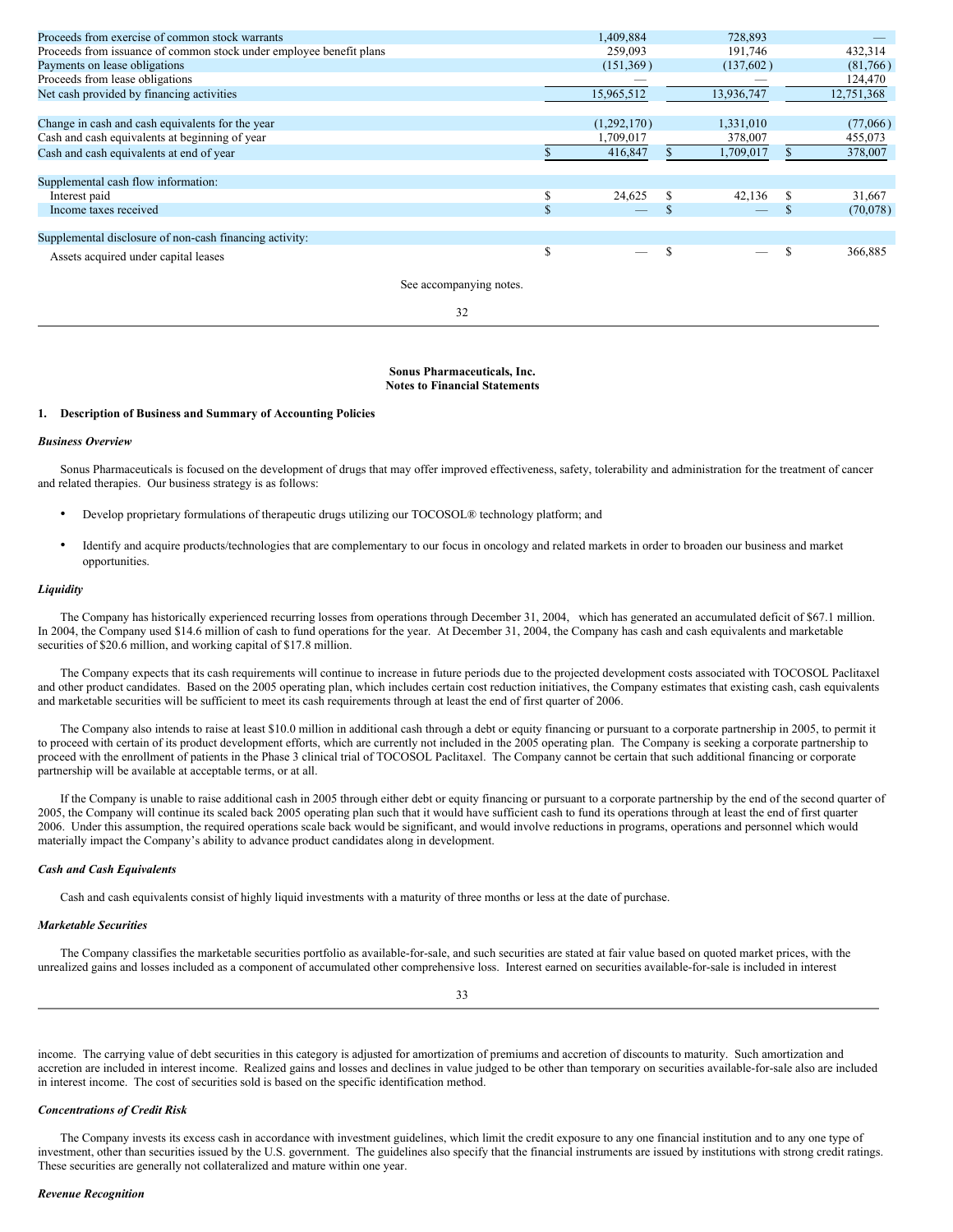| | | | |
|---|---|---|---|
| Proceeds from exercise of common stock warrants | 1,409,884 | 728,893 | — |
| Proceeds from issuance of common stock under employee benefit plans | 259,093 | 191,746 | 432,314 |
| Payments on lease obligations | (151,369) | (137,602) | (81,766) |
| Proceeds from lease obligations | — | — | 124,470 |
| Net cash provided by financing activities | 15,965,512 | 13,936,747 | 12,751,368 |
| | | | |
| Change in cash and cash equivalents for the year | (1,292,170) | 1,331,010 | (77,066) |
| Cash and cash equivalents at beginning of year | 1,709,017 | 378,007 | 455,073 |
| Cash and cash equivalents at end of year | $ 416,847 | $ 1,709,017 | $ 378,007 |
| | | | |
| Supplemental cash flow information: | | | |
| Interest paid | $ 24,625 | $ 42,136 | $ 31,667 |
| Income taxes received | $ — | $ — | $ (70,078) |
| | | | |
| Supplemental disclosure of non-cash financing activity: | | | |
| Assets acquired under capital leases | $ — | $ — | $ 366,885 |

See accompanying notes.

**Sonus Pharmaceuticals, Inc.**
**Notes to Financial Statements**

## 1. Description of Business and Summary of Accounting Policies

### *Business Overview*

Sonus Pharmaceuticals is focused on the development of drugs that may offer improved effectiveness, safety, tolerability and administration for the treatment of cancer and related therapies. Our business strategy is as follows:

- Develop proprietary formulations of therapeutic drugs utilizing our TOCOSOL® technology platform; and
- Identify and acquire products/technologies that are complementary to our focus in oncology and related markets in order to broaden our business and market opportunities.

### *Liquidity*

The Company has historically experienced recurring losses from operations through December 31, 2004, which has generated an accumulated deficit of $67.1 million. In 2004, the Company used $14.6 million of cash to fund operations for the year. At December 31, 2004, the Company has cash and cash equivalents and marketable securities of $20.6 million, and working capital of $17.8 million.

The Company expects that its cash requirements will continue to increase in future periods due to the projected development costs associated with TOCOSOL Paclitaxel and other product candidates. Based on the 2005 operating plan, which includes certain cost reduction initiatives, the Company estimates that existing cash, cash equivalents and marketable securities will be sufficient to meet its cash requirements through at least the end of first quarter of 2006.

The Company also intends to raise at least $10.0 million in additional cash through a debt or equity financing or pursuant to a corporate partnership in 2005, to permit it to proceed with certain of its product development efforts, which are currently not included in the 2005 operating plan. The Company is seeking a corporate partnership to proceed with the enrollment of patients in the Phase 3 clinical trial of TOCOSOL Paclitaxel. The Company cannot be certain that such additional financing or corporate partnership will be available at acceptable terms, or at all.

If the Company is unable to raise additional cash in 2005 through either debt or equity financing or pursuant to a corporate partnership by the end of the second quarter of 2005, the Company will continue its scaled back 2005 operating plan such that it would have sufficient cash to fund its operations through at least the end of first quarter 2006. Under this assumption, the required operations scale back would be significant, and would involve reductions in programs, operations and personnel which would materially impact the Company's ability to advance product candidates along in development.

### *Cash and Cash Equivalents*

Cash and cash equivalents consist of highly liquid investments with a maturity of three months or less at the date of purchase.

### *Marketable Securities*

The Company classifies the marketable securities portfolio as available-for-sale, and such securities are stated at fair value based on quoted market prices, with the unrealized gains and losses included as a component of accumulated other comprehensive loss. Interest earned on securities available-for-sale is included in interest income. The carrying value of debt securities in this category is adjusted for amortization of premiums and accretion of discounts to maturity. Such amortization and accretion are included in interest income. Realized gains and losses and declines in value judged to be other than temporary on securities available-for-sale also are included in interest income. The cost of securities sold is based on the specific identification method.

### *Concentrations of Credit Risk*

The Company invests its excess cash in accordance with investment guidelines, which limit the credit exposure to any one financial institution and to any one type of investment, other than securities issued by the U.S. government. The guidelines also specify that the financial instruments are issued by institutions with strong credit ratings. These securities are generally not collateralized and mature within one year.

### *Revenue Recognition*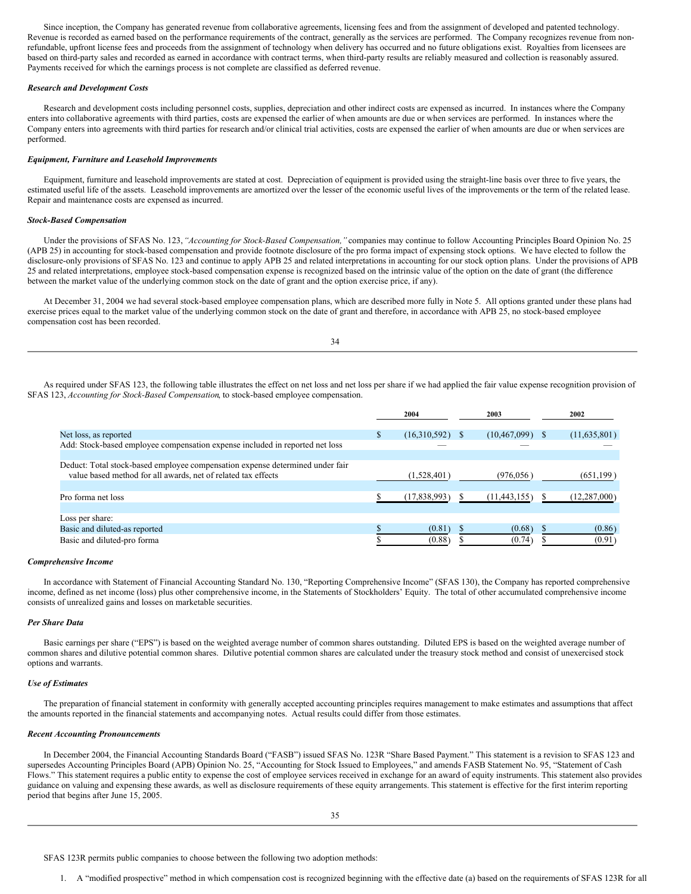Since inception, the Company has generated revenue from collaborative agreements, licensing fees and from the assignment of developed and patented technology. Revenue is recorded as earned based on the performance requirements of the contract, generally as the services are performed. The Company recognizes revenue from non-refundable, upfront license fees and proceeds from the assignment of technology when delivery has occurred and no future obligations exist. Royalties from licensees are based on third-party sales and recorded as earned in accordance with contract terms, when third-party results are reliably measured and collection is reasonably assured. Payments received for which the earnings process is not complete are classified as deferred revenue.

***Research and Development Costs***

Research and development costs including personnel costs, supplies, depreciation and other indirect costs are expensed as incurred. In instances where the Company enters into collaborative agreements with third parties, costs are expensed the earlier of when amounts are due or when services are performed. In instances where the Company enters into agreements with third parties for research and/or clinical trial activities, costs are expensed the earlier of when amounts are due or when services are performed.

***Equipment, Furniture and Leasehold Improvements***

Equipment, furniture and leasehold improvements are stated at cost. Depreciation of equipment is provided using the straight-line basis over three to five years, the estimated useful life of the assets. Leasehold improvements are amortized over the lesser of the economic useful lives of the improvements or the term of the related lease. Repair and maintenance costs are expensed as incurred.

***Stock-Based Compensation***

Under the provisions of SFAS No. 123, *"Accounting for Stock-Based Compensation,"* companies may continue to follow Accounting Principles Board Opinion No. 25 (APB 25) in accounting for stock-based compensation and provide footnote disclosure of the pro forma impact of expensing stock options. We have elected to follow the disclosure-only provisions of SFAS No. 123 and continue to apply APB 25 and related interpretations in accounting for our stock option plans. Under the provisions of APB 25 and related interpretations, employee stock-based compensation expense is recognized based on the intrinsic value of the option on the date of grant (the difference between the market value of the underlying common stock on the date of grant and the option exercise price, if any).

At December 31, 2004 we had several stock-based employee compensation plans, which are described more fully in Note 5. All options granted under these plans had exercise prices equal to the market value of the underlying common stock on the date of grant and therefore, in accordance with APB 25, no stock-based employee compensation cost has been recorded.

As required under SFAS 123, the following table illustrates the effect on net loss and net loss per share if we had applied the fair value expense recognition provision of SFAS 123, *Accounting for Stock-Based Compensation*, to stock-based employee compensation.

| | 2004 | 2003 | 2002 |
|---|---|---|---|
| Net loss, as reported | $ (16,310,592) | $ (10,467,099) | $ (11,635,801) |
| Add: Stock-based employee compensation expense included in reported net loss | — | — | — |
| Deduct: Total stock-based employee compensation expense determined under fair value based method for all awards, net of related tax effects | (1,528,401) | (976,056) | (651,199) |
| Pro forma net loss | $ (17,838,993) | $ (11,443,155) | $ (12,287,000) |
| Loss per share: | | | |
| Basic and diluted-as reported | $ (0.81) | $ (0.68) | $ (0.86) |
| Basic and diluted-pro forma | $ (0.88) | $ (0.74) | $ (0.91) |

***Comprehensive Income***

In accordance with Statement of Financial Accounting Standard No. 130, "Reporting Comprehensive Income" (SFAS 130), the Company has reported comprehensive income, defined as net income (loss) plus other comprehensive income, in the Statements of Stockholders' Equity. The total of other accumulated comprehensive income consists of unrealized gains and losses on marketable securities.

***Per Share Data***

Basic earnings per share ("EPS") is based on the weighted average number of common shares outstanding. Diluted EPS is based on the weighted average number of common shares and dilutive potential common shares. Dilutive potential common shares are calculated under the treasury stock method and consist of unexercised stock options and warrants.

***Use of Estimates***

The preparation of financial statement in conformity with generally accepted accounting principles requires management to make estimates and assumptions that affect the amounts reported in the financial statements and accompanying notes. Actual results could differ from those estimates.

***Recent Accounting Pronouncements***

In December 2004, the Financial Accounting Standards Board ("FASB") issued SFAS No. 123R "Share Based Payment." This statement is a revision to SFAS 123 and supersedes Accounting Principles Board (APB) Opinion No. 25, "Accounting for Stock Issued to Employees," and amends FASB Statement No. 95, "Statement of Cash Flows." This statement requires a public entity to expense the cost of employee services received in exchange for an award of equity instruments. This statement also provides guidance on valuing and expensing these awards, as well as disclosure requirements of these equity arrangements. This statement is effective for the first interim reporting period that begins after June 15, 2005.

SFAS 123R permits public companies to choose between the following two adoption methods:

1. A "modified prospective" method in which compensation cost is recognized beginning with the effective date (a) based on the requirements of SFAS 123R for all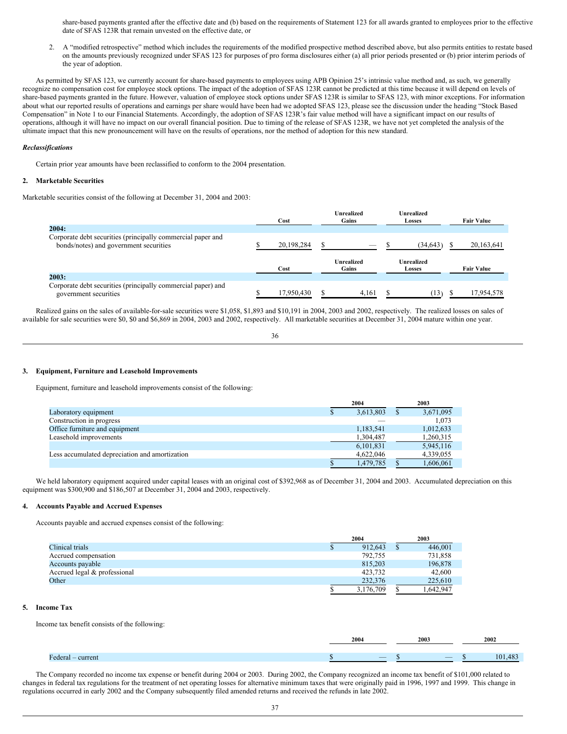share-based payments granted after the effective date and (b) based on the requirements of Statement 123 for all awards granted to employees prior to the effective date of SFAS 123R that remain unvested on the effective date, or

2. A "modified retrospective" method which includes the requirements of the modified prospective method described above, but also permits entities to restate based on the amounts previously recognized under SFAS 123 for purposes of pro forma disclosures either (a) all prior periods presented or (b) prior interim periods of the year of adoption.

As permitted by SFAS 123, we currently account for share-based payments to employees using APB Opinion 25's intrinsic value method and, as such, we generally recognize no compensation cost for employee stock options. The impact of the adoption of SFAS 123R cannot be predicted at this time because it will depend on levels of share-based payments granted in the future. However, valuation of employee stock options under SFAS 123R is similar to SFAS 123, with minor exceptions. For information about what our reported results of operations and earnings per share would have been had we adopted SFAS 123, please see the discussion under the heading "Stock Based Compensation" in Note 1 to our Financial Statements. Accordingly, the adoption of SFAS 123R's fair value method will have a significant impact on our results of operations, although it will have no impact on our overall financial position. Due to timing of the release of SFAS 123R, we have not yet completed the analysis of the ultimate impact that this new pronouncement will have on the results of operations, nor the method of adoption for this new standard.

***Reclassifications***

Certain prior year amounts have been reclassified to conform to the 2004 presentation.

## 2. Marketable Securities

Marketable securities consist of the following at December 31, 2004 and 2003:

| | Cost | Unrealized Gains | Unrealized Losses | Fair Value |
|---|---|---|---|---|
| **2004:** | | | | |
| Corporate debt securities (principally commercial paper and bonds/notes) and government securities | $ 20,198,284 | $ — | $ (34,643) | $ 20,163,641 |
| **2003:** | | | | |
| Corporate debt securities (principally commercial paper) and government securities | $ 17,950,430 | $ 4,161 | $ (13) | $ 17,954,578 |

Realized gains on the sales of available-for-sale securities were $1,058, $1,893 and $10,191 in 2004, 2003 and 2002, respectively. The realized losses on sales of available for sale securities were $0, $0 and $6,869 in 2004, 2003 and 2002, respectively. All marketable securities at December 31, 2004 mature within one year.

## 3. Equipment, Furniture and Leasehold Improvements

Equipment, furniture and leasehold improvements consist of the following:

| | 2004 | 2003 |
|---|---|---|
| Laboratory equipment | $ 3,613,803 | $ 3,671,095 |
| Construction in progress | — | 1,073 |
| Office furniture and equipment | 1,183,541 | 1,012,633 |
| Leasehold improvements | 1,304,487 | 1,260,315 |
| | 6,101,831 | 5,945,116 |
| Less accumulated depreciation and amortization | 4,622,046 | 4,339,055 |
| | $ 1,479,785 | $ 1,606,061 |

We held laboratory equipment acquired under capital leases with an original cost of $392,968 as of December 31, 2004 and 2003. Accumulated depreciation on this equipment was $300,900 and $186,507 at December 31, 2004 and 2003, respectively.

## 4. Accounts Payable and Accrued Expenses

Accounts payable and accrued expenses consist of the following:

| | 2004 | 2003 |
|---|---|---|
| Clinical trials | $ 912,643 | $ 446,001 |
| Accrued compensation | 792,755 | 731,858 |
| Accounts payable | 815,203 | 196,878 |
| Accrued legal & professional | 423,732 | 42,600 |
| Other | 232,376 | 225,610 |
| | $ 3,176,709 | $ 1,642,947 |

## 5. Income Tax

Income tax benefit consists of the following:

| | 2004 | 2003 | 2002 |
|---|---|---|---|
| Federal – current | $ — | $ — | $ 101,483 |

The Company recorded no income tax expense or benefit during 2004 or 2003. During 2002, the Company recognized an income tax benefit of $101,000 related to changes in federal tax regulations for the treatment of net operating losses for alternative minimum taxes that were originally paid in 1996, 1997 and 1999. This change in regulations occurred in early 2002 and the Company subsequently filed amended returns and received the refunds in late 2002.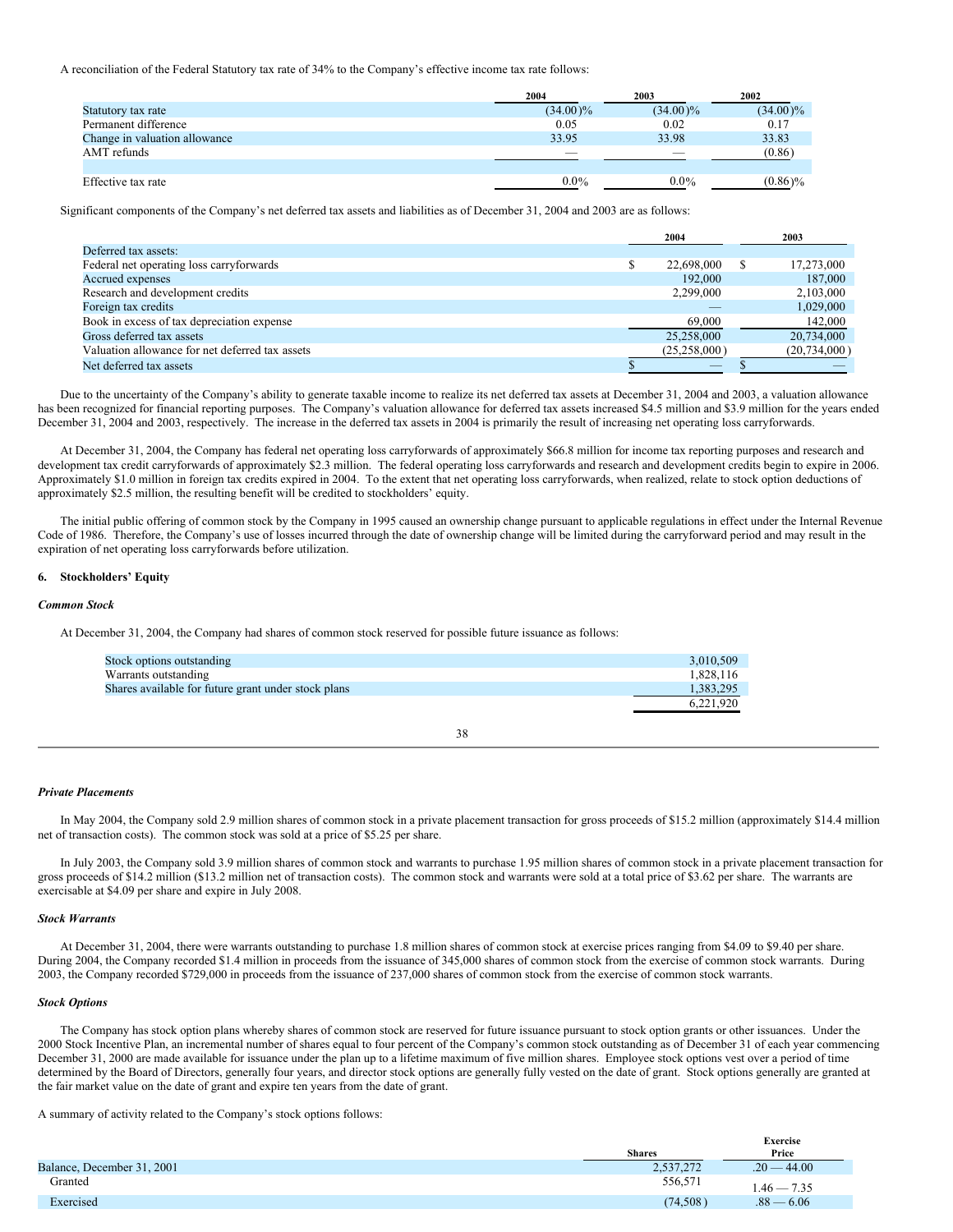A reconciliation of the Federal Statutory tax rate of 34% to the Company's effective income tax rate follows:

| | 2004 | 2003 | 2002 |
|---|---|---|---|
| Statutory tax rate | (34.00 )% | (34.00 )% | (34.00 )% |
| Permanent difference | 0.05 | 0.02 | 0.17 |
| Change in valuation allowance | 33.95 | 33.98 | 33.83 |
| AMT refunds | — | — | (0.86 ) |
| | | | |
| Effective tax rate | 0.0% | 0.0% | (0.86 )% |

Significant components of the Company's net deferred tax assets and liabilities as of December 31, 2004 and 2003 are as follows:

| | 2004 | 2003 |
|---|---|---|
| Deferred tax assets: | | |
| Federal net operating loss carryforwards | $ 22,698,000 | $ 17,273,000 |
| Accrued expenses | 192,000 | 187,000 |
| Research and development credits | 2,299,000 | 2,103,000 |
| Foreign tax credits | — | 1,029,000 |
| Book in excess of tax depreciation expense | 69,000 | 142,000 |
| Gross deferred tax assets | 25,258,000 | 20,734,000 |
| Valuation allowance for net deferred tax assets | (25,258,000 ) | (20,734,000 ) |
| Net deferred tax assets | $ — | $ — |

Due to the uncertainty of the Company's ability to generate taxable income to realize its net deferred tax assets at December 31, 2004 and 2003, a valuation allowance has been recognized for financial reporting purposes. The Company's valuation allowance for deferred tax assets increased $4.5 million and $3.9 million for the years ended December 31, 2004 and 2003, respectively. The increase in the deferred tax assets in 2004 is primarily the result of increasing net operating loss carryforwards.

At December 31, 2004, the Company has federal net operating loss carryforwards of approximately $66.8 million for income tax reporting purposes and research and development tax credit carryforwards of approximately $2.3 million. The federal operating loss carryforwards and research and development credits begin to expire in 2006. Approximately $1.0 million in foreign tax credits expired in 2004. To the extent that net operating loss carryforwards, when realized, relate to stock option deductions of approximately $2.5 million, the resulting benefit will be credited to stockholders' equity.

The initial public offering of common stock by the Company in 1995 caused an ownership change pursuant to applicable regulations in effect under the Internal Revenue Code of 1986. Therefore, the Company's use of losses incurred through the date of ownership change will be limited during the carryforward period and may result in the expiration of net operating loss carryforwards before utilization.

## 6. Stockholders' Equity

### *Common Stock*

At December 31, 2004, the Company had shares of common stock reserved for possible future issuance as follows:

| | |
|---|---|
| Stock options outstanding | 3,010,509 |
| Warrants outstanding | 1,828,116 |
| Shares available for future grant under stock plans | 1,383,295 |
| | 6,221,920 |

### *Private Placements*

In May 2004, the Company sold 2.9 million shares of common stock in a private placement transaction for gross proceeds of $15.2 million (approximately $14.4 million net of transaction costs). The common stock was sold at a price of $5.25 per share.

In July 2003, the Company sold 3.9 million shares of common stock and warrants to purchase 1.95 million shares of common stock in a private placement transaction for gross proceeds of $14.2 million ($13.2 million net of transaction costs). The common stock and warrants were sold at a total price of $3.62 per share. The warrants are exercisable at $4.09 per share and expire in July 2008.

### *Stock Warrants*

At December 31, 2004, there were warrants outstanding to purchase 1.8 million shares of common stock at exercise prices ranging from $4.09 to $9.40 per share. During 2004, the Company recorded $1.4 million in proceeds from the issuance of 345,000 shares of common stock from the exercise of common stock warrants. During 2003, the Company recorded $729,000 in proceeds from the issuance of 237,000 shares of common stock from the exercise of common stock warrants.

### *Stock Options*

The Company has stock option plans whereby shares of common stock are reserved for future issuance pursuant to stock option grants or other issuances. Under the 2000 Stock Incentive Plan, an incremental number of shares equal to four percent of the Company's common stock outstanding as of December 31 of each year commencing December 31, 2000 are made available for issuance under the plan up to a lifetime maximum of five million shares. Employee stock options vest over a period of time determined by the Board of Directors, generally four years, and director stock options are generally fully vested on the date of grant. Stock options generally are granted at the fair market value on the date of grant and expire ten years from the date of grant.

A summary of activity related to the Company's stock options follows:

| | Shares | Exercise Price |
|---|---|---|
| Balance, December 31, 2001 | 2,537,272 | .20 — 44.00 |
| Granted | 556,571 | 1.46 — 7.35 |
| Exercised | (74,508 ) | .88 — 6.06 |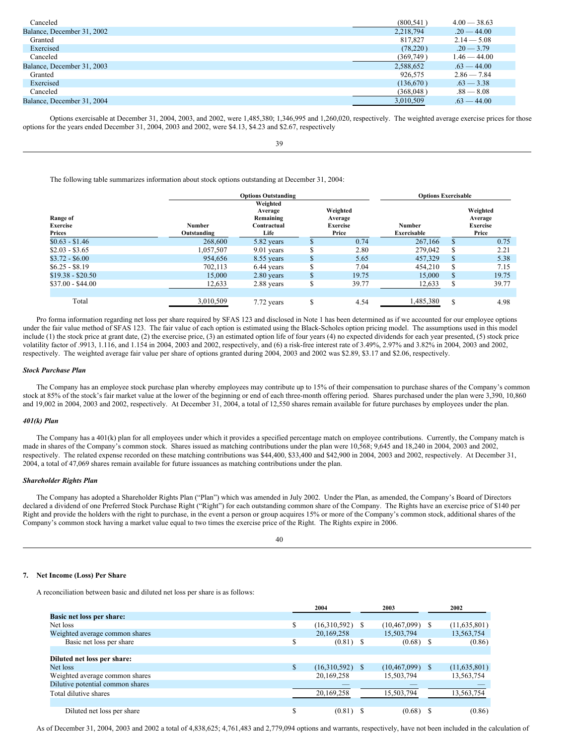| | | |
|---|---|---|
| Canceled | (800,541 ) | 4.00 — 38.63 |
| Balance, December 31, 2002 | 2,218,794 | .20 — 44.00 |
| Granted | 817,827 | 2.14 — 5.08 |
| Exercised | (78,220 ) | .20 — 3.79 |
| Canceled | (369,749 ) | 1.46 — 44.00 |
| Balance, December 31, 2003 | 2,588,652 | .63 — 44.00 |
| Granted | 926,575 | 2.86 — 7.84 |
| Exercised | (136,670 ) | .63 — 3.38 |
| Canceled | (368,048 ) | .88 — 8.08 |
| Balance, December 31, 2004 | 3,010,509 | .63 — 44.00 |

Options exercisable at December 31, 2004, 2003, and 2002, were 1,485,380; 1,346,995 and 1,260,020, respectively. The weighted average exercise prices for those options for the years ended December 31, 2004, 2003 and 2002, were $4.13, $4.23 and $2.67, respectively

The following table summarizes information about stock options outstanding at December 31, 2004:

| | Options Outstanding | | | Options Exercisable | |
|---|---|---|---|---|---|
| Range of Exercise Prices | Number Outstanding | Weighted Average Remaining Contractual Life | Weighted Average Exercise Price | Number Exercisable | Weighted Average Exercise Price |
| $0.63 - $1.46 | 268,600 | 5.82 years | $ 0.74 | 267,166 | $ 0.75 |
| $2.03 - $3.65 | 1,057,507 | 9.01 years | $ 2.80 | 279,042 | $ 2.21 |
| $3.72 - $6.00 | 954,656 | 8.55 years | $ 5.65 | 457,329 | $ 5.38 |
| $6.25 - $8.19 | 702,113 | 6.44 years | $ 7.04 | 454,210 | $ 7.15 |
| $19.38 - $20.50 | 15,000 | 2.80 years | $ 19.75 | 15,000 | $ 19.75 |
| $37.00 - $44.00 | 12,633 | 2.88 years | $ 39.77 | 12,633 | $ 39.77 |
| Total | 3,010,509 | 7.72 years | $ 4.54 | 1,485,380 | $ 4.98 |

Pro forma information regarding net loss per share required by SFAS 123 and disclosed in Note 1 has been determined as if we accounted for our employee options under the fair value method of SFAS 123. The fair value of each option is estimated using the Black-Scholes option pricing model. The assumptions used in this model include (1) the stock price at grant date, (2) the exercise price, (3) an estimated option life of four years (4) no expected dividends for each year presented, (5) stock price volatility factor of .9913, 1.116, and 1.154 in 2004, 2003 and 2002, respectively, and (6) a risk-free interest rate of 3.49%, 2.97% and 3.82% in 2004, 2003 and 2002, respectively. The weighted average fair value per share of options granted during 2004, 2003 and 2002 was $2.89, $3.17 and $2.06, respectively.

***Stock Purchase Plan***

The Company has an employee stock purchase plan whereby employees may contribute up to 15% of their compensation to purchase shares of the Company's common stock at 85% of the stock's fair market value at the lower of the beginning or end of each three-month offering period. Shares purchased under the plan were 3,390, 10,860 and 19,002 in 2004, 2003 and 2002, respectively. At December 31, 2004, a total of 12,550 shares remain available for future purchases by employees under the plan.

***401(k) Plan***

The Company has a 401(k) plan for all employees under which it provides a specified percentage match on employee contributions. Currently, the Company match is made in shares of the Company's common stock. Shares issued as matching contributions under the plan were 10,568; 9,645 and 18,240 in 2004, 2003 and 2002, respectively. The related expense recorded on these matching contributions was $44,400, $33,400 and $42,900 in 2004, 2003 and 2002, respectively. At December 31, 2004, a total of 47,069 shares remain available for future issuances as matching contributions under the plan.

***Shareholder Rights Plan***

The Company has adopted a Shareholder Rights Plan ("Plan") which was amended in July 2002. Under the Plan, as amended, the Company's Board of Directors declared a dividend of one Preferred Stock Purchase Right ("Right") for each outstanding common share of the Company. The Rights have an exercise price of $140 per Right and provide the holders with the right to purchase, in the event a person or group acquires 15% or more of the Company's common stock, additional shares of the Company's common stock having a market value equal to two times the exercise price of the Right. The Rights expire in 2006.

## 7. Net Income (Loss) Per Share

A reconciliation between basic and diluted net loss per share is as follows:

| | 2004 | 2003 | 2002 |
|---|---|---|---|
| **Basic net loss per share:** | | | |
| Net loss | $ (16,310,592) | $ (10,467,099) | $ (11,635,801) |
| Weighted average common shares | 20,169,258 | 15,503,794 | 13,563,754 |
| Basic net loss per share | $ (0.81) | $ (0.68) | $ (0.86) |
| | | | |
| **Diluted net loss per share:** | | | |
| Net loss | $ (16,310,592) | $ (10,467,099) | $ (11,635,801) |
| Weighted average common shares | 20,169,258 | 15,503,794 | 13,563,754 |
| Dilutive potential common shares | — | — | — |
| Total dilutive shares | 20,169,258 | 15,503,794 | 13,563,754 |
| | | | |
| Diluted net loss per share | $ (0.81) | $ (0.68) | $ (0.86) |

As of December 31, 2004, 2003 and 2002 a total of 4,838,625; 4,761,483 and 2,779,094 options and warrants, respectively, have not been included in the calculation of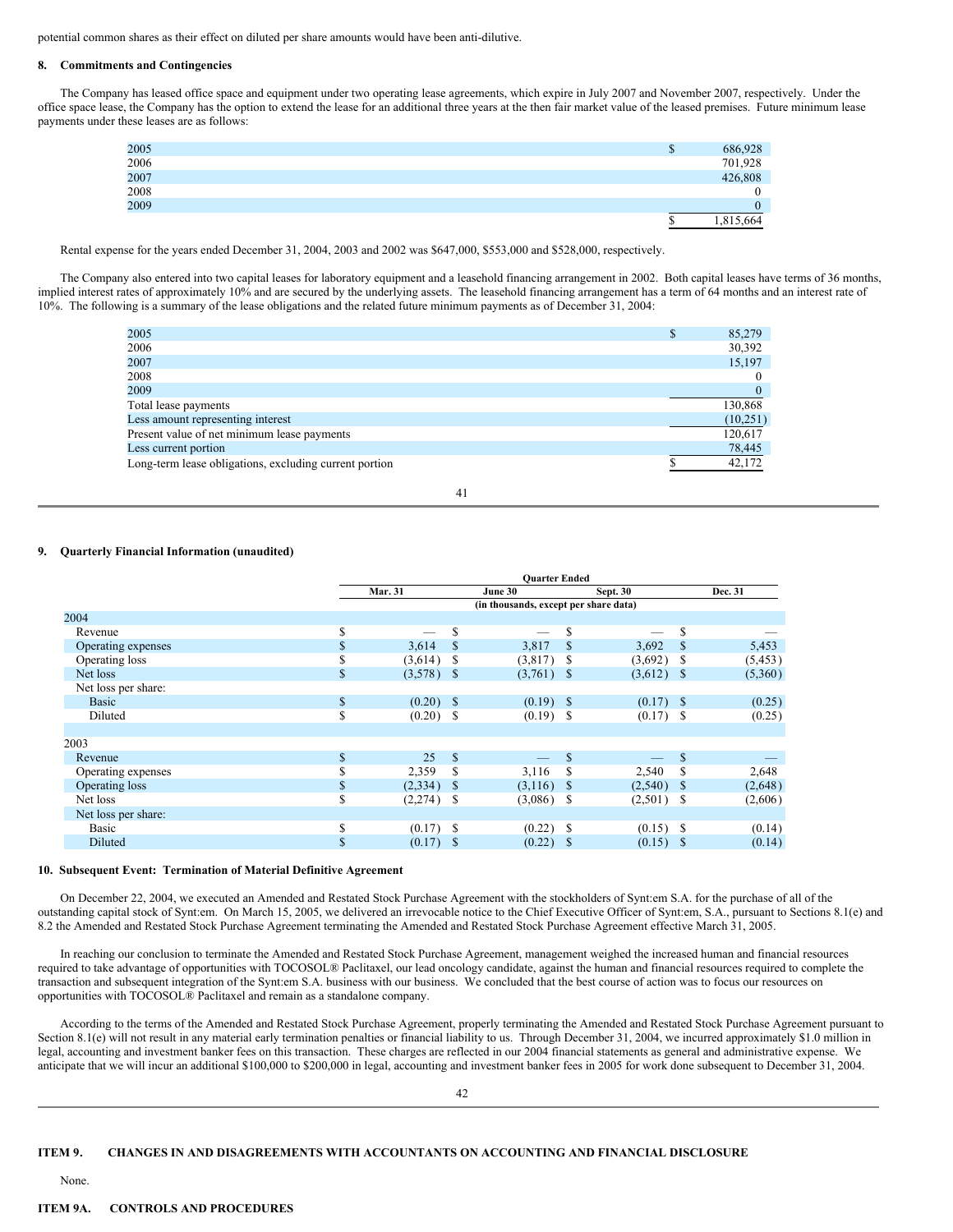potential common shares as their effect on diluted per share amounts would have been anti-dilutive.

**8. Commitments and Contingencies**

The Company has leased office space and equipment under two operating lease agreements, which expire in July 2007 and November 2007, respectively. Under the office space lease, the Company has the option to extend the lease for an additional three years at the then fair market value of the leased premises. Future minimum lease payments under these leases are as follows:

| | |
|---|---|
| 2005 | $ 686,928 |
| 2006 | 701,928 |
| 2007 | 426,808 |
| 2008 | 0 |
| 2009 | 0 |
| | $ 1,815,664 |

Rental expense for the years ended December 31, 2004, 2003 and 2002 was $647,000, $553,000 and $528,000, respectively.

The Company also entered into two capital leases for laboratory equipment and a leasehold financing arrangement in 2002. Both capital leases have terms of 36 months, implied interest rates of approximately 10% and are secured by the underlying assets. The leasehold financing arrangement has a term of 64 months and an interest rate of 10%. The following is a summary of the lease obligations and the related future minimum payments as of December 31, 2004:

| | |
|---|---|
| 2005 | $ 85,279 |
| 2006 | 30,392 |
| 2007 | 15,197 |
| 2008 | 0 |
| 2009 | 0 |
| Total lease payments | 130,868 |
| Less amount representing interest | (10,251) |
| Present value of net minimum lease payments | 120,617 |
| Less current portion | 78,445 |
| Long-term lease obligations, excluding current portion | $ 42,172 |

**9. Quarterly Financial Information (unaudited)**

| | Quarter Ended | | | |
|---|---|---|---|---|
| | Mar. 31 | June 30 | Sept. 30 | Dec. 31 |
| | (in thousands, except per share data) | | | |
| **2004** | | | | |
| Revenue | $ — | $ — | $ — | $ — |
| Operating expenses | $ 3,614 | $ 3,817 | $ 3,692 | $ 5,453 |
| Operating loss | $ (3,614) | $ (3,817) | $ (3,692) | $ (5,453) |
| Net loss | $ (3,578) | $ (3,761) | $ (3,612) | $ (5,360) |
| Net loss per share: | | | | |
| Basic | $ (0.20) | $ (0.19) | $ (0.17) | $ (0.25) |
| Diluted | $ (0.20) | $ (0.19) | $ (0.17) | $ (0.25) |
| **2003** | | | | |
| Revenue | $ 25 | $ — | $ — | $ — |
| Operating expenses | $ 2,359 | $ 3,116 | $ 2,540 | $ 2,648 |
| Operating loss | $ (2,334) | $ (3,116) | $ (2,540) | $ (2,648) |
| Net loss | $ (2,274) | $ (3,086) | $ (2,501) | $ (2,606) |
| Net loss per share: | | | | |
| Basic | $ (0.17) | $ (0.22) | $ (0.15) | $ (0.14) |
| Diluted | $ (0.17) | $ (0.22) | $ (0.15) | $ (0.14) |

**10. Subsequent Event: Termination of Material Definitive Agreement**

On December 22, 2004, we executed an Amended and Restated Stock Purchase Agreement with the stockholders of Synt:em S.A. for the purchase of all of the outstanding capital stock of Synt:em. On March 15, 2005, we delivered an irrevocable notice to the Chief Executive Officer of Synt:em, S.A., pursuant to Sections 8.1(e) and 8.2 the Amended and Restated Stock Purchase Agreement terminating the Amended and Restated Stock Purchase Agreement effective March 31, 2005.

In reaching our conclusion to terminate the Amended and Restated Stock Purchase Agreement, management weighed the increased human and financial resources required to take advantage of opportunities with TOCOSOL® Paclitaxel, our lead oncology candidate, against the human and financial resources required to complete the transaction and subsequent integration of the Synt:em S.A. business with our business. We concluded that the best course of action was to focus our resources on opportunities with TOCOSOL® Paclitaxel and remain as a standalone company.

According to the terms of the Amended and Restated Stock Purchase Agreement, properly terminating the Amended and Restated Stock Purchase Agreement pursuant to Section 8.1(e) will not result in any material early termination penalties or financial liability to us. Through December 31, 2004, we incurred approximately $1.0 million in legal, accounting and investment banker fees on this transaction. These charges are reflected in our 2004 financial statements as general and administrative expense. We anticipate that we will incur an additional $100,000 to $200,000 in legal, accounting and investment banker fees in 2005 for work done subsequent to December 31, 2004.

**ITEM 9. CHANGES IN AND DISAGREEMENTS WITH ACCOUNTANTS ON ACCOUNTING AND FINANCIAL DISCLOSURE**

None.

**ITEM 9A. CONTROLS AND PROCEDURES**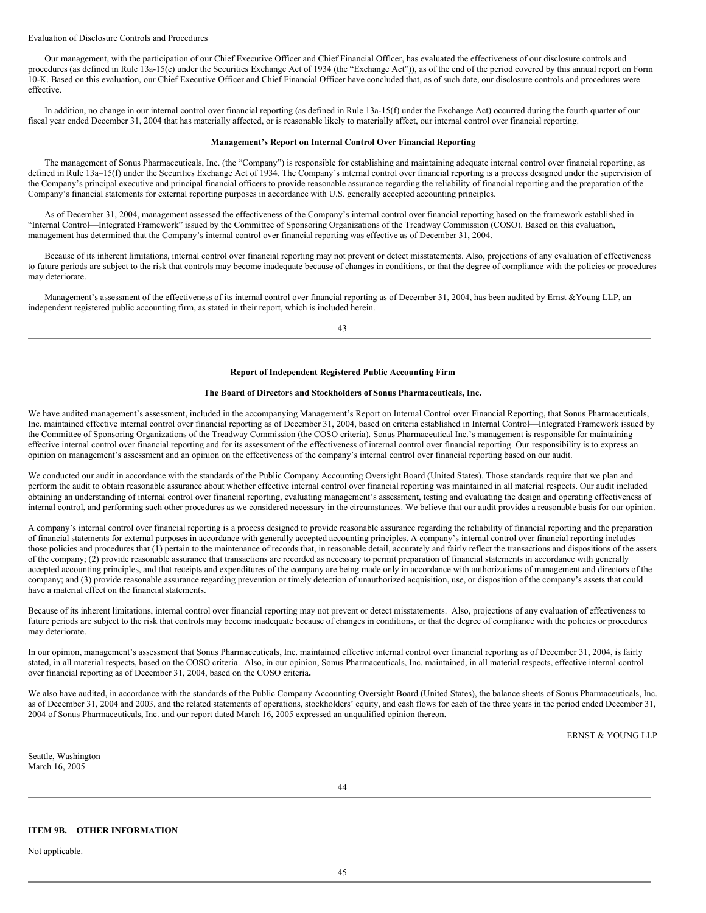Evaluation of Disclosure Controls and Procedures

Our management, with the participation of our Chief Executive Officer and Chief Financial Officer, has evaluated the effectiveness of our disclosure controls and procedures (as defined in Rule 13a-15(e) under the Securities Exchange Act of 1934 (the "Exchange Act")), as of the end of the period covered by this annual report on Form 10-K. Based on this evaluation, our Chief Executive Officer and Chief Financial Officer have concluded that, as of such date, our disclosure controls and procedures were effective.

In addition, no change in our internal control over financial reporting (as defined in Rule 13a-15(f) under the Exchange Act) occurred during the fourth quarter of our fiscal year ended December 31, 2004 that has materially affected, or is reasonable likely to materially affect, our internal control over financial reporting.

**Management's Report on Internal Control Over Financial Reporting**

The management of Sonus Pharmaceuticals, Inc. (the "Company") is responsible for establishing and maintaining adequate internal control over financial reporting, as defined in Rule 13a–15(f) under the Securities Exchange Act of 1934. The Company's internal control over financial reporting is a process designed under the supervision of the Company's principal executive and principal financial officers to provide reasonable assurance regarding the reliability of financial reporting and the preparation of the Company's financial statements for external reporting purposes in accordance with U.S. generally accepted accounting principles.

As of December 31, 2004, management assessed the effectiveness of the Company's internal control over financial reporting based on the framework established in "Internal Control—Integrated Framework" issued by the Committee of Sponsoring Organizations of the Treadway Commission (COSO). Based on this evaluation, management has determined that the Company's internal control over financial reporting was effective as of December 31, 2004.

Because of its inherent limitations, internal control over financial reporting may not prevent or detect misstatements. Also, projections of any evaluation of effectiveness to future periods are subject to the risk that controls may become inadequate because of changes in conditions, or that the degree of compliance with the policies or procedures may deteriorate.

Management's assessment of the effectiveness of its internal control over financial reporting as of December 31, 2004, has been audited by Ernst &Young LLP, an independent registered public accounting firm, as stated in their report, which is included herein.

**Report of Independent Registered Public Accounting Firm**

**The Board of Directors and Stockholders of Sonus Pharmaceuticals, Inc.**

We have audited management's assessment, included in the accompanying Management's Report on Internal Control over Financial Reporting, that Sonus Pharmaceuticals, Inc. maintained effective internal control over financial reporting as of December 31, 2004, based on criteria established in Internal Control—Integrated Framework issued by the Committee of Sponsoring Organizations of the Treadway Commission (the COSO criteria). Sonus Pharmaceutical Inc.'s management is responsible for maintaining effective internal control over financial reporting and for its assessment of the effectiveness of internal control over financial reporting. Our responsibility is to express an opinion on management's assessment and an opinion on the effectiveness of the company's internal control over financial reporting based on our audit.

We conducted our audit in accordance with the standards of the Public Company Accounting Oversight Board (United States). Those standards require that we plan and perform the audit to obtain reasonable assurance about whether effective internal control over financial reporting was maintained in all material respects. Our audit included obtaining an understanding of internal control over financial reporting, evaluating management's assessment, testing and evaluating the design and operating effectiveness of internal control, and performing such other procedures as we considered necessary in the circumstances. We believe that our audit provides a reasonable basis for our opinion.

A company's internal control over financial reporting is a process designed to provide reasonable assurance regarding the reliability of financial reporting and the preparation of financial statements for external purposes in accordance with generally accepted accounting principles. A company's internal control over financial reporting includes those policies and procedures that (1) pertain to the maintenance of records that, in reasonable detail, accurately and fairly reflect the transactions and dispositions of the assets of the company; (2) provide reasonable assurance that transactions are recorded as necessary to permit preparation of financial statements in accordance with generally accepted accounting principles, and that receipts and expenditures of the company are being made only in accordance with authorizations of management and directors of the company; and (3) provide reasonable assurance regarding prevention or timely detection of unauthorized acquisition, use, or disposition of the company's assets that could have a material effect on the financial statements.

Because of its inherent limitations, internal control over financial reporting may not prevent or detect misstatements. Also, projections of any evaluation of effectiveness to future periods are subject to the risk that controls may become inadequate because of changes in conditions, or that the degree of compliance with the policies or procedures may deteriorate.

In our opinion, management's assessment that Sonus Pharmaceuticals, Inc. maintained effective internal control over financial reporting as of December 31, 2004, is fairly stated, in all material respects, based on the COSO criteria. Also, in our opinion, Sonus Pharmaceuticals, Inc. maintained, in all material respects, effective internal control over financial reporting as of December 31, 2004, based on the COSO criteria**.**

We also have audited, in accordance with the standards of the Public Company Accounting Oversight Board (United States), the balance sheets of Sonus Pharmaceuticals, Inc. as of December 31, 2004 and 2003, and the related statements of operations, stockholders' equity, and cash flows for each of the three years in the period ended December 31, 2004 of Sonus Pharmaceuticals, Inc. and our report dated March 16, 2005 expressed an unqualified opinion thereon.

ERNST & YOUNG LLP

Seattle, Washington
March 16, 2005

**ITEM 9B. OTHER INFORMATION**

Not applicable.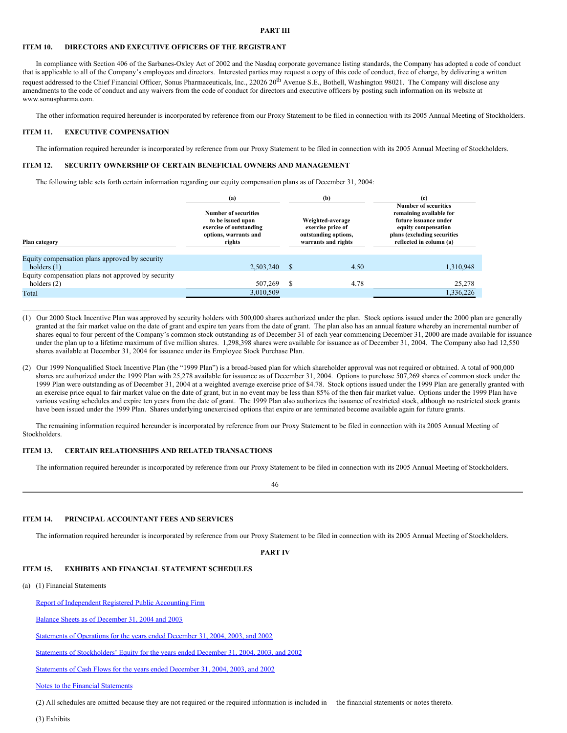# PART III

## ITEM 10. DIRECTORS AND EXECUTIVE OFFICERS OF THE REGISTRANT

In compliance with Section 406 of the Sarbanes-Oxley Act of 2002 and the Nasdaq corporate governance listing standards, the Company has adopted a code of conduct that is applicable to all of the Company's employees and directors. Interested parties may request a copy of this code of conduct, free of charge, by delivering a written request addressed to the Chief Financial Officer, Sonus Pharmaceuticals, Inc., 22026 20th Avenue S.E., Bothell, Washington 98021. The Company will disclose any amendments to the code of conduct and any waivers from the code of conduct for directors and executive officers by posting such information on its website at www.sonuspharma.com.

The other information required hereunder is incorporated by reference from our Proxy Statement to be filed in connection with its 2005 Annual Meeting of Stockholders.

## ITEM 11. EXECUTIVE COMPENSATION

The information required hereunder is incorporated by reference from our Proxy Statement to be filed in connection with its 2005 Annual Meeting of Stockholders.

## ITEM 12. SECURITY OWNERSHIP OF CERTAIN BENEFICIAL OWNERS AND MANAGEMENT

The following table sets forth certain information regarding our equity compensation plans as of December 31, 2004:

| Plan category | (a) Number of securities to be issued upon exercise of outstanding options, warrants and rights | (b) Weighted-average exercise price of outstanding options, warrants and rights | (c) Number of securities remaining available for future issuance under equity compensation plans (excluding securities reflected in column (a) |
|---|---|---|---|
| Equity compensation plans approved by security holders (1) | 2,503,240 | $ 4.50 | 1,310,948 |
| Equity compensation plans not approved by security holders (2) | 507,269 | $ 4.78 | 25,278 |
| Total | 3,010,509 | | 1,336,226 |

(1) Our 2000 Stock Incentive Plan was approved by security holders with 500,000 shares authorized under the plan. Stock options issued under the 2000 plan are generally granted at the fair market value on the date of grant and expire ten years from the date of grant. The plan also has an annual feature whereby an incremental number of shares equal to four percent of the Company's common stock outstanding as of December 31 of each year commencing December 31, 2000 are made available for issuance under the plan up to a lifetime maximum of five million shares. 1,298,398 shares were available for issuance as of December 31, 2004. The Company also had 12,550 shares available at December 31, 2004 for issuance under its Employee Stock Purchase Plan.

(2) Our 1999 Nonqualified Stock Incentive Plan (the "1999 Plan") is a broad-based plan for which shareholder approval was not required or obtained. A total of 900,000 shares are authorized under the 1999 Plan with 25,278 available for issuance as of December 31, 2004. Options to purchase 507,269 shares of common stock under the 1999 Plan were outstanding as of December 31, 2004 at a weighted average exercise price of $4.78. Stock options issued under the 1999 Plan are generally granted with an exercise price equal to fair market value on the date of grant, but in no event may be less than 85% of the then fair market value. Options under the 1999 Plan have various vesting schedules and expire ten years from the date of grant. The 1999 Plan also authorizes the issuance of restricted stock, although no restricted stock grants have been issued under the 1999 Plan. Shares underlying unexercised options that expire or are terminated become available again for future grants.

The remaining information required hereunder is incorporated by reference from our Proxy Statement to be filed in connection with its 2005 Annual Meeting of Stockholders.

## ITEM 13. CERTAIN RELATIONSHIPS AND RELATED TRANSACTIONS

The information required hereunder is incorporated by reference from our Proxy Statement to be filed in connection with its 2005 Annual Meeting of Stockholders.

## ITEM 14. PRINCIPAL ACCOUNTANT FEES AND SERVICES

The information required hereunder is incorporated by reference from our Proxy Statement to be filed in connection with its 2005 Annual Meeting of Stockholders.

# PART IV

## ITEM 15. EXHIBITS AND FINANCIAL STATEMENT SCHEDULES

(a) (1) Financial Statements

Report of Independent Registered Public Accounting Firm

Balance Sheets as of December 31, 2004 and 2003

Statements of Operations for the years ended December 31, 2004, 2003, and 2002

Statements of Stockholders' Equity for the years ended December 31, 2004, 2003, and 2002

Statements of Cash Flows for the years ended December 31, 2004, 2003, and 2002

Notes to the Financial Statements

(2) All schedules are omitted because they are not required or the required information is included in the financial statements or notes thereto.

(3) Exhibits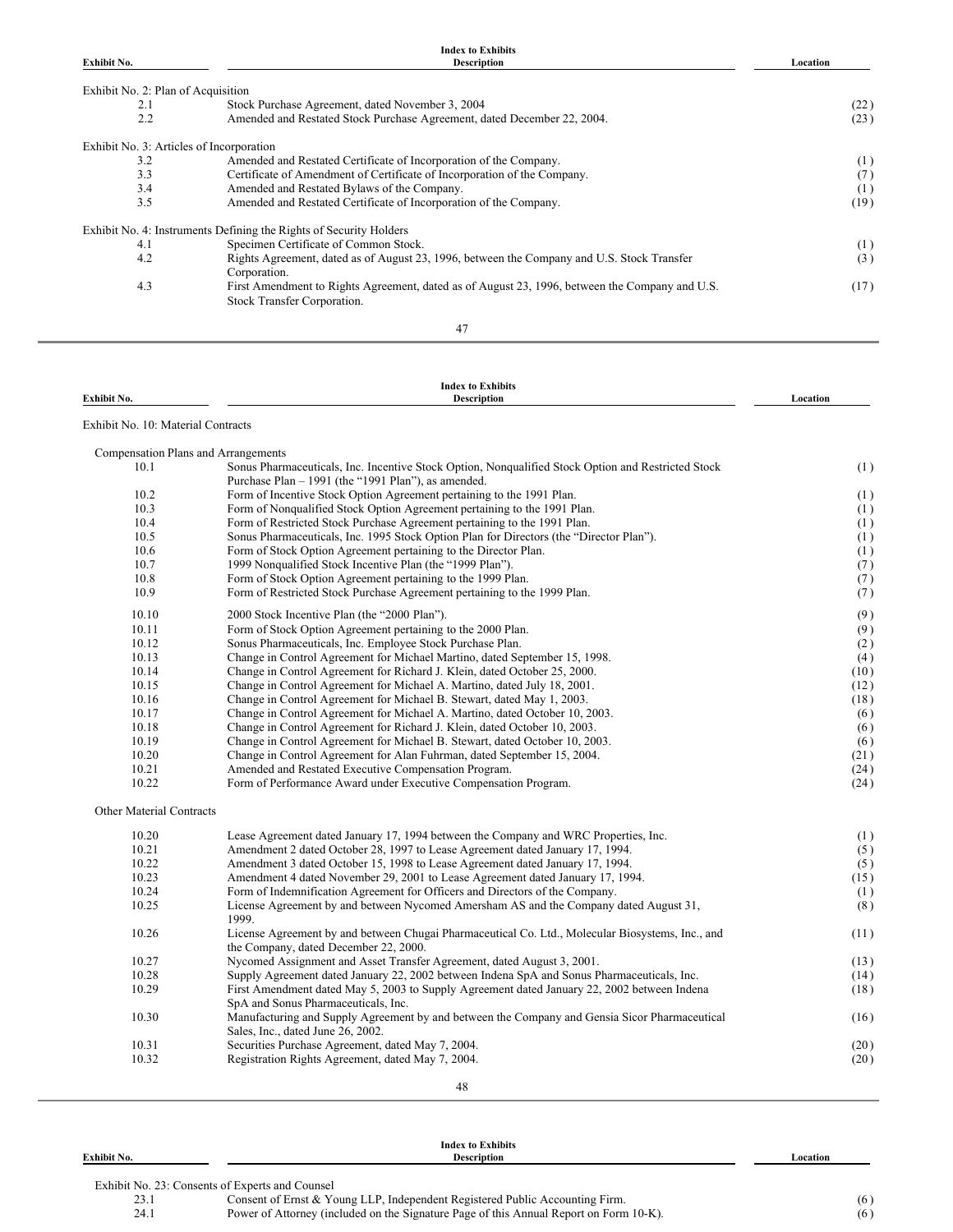## Index to Exhibits

| Exhibit No. | Description | Location |
|---|---|---|
| Exhibit No. 2: Plan of Acquisition | | |
| 2.1 | Stock Purchase Agreement, dated November 3, 2004 | (22) |
| 2.2 | Amended and Restated Stock Purchase Agreement, dated December 22, 2004. | (23) |
| Exhibit No. 3: Articles of Incorporation | | |
| 3.2 | Amended and Restated Certificate of Incorporation of the Company. | (1) |
| 3.3 | Certificate of Amendment of Certificate of Incorporation of the Company. | (7) |
| 3.4 | Amended and Restated Bylaws of the Company. | (1) |
| 3.5 | Amended and Restated Certificate of Incorporation of the Company. | (19) |
| Exhibit No. 4: Instruments Defining the Rights of Security Holders | | |
| 4.1 | Specimen Certificate of Common Stock. | (1) |
| 4.2 | Rights Agreement, dated as of August 23, 1996, between the Company and U.S. Stock Transfer Corporation. | (3) |
| 4.3 | First Amendment to Rights Agreement, dated as of August 23, 1996, between the Company and U.S. Stock Transfer Corporation. | (17) |

## Index to Exhibits

| Exhibit No. | Description | Location |
|---|---|---|
| Exhibit No. 10: Material Contracts | | |
| Compensation Plans and Arrangements | | |
| 10.1 | Sonus Pharmaceuticals, Inc. Incentive Stock Option, Nonqualified Stock Option and Restricted Stock Purchase Plan – 1991 (the "1991 Plan"), as amended. | (1) |
| 10.2 | Form of Incentive Stock Option Agreement pertaining to the 1991 Plan. | (1) |
| 10.3 | Form of Nonqualified Stock Option Agreement pertaining to the 1991 Plan. | (1) |
| 10.4 | Form of Restricted Stock Purchase Agreement pertaining to the 1991 Plan. | (1) |
| 10.5 | Sonus Pharmaceuticals, Inc. 1995 Stock Option Plan for Directors (the "Director Plan"). | (1) |
| 10.6 | Form of Stock Option Agreement pertaining to the Director Plan. | (1) |
| 10.7 | 1999 Nonqualified Stock Incentive Plan (the "1999 Plan"). | (7) |
| 10.8 | Form of Stock Option Agreement pertaining to the 1999 Plan. | (7) |
| 10.9 | Form of Restricted Stock Purchase Agreement pertaining to the 1999 Plan. | (7) |
| 10.10 | 2000 Stock Incentive Plan (the "2000 Plan"). | (9) |
| 10.11 | Form of Stock Option Agreement pertaining to the 2000 Plan. | (9) |
| 10.12 | Sonus Pharmaceuticals, Inc. Employee Stock Purchase Plan. | (2) |
| 10.13 | Change in Control Agreement for Michael Martino, dated September 15, 1998. | (4) |
| 10.14 | Change in Control Agreement for Richard J. Klein, dated October 25, 2000. | (10) |
| 10.15 | Change in Control Agreement for Michael A. Martino, dated July 18, 2001. | (12) |
| 10.16 | Change in Control Agreement for Michael B. Stewart, dated May 1, 2003. | (18) |
| 10.17 | Change in Control Agreement for Michael A. Martino, dated October 10, 2003. | (6) |
| 10.18 | Change in Control Agreement for Richard J. Klein, dated October 10, 2003. | (6) |
| 10.19 | Change in Control Agreement for Michael B. Stewart, dated October 10, 2003. | (6) |
| 10.20 | Change in Control Agreement for Alan Fuhrman, dated September 15, 2004. | (21) |
| 10.21 | Amended and Restated Executive Compensation Program. | (24) |
| 10.22 | Form of Performance Award under Executive Compensation Program. | (24) |
| Other Material Contracts | | |
| 10.20 | Lease Agreement dated January 17, 1994 between the Company and WRC Properties, Inc. | (1) |
| 10.21 | Amendment 2 dated October 28, 1997 to Lease Agreement dated January 17, 1994. | (5) |
| 10.22 | Amendment 3 dated October 15, 1998 to Lease Agreement dated January 17, 1994. | (5) |
| 10.23 | Amendment 4 dated November 29, 2001 to Lease Agreement dated January 17, 1994. | (15) |
| 10.24 | Form of Indemnification Agreement for Officers and Directors of the Company. | (1) |
| 10.25 | License Agreement by and between Nycomed Amersham AS and the Company dated August 31, 1999. | (8) |
| 10.26 | License Agreement by and between Chugai Pharmaceutical Co. Ltd., Molecular Biosystems, Inc., and the Company, dated December 22, 2000. | (11) |
| 10.27 | Nycomed Assignment and Asset Transfer Agreement, dated August 3, 2001. | (13) |
| 10.28 | Supply Agreement dated January 22, 2002 between Indena SpA and Sonus Pharmaceuticals, Inc. | (14) |
| 10.29 | First Amendment dated May 5, 2003 to Supply Agreement dated January 22, 2002 between Indena SpA and Sonus Pharmaceuticals, Inc. | (18) |
| 10.30 | Manufacturing and Supply Agreement by and between the Company and Gensia Sicor Pharmaceutical Sales, Inc., dated June 26, 2002. | (16) |
| 10.31 | Securities Purchase Agreement, dated May 7, 2004. | (20) |
| 10.32 | Registration Rights Agreement, dated May 7, 2004. | (20) |

## Index to Exhibits

| Exhibit No. | Description | Location |
|---|---|---|
| Exhibit No. 23: Consents of Experts and Counsel | | |
| 23.1 | Consent of Ernst & Young LLP, Independent Registered Public Accounting Firm. | (6) |
| 24.1 | Power of Attorney (included on the Signature Page of this Annual Report on Form 10-K). | (6) |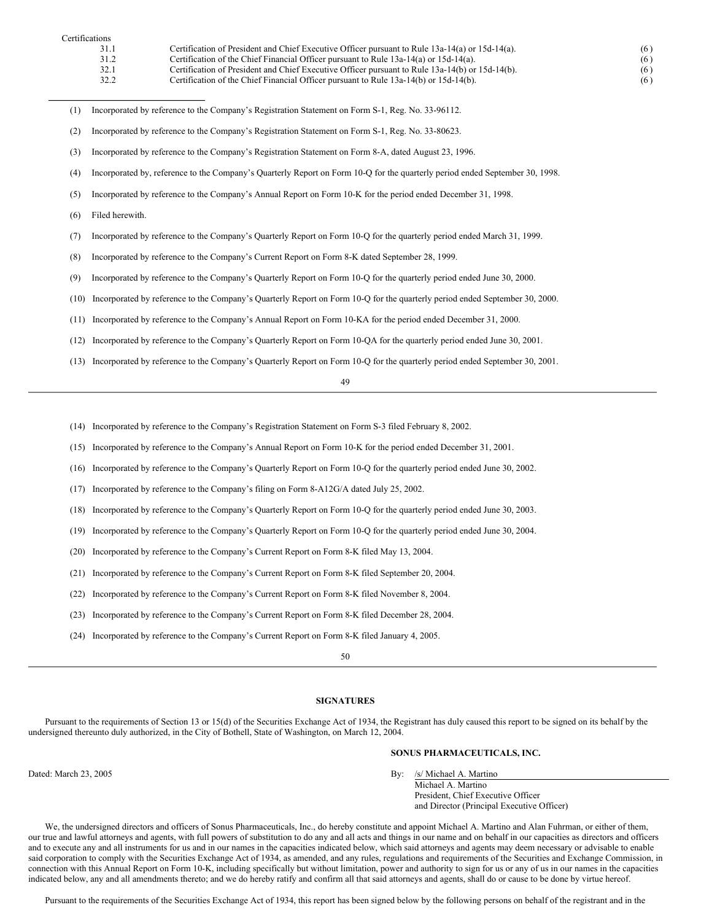| Certifications | | |
|---|---|---|
| 31.1 | Certification of President and Chief Executive Officer pursuant to Rule 13a-14(a) or 15d-14(a). | (6) |
| 31.2 | Certification of the Chief Financial Officer pursuant to Rule 13a-14(a) or 15d-14(a). | (6) |
| 32.1 | Certification of President and Chief Executive Officer pursuant to Rule 13a-14(b) or 15d-14(b). | (6) |
| 32.2 | Certification of the Chief Financial Officer pursuant to Rule 13a-14(b) or 15d-14(b). | (6) |

(1) Incorporated by reference to the Company's Registration Statement on Form S-1, Reg. No. 33-96112.

(2) Incorporated by reference to the Company's Registration Statement on Form S-1, Reg. No. 33-80623.

(3) Incorporated by reference to the Company's Registration Statement on Form 8-A, dated August 23, 1996.

(4) Incorporated by, reference to the Company's Quarterly Report on Form 10-Q for the quarterly period ended September 30, 1998.

(5) Incorporated by reference to the Company's Annual Report on Form 10-K for the period ended December 31, 1998.

(6) Filed herewith.

(7) Incorporated by reference to the Company's Quarterly Report on Form 10-Q for the quarterly period ended March 31, 1999.

(8) Incorporated by reference to the Company's Current Report on Form 8-K dated September 28, 1999.

(9) Incorporated by reference to the Company's Quarterly Report on Form 10-Q for the quarterly period ended June 30, 2000.

(10) Incorporated by reference to the Company's Quarterly Report on Form 10-Q for the quarterly period ended September 30, 2000.

(11) Incorporated by reference to the Company's Annual Report on Form 10-KA for the period ended December 31, 2000.

(12) Incorporated by reference to the Company's Quarterly Report on Form 10-QA for the quarterly period ended June 30, 2001.

(13) Incorporated by reference to the Company's Quarterly Report on Form 10-Q for the quarterly period ended September 30, 2001.

(14) Incorporated by reference to the Company's Registration Statement on Form S-3 filed February 8, 2002.

(15) Incorporated by reference to the Company's Annual Report on Form 10-K for the period ended December 31, 2001.

(16) Incorporated by reference to the Company's Quarterly Report on Form 10-Q for the quarterly period ended June 30, 2002.

(17) Incorporated by reference to the Company's filing on Form 8-A12G/A dated July 25, 2002.

(18) Incorporated by reference to the Company's Quarterly Report on Form 10-Q for the quarterly period ended June 30, 2003.

(19) Incorporated by reference to the Company's Quarterly Report on Form 10-Q for the quarterly period ended June 30, 2004.

(20) Incorporated by reference to the Company's Current Report on Form 8-K filed May 13, 2004.

(21) Incorporated by reference to the Company's Current Report on Form 8-K filed September 20, 2004.

(22) Incorporated by reference to the Company's Current Report on Form 8-K filed November 8, 2004.

(23) Incorporated by reference to the Company's Current Report on Form 8-K filed December 28, 2004.

(24) Incorporated by reference to the Company's Current Report on Form 8-K filed January 4, 2005.

## SIGNATURES

Pursuant to the requirements of Section 13 or 15(d) of the Securities Exchange Act of 1934, the Registrant has duly caused this report to be signed on its behalf by the undersigned thereunto duly authorized, in the City of Bothell, State of Washington, on March 12, 2004.

**SONUS PHARMACEUTICALS, INC.**

Dated: March 23, 2005

By: /s/ Michael A. Martino
Michael A. Martino
President, Chief Executive Officer
and Director (Principal Executive Officer)

We, the undersigned directors and officers of Sonus Pharmaceuticals, Inc., do hereby constitute and appoint Michael A. Martino and Alan Fuhrman, or either of them, our true and lawful attorneys and agents, with full powers of substitution to do any and all acts and things in our name and on behalf in our capacities as directors and officers and to execute any and all instruments for us and in our names in the capacities indicated below, which said attorneys and agents may deem necessary or advisable to enable said corporation to comply with the Securities Exchange Act of 1934, as amended, and any rules, regulations and requirements of the Securities and Exchange Commission, in connection with this Annual Report on Form 10-K, including specifically but without limitation, power and authority to sign for us or any of us in our names in the capacities indicated below, any and all amendments thereto; and we do hereby ratify and confirm all that said attorneys and agents, shall do or cause to be done by virtue hereof.

Pursuant to the requirements of the Securities Exchange Act of 1934, this report has been signed below by the following persons on behalf of the registrant and in the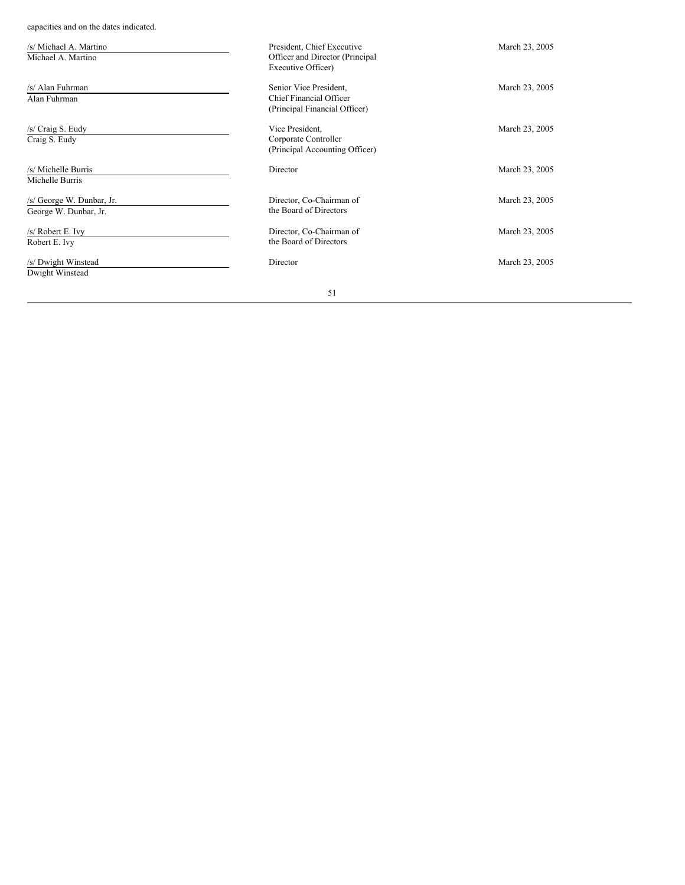capacities and on the dates indicated.

| Signature | Title | Date |
| --- | --- | --- |
| /s/ Michael A. Martino<br>Michael A. Martino | President, Chief Executive Officer and Director (Principal Executive Officer) | March 23, 2005 |
| /s/ Alan Fuhrman<br>Alan Fuhrman | Senior Vice President, Chief Financial Officer (Principal Financial Officer) | March 23, 2005 |
| /s/ Craig S. Eudy<br>Craig S. Eudy | Vice President, Corporate Controller (Principal Accounting Officer) | March 23, 2005 |
| /s/ Michelle Burris<br>Michelle Burris | Director | March 23, 2005 |
| /s/ George W. Dunbar, Jr.<br>George W. Dunbar, Jr. | Director, Co-Chairman of the Board of Directors | March 23, 2005 |
| /s/ Robert E. Ivy<br>Robert E. Ivy | Director, Co-Chairman of the Board of Directors | March 23, 2005 |
| /s/ Dwight Winstead<br>Dwight Winstead | Director | March 23, 2005 |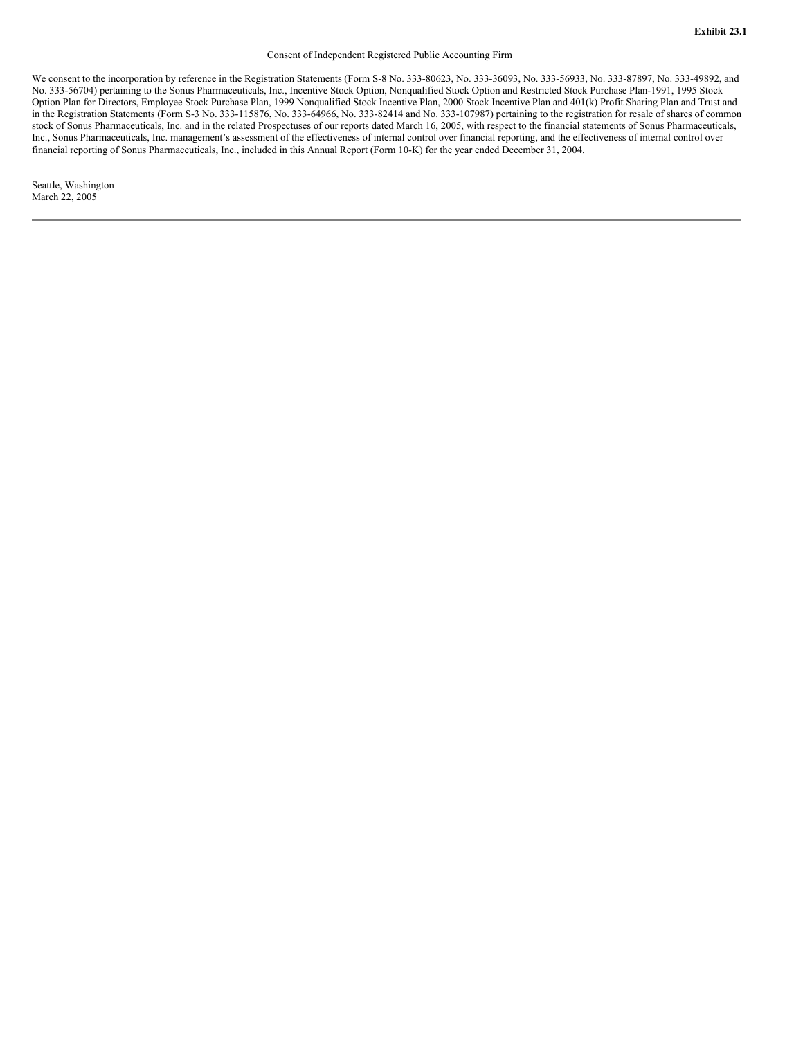**Exhibit 23.1**

Consent of Independent Registered Public Accounting Firm

We consent to the incorporation by reference in the Registration Statements (Form S-8 No. 333-80623, No. 333-36093, No. 333-56933, No. 333-87897, No. 333-49892, and No. 333-56704) pertaining to the Sonus Pharmaceuticals, Inc., Incentive Stock Option, Nonqualified Stock Option and Restricted Stock Purchase Plan-1991, 1995 Stock Option Plan for Directors, Employee Stock Purchase Plan, 1999 Nonqualified Stock Incentive Plan, 2000 Stock Incentive Plan and 401(k) Profit Sharing Plan and Trust and in the Registration Statements (Form S-3 No. 333-115876, No. 333-64966, No. 333-82414 and No. 333-107987) pertaining to the registration for resale of shares of common stock of Sonus Pharmaceuticals, Inc. and in the related Prospectuses of our reports dated March 16, 2005, with respect to the financial statements of Sonus Pharmaceuticals, Inc., Sonus Pharmaceuticals, Inc. management's assessment of the effectiveness of internal control over financial reporting, and the effectiveness of internal control over financial reporting of Sonus Pharmaceuticals, Inc., included in this Annual Report (Form 10-K) for the year ended December 31, 2004.

Seattle, Washington
March 22, 2005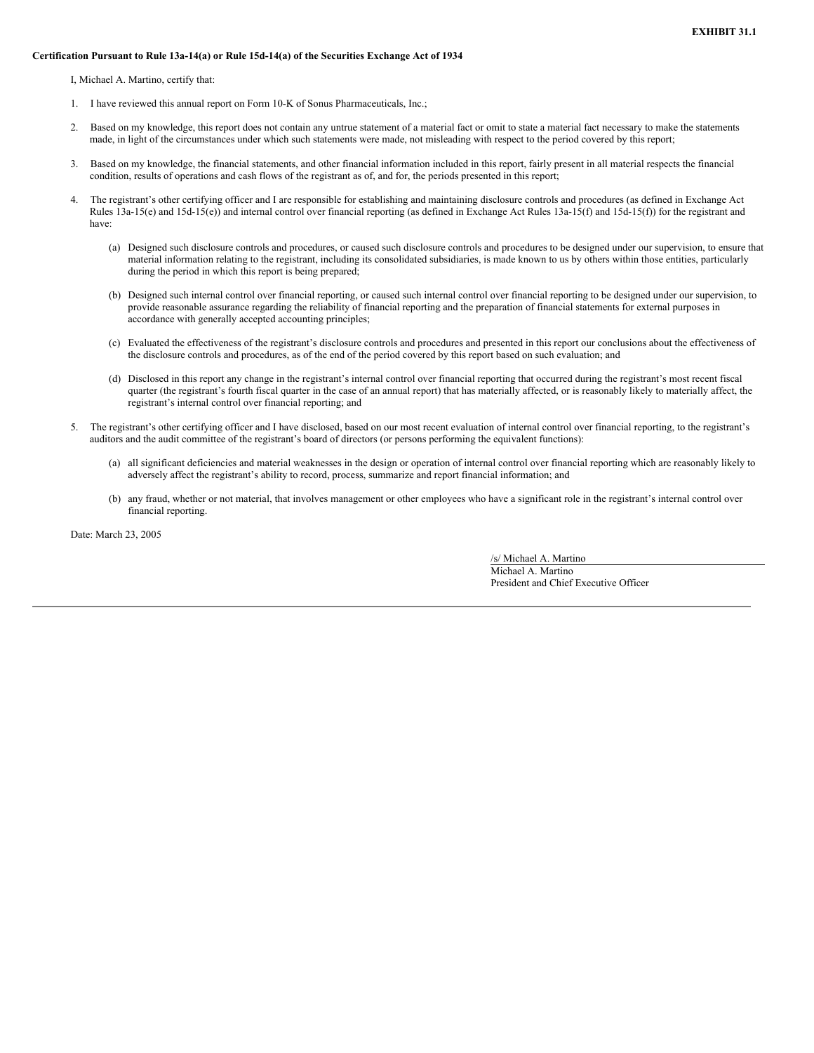**EXHIBIT 31.1**

**Certification Pursuant to Rule 13a-14(a) or Rule 15d-14(a) of the Securities Exchange Act of 1934**

I, Michael A. Martino, certify that:

1. I have reviewed this annual report on Form 10-K of Sonus Pharmaceuticals, Inc.;

2. Based on my knowledge, this report does not contain any untrue statement of a material fact or omit to state a material fact necessary to make the statements made, in light of the circumstances under which such statements were made, not misleading with respect to the period covered by this report;

3. Based on my knowledge, the financial statements, and other financial information included in this report, fairly present in all material respects the financial condition, results of operations and cash flows of the registrant as of, and for, the periods presented in this report;

4. The registrant's other certifying officer and I are responsible for establishing and maintaining disclosure controls and procedures (as defined in Exchange Act Rules 13a-15(e) and 15d-15(e)) and internal control over financial reporting (as defined in Exchange Act Rules 13a-15(f) and 15d-15(f)) for the registrant and have:

   (a) Designed such disclosure controls and procedures, or caused such disclosure controls and procedures to be designed under our supervision, to ensure that material information relating to the registrant, including its consolidated subsidiaries, is made known to us by others within those entities, particularly during the period in which this report is being prepared;

   (b) Designed such internal control over financial reporting, or caused such internal control over financial reporting to be designed under our supervision, to provide reasonable assurance regarding the reliability of financial reporting and the preparation of financial statements for external purposes in accordance with generally accepted accounting principles;

   (c) Evaluated the effectiveness of the registrant's disclosure controls and procedures and presented in this report our conclusions about the effectiveness of the disclosure controls and procedures, as of the end of the period covered by this report based on such evaluation; and

   (d) Disclosed in this report any change in the registrant's internal control over financial reporting that occurred during the registrant's most recent fiscal quarter (the registrant's fourth fiscal quarter in the case of an annual report) that has materially affected, or is reasonably likely to materially affect, the registrant's internal control over financial reporting; and

5. The registrant's other certifying officer and I have disclosed, based on our most recent evaluation of internal control over financial reporting, to the registrant's auditors and the audit committee of the registrant's board of directors (or persons performing the equivalent functions):

   (a) all significant deficiencies and material weaknesses in the design or operation of internal control over financial reporting which are reasonably likely to adversely affect the registrant's ability to record, process, summarize and report financial information; and

   (b) any fraud, whether or not material, that involves management or other employees who have a significant role in the registrant's internal control over financial reporting.

Date: March 23, 2005

/s/ Michael A. Martino
Michael A. Martino
President and Chief Executive Officer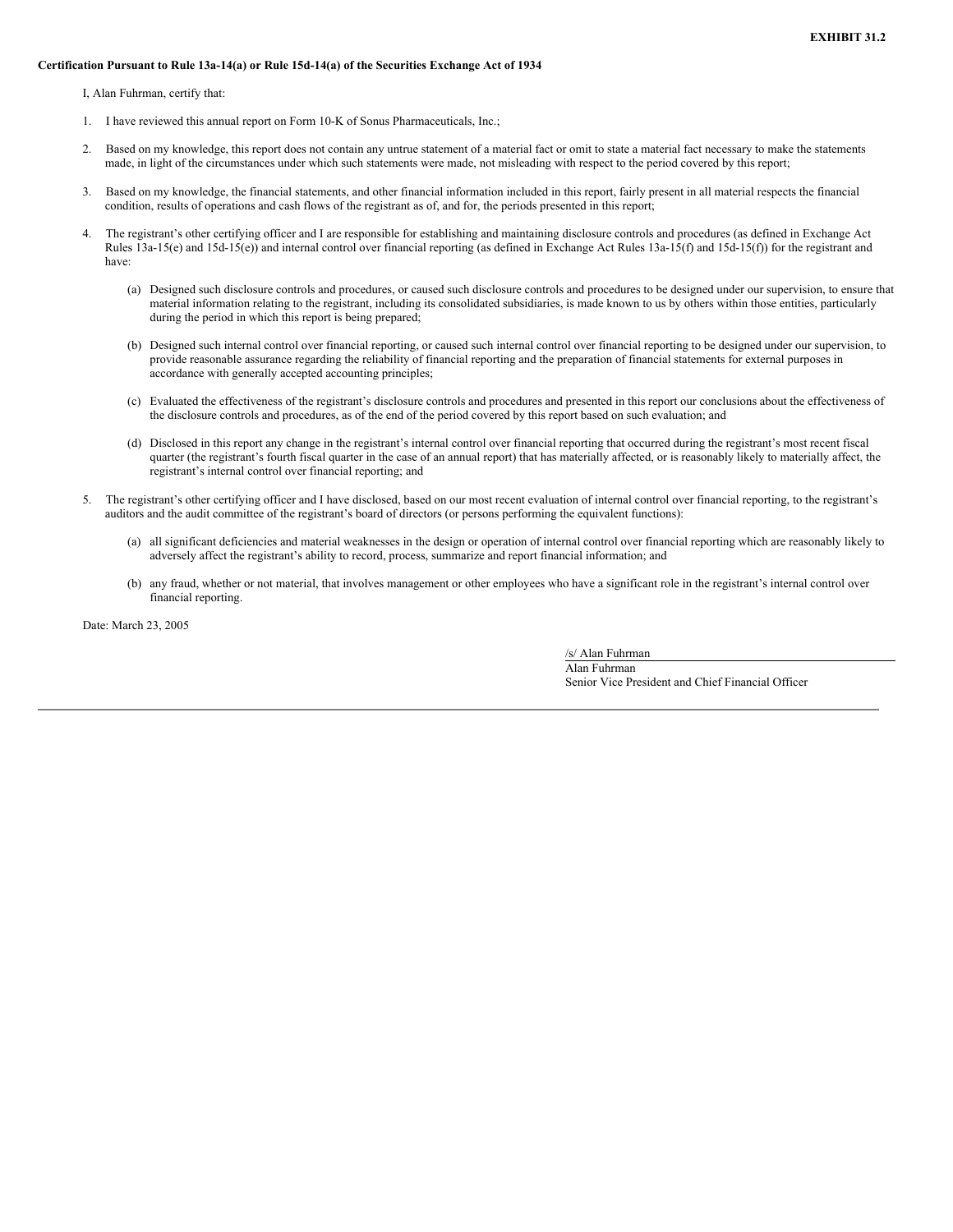**EXHIBIT 31.2**

**Certification Pursuant to Rule 13a-14(a) or Rule 15d-14(a) of the Securities Exchange Act of 1934**

I, Alan Fuhrman, certify that:

1. I have reviewed this annual report on Form 10-K of Sonus Pharmaceuticals, Inc.;

2. Based on my knowledge, this report does not contain any untrue statement of a material fact or omit to state a material fact necessary to make the statements made, in light of the circumstances under which such statements were made, not misleading with respect to the period covered by this report;

3. Based on my knowledge, the financial statements, and other financial information included in this report, fairly present in all material respects the financial condition, results of operations and cash flows of the registrant as of, and for, the periods presented in this report;

4. The registrant's other certifying officer and I are responsible for establishing and maintaining disclosure controls and procedures (as defined in Exchange Act Rules 13a-15(e) and 15d-15(e)) and internal control over financial reporting (as defined in Exchange Act Rules 13a-15(f) and 15d-15(f)) for the registrant and have:

   (a) Designed such disclosure controls and procedures, or caused such disclosure controls and procedures to be designed under our supervision, to ensure that material information relating to the registrant, including its consolidated subsidiaries, is made known to us by others within those entities, particularly during the period in which this report is being prepared;

   (b) Designed such internal control over financial reporting, or caused such internal control over financial reporting to be designed under our supervision, to provide reasonable assurance regarding the reliability of financial reporting and the preparation of financial statements for external purposes in accordance with generally accepted accounting principles;

   (c) Evaluated the effectiveness of the registrant's disclosure controls and procedures and presented in this report our conclusions about the effectiveness of the disclosure controls and procedures, as of the end of the period covered by this report based on such evaluation; and

   (d) Disclosed in this report any change in the registrant's internal control over financial reporting that occurred during the registrant's most recent fiscal quarter (the registrant's fourth fiscal quarter in the case of an annual report) that has materially affected, or is reasonably likely to materially affect, the registrant's internal control over financial reporting; and

5. The registrant's other certifying officer and I have disclosed, based on our most recent evaluation of internal control over financial reporting, to the registrant's auditors and the audit committee of the registrant's board of directors (or persons performing the equivalent functions):

   (a) all significant deficiencies and material weaknesses in the design or operation of internal control over financial reporting which are reasonably likely to adversely affect the registrant's ability to record, process, summarize and report financial information; and

   (b) any fraud, whether or not material, that involves management or other employees who have a significant role in the registrant's internal control over financial reporting.

Date: March 23, 2005

/s/ Alan Fuhrman
Alan Fuhrman
Senior Vice President and Chief Financial Officer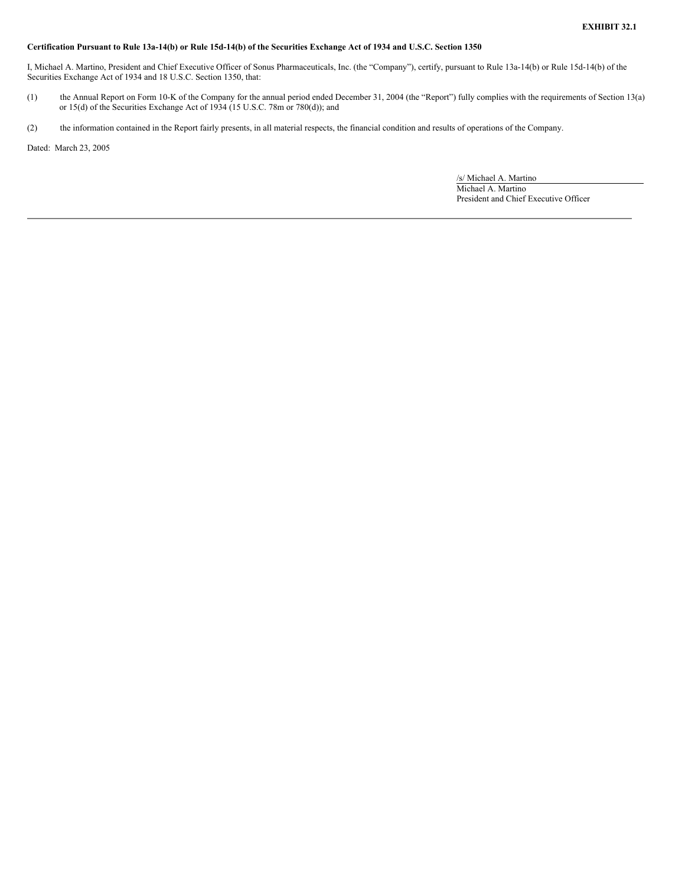**EXHIBIT 32.1**

**Certification Pursuant to Rule 13a-14(b) or Rule 15d-14(b) of the Securities Exchange Act of 1934 and U.S.C. Section 1350**

I, Michael A. Martino, President and Chief Executive Officer of Sonus Pharmaceuticals, Inc. (the "Company"), certify, pursuant to Rule 13a-14(b) or Rule 15d-14(b) of the Securities Exchange Act of 1934 and 18 U.S.C. Section 1350, that:

(1) the Annual Report on Form 10-K of the Company for the annual period ended December 31, 2004 (the "Report") fully complies with the requirements of Section 13(a) or 15(d) of the Securities Exchange Act of 1934 (15 U.S.C. 78m or 780(d)); and

(2) the information contained in the Report fairly presents, in all material respects, the financial condition and results of operations of the Company.

Dated: March 23, 2005

/s/ Michael A. Martino
Michael A. Martino
President and Chief Executive Officer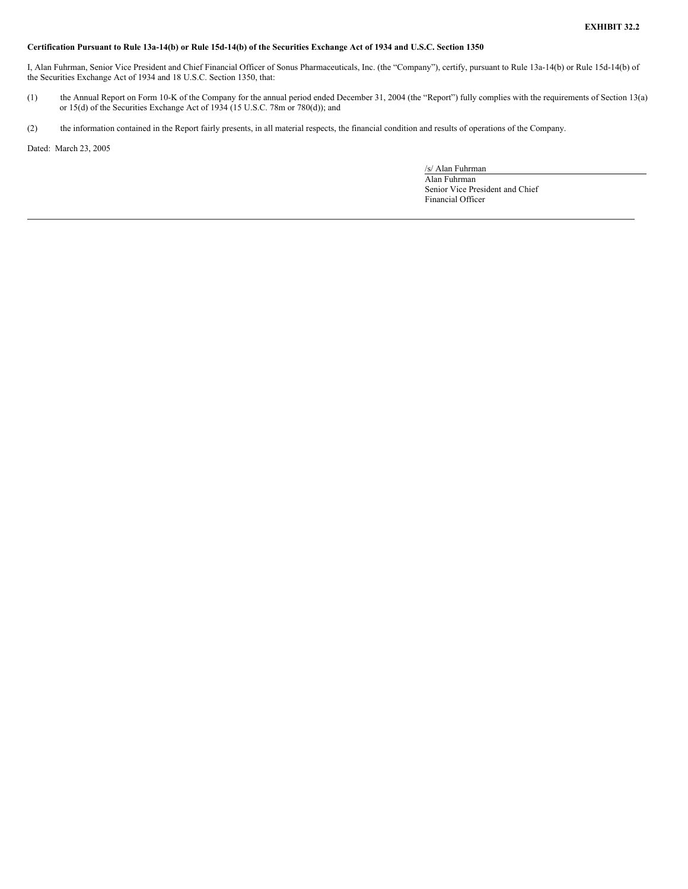**EXHIBIT 32.2**

**Certification Pursuant to Rule 13a-14(b) or Rule 15d-14(b) of the Securities Exchange Act of 1934 and U.S.C. Section 1350**

I, Alan Fuhrman, Senior Vice President and Chief Financial Officer of Sonus Pharmaceuticals, Inc. (the "Company"), certify, pursuant to Rule 13a-14(b) or Rule 15d-14(b) of the Securities Exchange Act of 1934 and 18 U.S.C. Section 1350, that:

(1) the Annual Report on Form 10-K of the Company for the annual period ended December 31, 2004 (the "Report") fully complies with the requirements of Section 13(a) or 15(d) of the Securities Exchange Act of 1934 (15 U.S.C. 78m or 780(d)); and

(2) the information contained in the Report fairly presents, in all material respects, the financial condition and results of operations of the Company.

Dated: March 23, 2005

/s/ Alan Fuhrman
Alan Fuhrman
Senior Vice President and Chief
Financial Officer